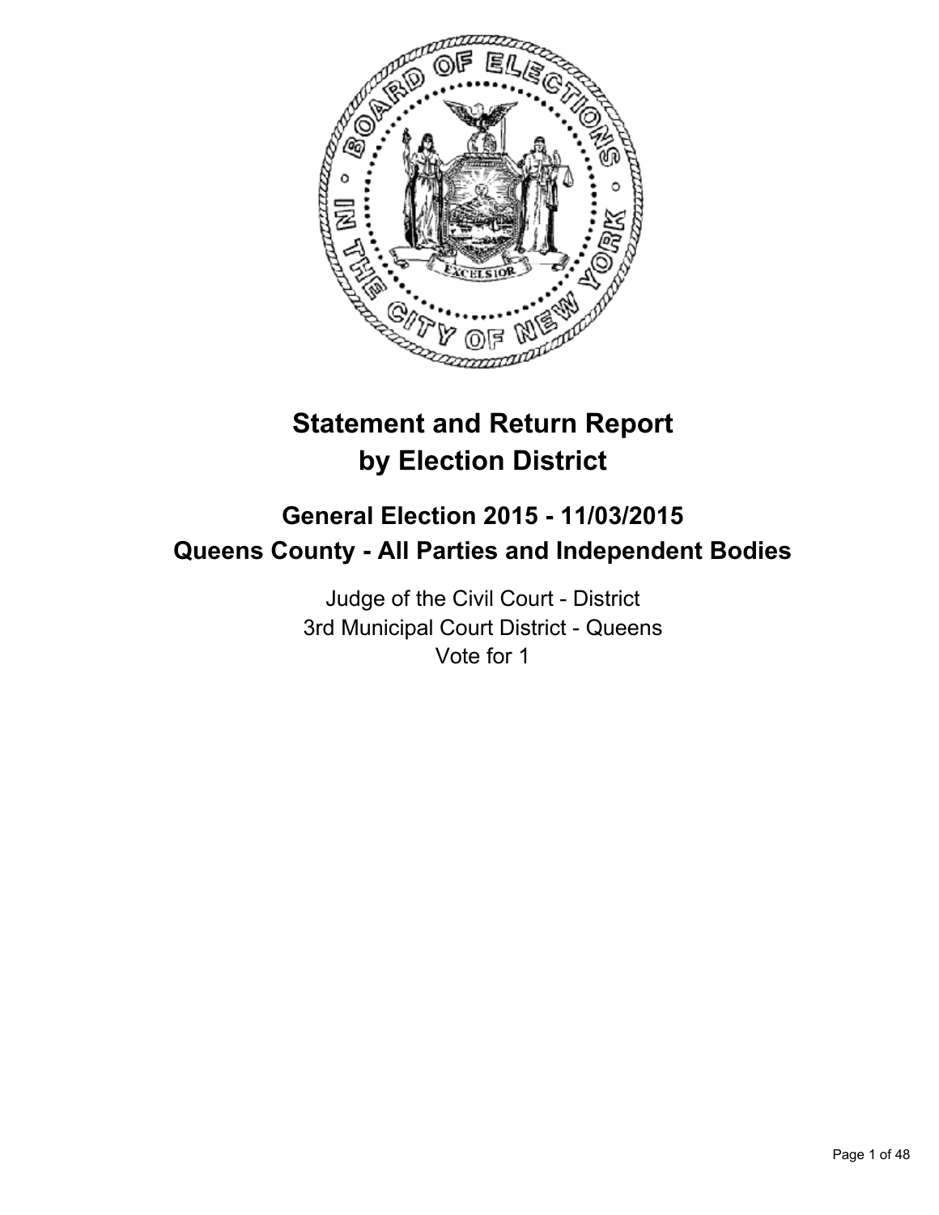# Statement and Return Report by Election District

## General Election 2015 - 11/03/2015
## Queens County - All Parties and Independent Bodies

Judge of the Civil Court - District
3rd Municipal Court District - Queens
Vote for 1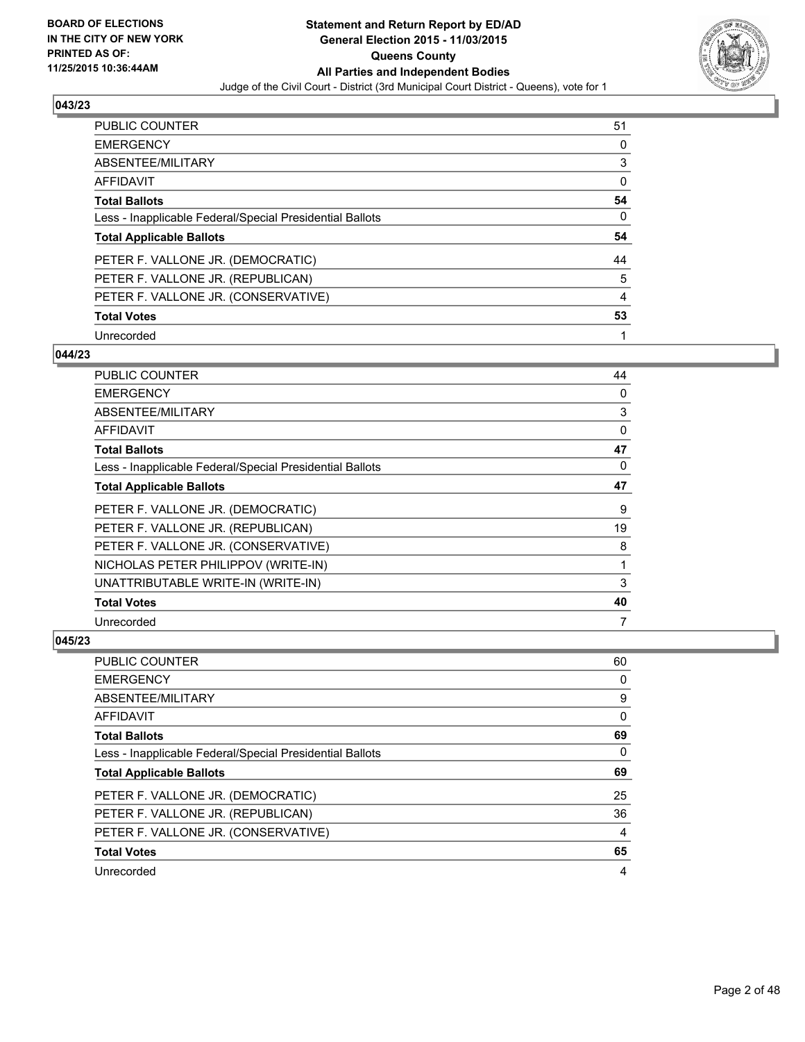**BOARD OF ELECTIONS IN THE CITY OF NEW YORK PRINTED AS OF: 11/25/2015 10:36:44AM**

**Statement and Return Report by ED/AD**
**General Election 2015 - 11/03/2015**
**Queens County**
**All Parties and Independent Bodies**
Judge of the Civil Court - District (3rd Municipal Court District - Queens), vote for 1

### 043/23

| | |
|---|---|
| PUBLIC COUNTER | 51 |
| EMERGENCY | 0 |
| ABSENTEE/MILITARY | 3 |
| AFFIDAVIT | 0 |
| **Total Ballots** | **54** |
| Less - Inapplicable Federal/Special Presidential Ballots | 0 |
| **Total Applicable Ballots** | **54** |
| PETER F. VALLONE JR. (DEMOCRATIC) | 44 |
| PETER F. VALLONE JR. (REPUBLICAN) | 5 |
| PETER F. VALLONE JR. (CONSERVATIVE) | 4 |
| **Total Votes** | **53** |
| Unrecorded | 1 |

### 044/23

| | |
|---|---|
| PUBLIC COUNTER | 44 |
| EMERGENCY | 0 |
| ABSENTEE/MILITARY | 3 |
| AFFIDAVIT | 0 |
| **Total Ballots** | **47** |
| Less - Inapplicable Federal/Special Presidential Ballots | 0 |
| **Total Applicable Ballots** | **47** |
| PETER F. VALLONE JR. (DEMOCRATIC) | 9 |
| PETER F. VALLONE JR. (REPUBLICAN) | 19 |
| PETER F. VALLONE JR. (CONSERVATIVE) | 8 |
| NICHOLAS PETER PHILIPPOV (WRITE-IN) | 1 |
| UNATTRIBUTABLE WRITE-IN (WRITE-IN) | 3 |
| **Total Votes** | **40** |
| Unrecorded | 7 |

### 045/23

| | |
|---|---|
| PUBLIC COUNTER | 60 |
| EMERGENCY | 0 |
| ABSENTEE/MILITARY | 9 |
| AFFIDAVIT | 0 |
| **Total Ballots** | **69** |
| Less - Inapplicable Federal/Special Presidential Ballots | 0 |
| **Total Applicable Ballots** | **69** |
| PETER F. VALLONE JR. (DEMOCRATIC) | 25 |
| PETER F. VALLONE JR. (REPUBLICAN) | 36 |
| PETER F. VALLONE JR. (CONSERVATIVE) | 4 |
| **Total Votes** | **65** |
| Unrecorded | 4 |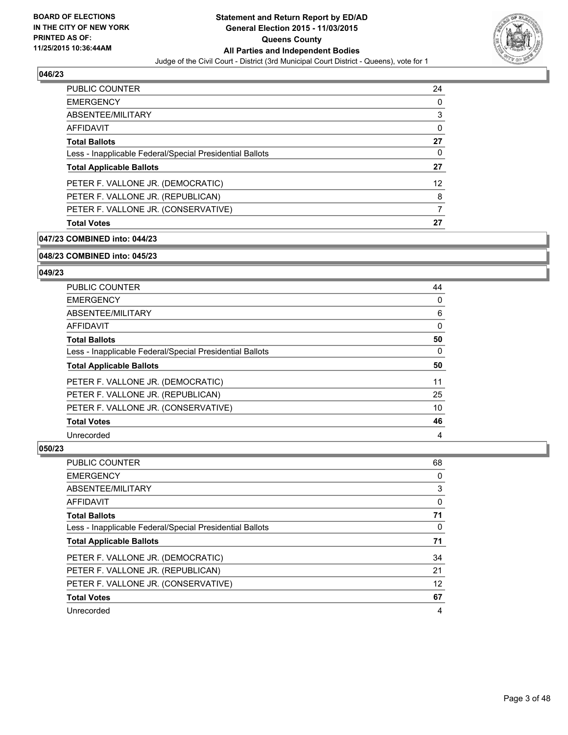## 046/23

| | |
|---|---|
| PUBLIC COUNTER | 24 |
| EMERGENCY | 0 |
| ABSENTEE/MILITARY | 3 |
| AFFIDAVIT | 0 |
| **Total Ballots** | **27** |
| Less - Inapplicable Federal/Special Presidential Ballots | 0 |
| **Total Applicable Ballots** | **27** |
| PETER F. VALLONE JR. (DEMOCRATIC) | 12 |
| PETER F. VALLONE JR. (REPUBLICAN) | 8 |
| PETER F. VALLONE JR. (CONSERVATIVE) | 7 |
| **Total Votes** | **27** |

## 047/23 COMBINED into: 044/23

## 048/23 COMBINED into: 045/23

## 049/23

| | |
|---|---|
| PUBLIC COUNTER | 44 |
| EMERGENCY | 0 |
| ABSENTEE/MILITARY | 6 |
| AFFIDAVIT | 0 |
| **Total Ballots** | **50** |
| Less - Inapplicable Federal/Special Presidential Ballots | 0 |
| **Total Applicable Ballots** | **50** |
| PETER F. VALLONE JR. (DEMOCRATIC) | 11 |
| PETER F. VALLONE JR. (REPUBLICAN) | 25 |
| PETER F. VALLONE JR. (CONSERVATIVE) | 10 |
| **Total Votes** | **46** |
| Unrecorded | 4 |

## 050/23

| | |
|---|---|
| PUBLIC COUNTER | 68 |
| EMERGENCY | 0 |
| ABSENTEE/MILITARY | 3 |
| AFFIDAVIT | 0 |
| **Total Ballots** | **71** |
| Less - Inapplicable Federal/Special Presidential Ballots | 0 |
| **Total Applicable Ballots** | **71** |
| PETER F. VALLONE JR. (DEMOCRATIC) | 34 |
| PETER F. VALLONE JR. (REPUBLICAN) | 21 |
| PETER F. VALLONE JR. (CONSERVATIVE) | 12 |
| **Total Votes** | **67** |
| Unrecorded | 4 |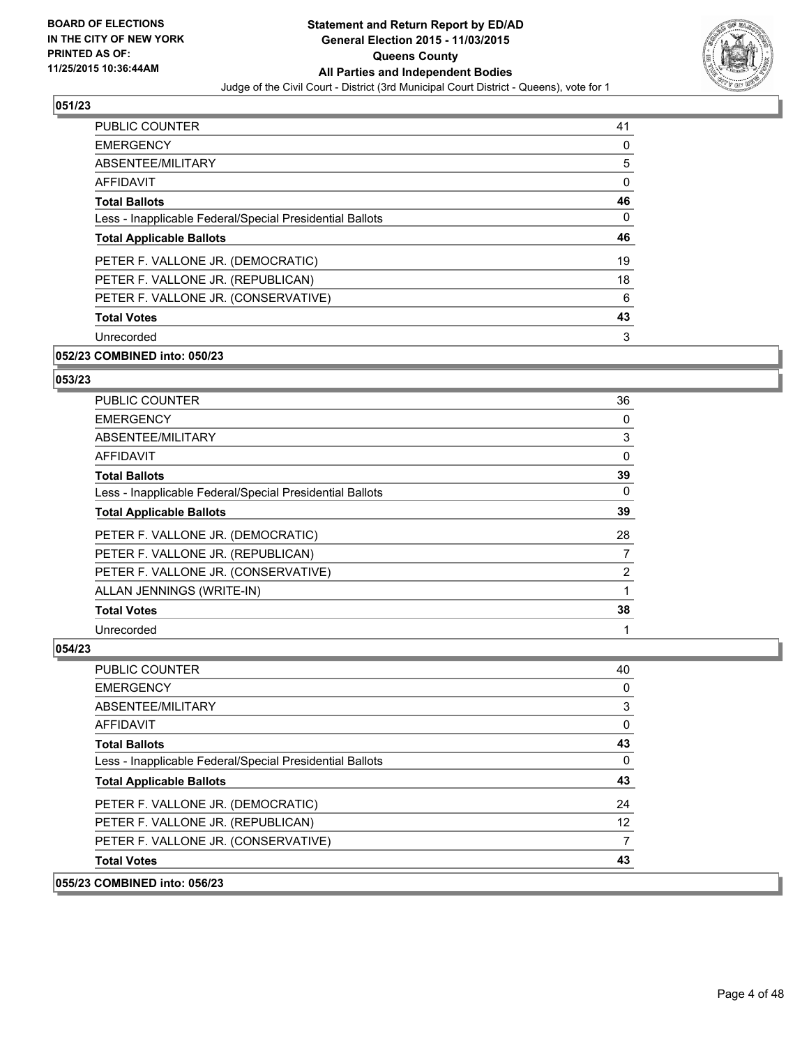## 051/23

| | |
|---|---|
| PUBLIC COUNTER | 41 |
| EMERGENCY | 0 |
| ABSENTEE/MILITARY | 5 |
| AFFIDAVIT | 0 |
| **Total Ballots** | **46** |
| Less - Inapplicable Federal/Special Presidential Ballots | 0 |
| **Total Applicable Ballots** | **46** |
| PETER F. VALLONE JR. (DEMOCRATIC) | 19 |
| PETER F. VALLONE JR. (REPUBLICAN) | 18 |
| PETER F. VALLONE JR. (CONSERVATIVE) | 6 |
| **Total Votes** | **43** |
| Unrecorded | 3 |

## 052/23 COMBINED into: 050/23

## 053/23

| | |
|---|---|
| PUBLIC COUNTER | 36 |
| EMERGENCY | 0 |
| ABSENTEE/MILITARY | 3 |
| AFFIDAVIT | 0 |
| **Total Ballots** | **39** |
| Less - Inapplicable Federal/Special Presidential Ballots | 0 |
| **Total Applicable Ballots** | **39** |
| PETER F. VALLONE JR. (DEMOCRATIC) | 28 |
| PETER F. VALLONE JR. (REPUBLICAN) | 7 |
| PETER F. VALLONE JR. (CONSERVATIVE) | 2 |
| ALLAN JENNINGS (WRITE-IN) | 1 |
| **Total Votes** | **38** |
| Unrecorded | 1 |

## 054/23

| | |
|---|---|
| PUBLIC COUNTER | 40 |
| EMERGENCY | 0 |
| ABSENTEE/MILITARY | 3 |
| AFFIDAVIT | 0 |
| **Total Ballots** | **43** |
| Less - Inapplicable Federal/Special Presidential Ballots | 0 |
| **Total Applicable Ballots** | **43** |
| PETER F. VALLONE JR. (DEMOCRATIC) | 24 |
| PETER F. VALLONE JR. (REPUBLICAN) | 12 |
| PETER F. VALLONE JR. (CONSERVATIVE) | 7 |
| **Total Votes** | **43** |

## 055/23 COMBINED into: 056/23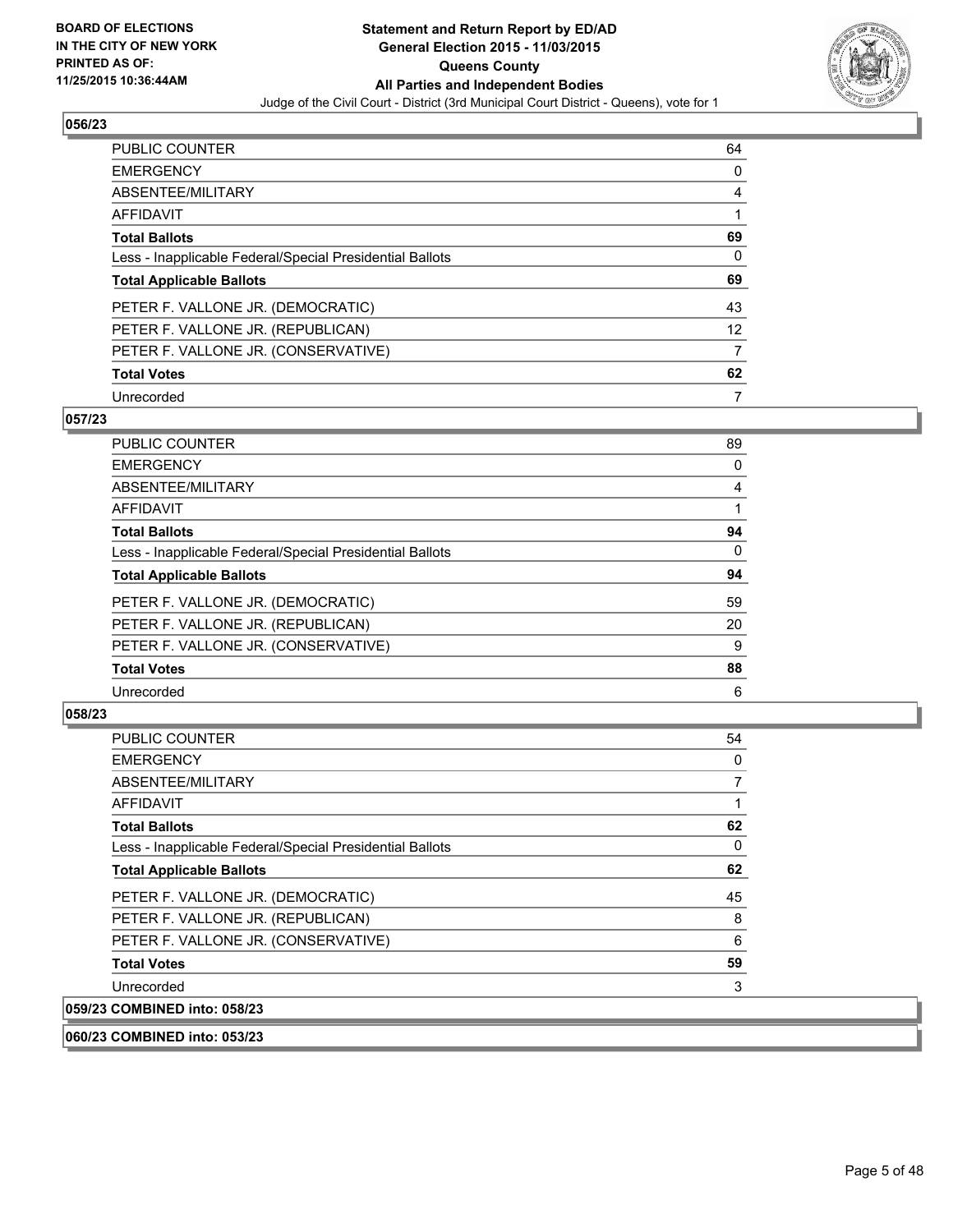## 056/23

| | |
|---|---|
| PUBLIC COUNTER | 64 |
| EMERGENCY | 0 |
| ABSENTEE/MILITARY | 4 |
| AFFIDAVIT | 1 |
| **Total Ballots** | **69** |
| Less - Inapplicable Federal/Special Presidential Ballots | 0 |
| **Total Applicable Ballots** | **69** |
| PETER F. VALLONE JR. (DEMOCRATIC) | 43 |
| PETER F. VALLONE JR. (REPUBLICAN) | 12 |
| PETER F. VALLONE JR. (CONSERVATIVE) | 7 |
| **Total Votes** | **62** |
| Unrecorded | 7 |

## 057/23

| | |
|---|---|
| PUBLIC COUNTER | 89 |
| EMERGENCY | 0 |
| ABSENTEE/MILITARY | 4 |
| AFFIDAVIT | 1 |
| **Total Ballots** | **94** |
| Less - Inapplicable Federal/Special Presidential Ballots | 0 |
| **Total Applicable Ballots** | **94** |
| PETER F. VALLONE JR. (DEMOCRATIC) | 59 |
| PETER F. VALLONE JR. (REPUBLICAN) | 20 |
| PETER F. VALLONE JR. (CONSERVATIVE) | 9 |
| **Total Votes** | **88** |
| Unrecorded | 6 |

## 058/23

| | |
|---|---|
| PUBLIC COUNTER | 54 |
| EMERGENCY | 0 |
| ABSENTEE/MILITARY | 7 |
| AFFIDAVIT | 1 |
| **Total Ballots** | **62** |
| Less - Inapplicable Federal/Special Presidential Ballots | 0 |
| **Total Applicable Ballots** | **62** |
| PETER F. VALLONE JR. (DEMOCRATIC) | 45 |
| PETER F. VALLONE JR. (REPUBLICAN) | 8 |
| PETER F. VALLONE JR. (CONSERVATIVE) | 6 |
| **Total Votes** | **59** |
| Unrecorded | 3 |

## 059/23 COMBINED into: 058/23

## 060/23 COMBINED into: 053/23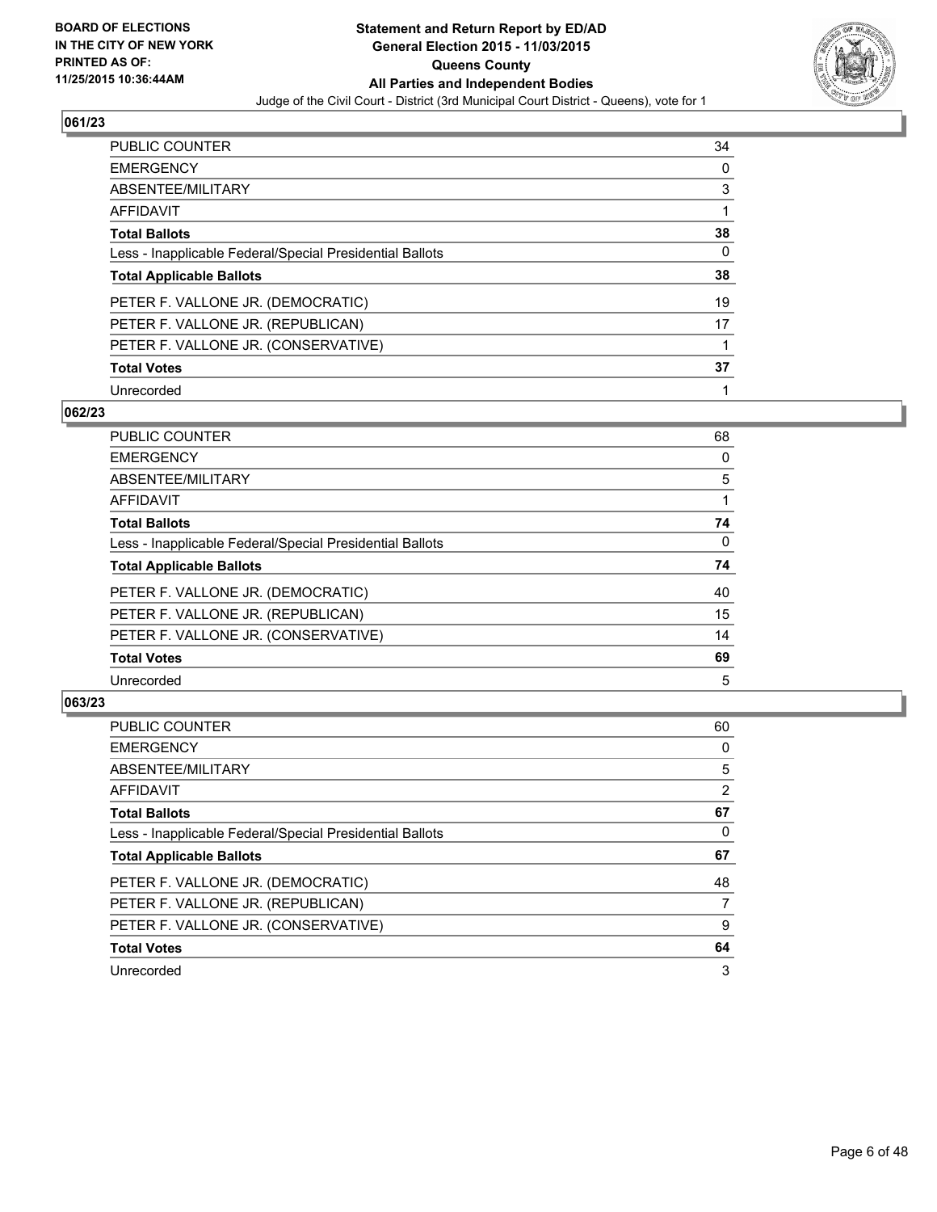**BOARD OF ELECTIONS IN THE CITY OF NEW YORK PRINTED AS OF: 11/25/2015 10:36:44AM**

**Statement and Return Report by ED/AD General Election 2015 - 11/03/2015 Queens County All Parties and Independent Bodies**

Judge of the Civil Court - District (3rd Municipal Court District - Queens), vote for 1

## 061/23

| | |
|---|---|
| PUBLIC COUNTER | 34 |
| EMERGENCY | 0 |
| ABSENTEE/MILITARY | 3 |
| AFFIDAVIT | 1 |
| **Total Ballots** | **38** |
| Less - Inapplicable Federal/Special Presidential Ballots | 0 |
| **Total Applicable Ballots** | **38** |
| PETER F. VALLONE JR. (DEMOCRATIC) | 19 |
| PETER F. VALLONE JR. (REPUBLICAN) | 17 |
| PETER F. VALLONE JR. (CONSERVATIVE) | 1 |
| **Total Votes** | **37** |
| Unrecorded | 1 |

## 062/23

| | |
|---|---|
| PUBLIC COUNTER | 68 |
| EMERGENCY | 0 |
| ABSENTEE/MILITARY | 5 |
| AFFIDAVIT | 1 |
| **Total Ballots** | **74** |
| Less - Inapplicable Federal/Special Presidential Ballots | 0 |
| **Total Applicable Ballots** | **74** |
| PETER F. VALLONE JR. (DEMOCRATIC) | 40 |
| PETER F. VALLONE JR. (REPUBLICAN) | 15 |
| PETER F. VALLONE JR. (CONSERVATIVE) | 14 |
| **Total Votes** | **69** |
| Unrecorded | 5 |

## 063/23

| | |
|---|---|
| PUBLIC COUNTER | 60 |
| EMERGENCY | 0 |
| ABSENTEE/MILITARY | 5 |
| AFFIDAVIT | 2 |
| **Total Ballots** | **67** |
| Less - Inapplicable Federal/Special Presidential Ballots | 0 |
| **Total Applicable Ballots** | **67** |
| PETER F. VALLONE JR. (DEMOCRATIC) | 48 |
| PETER F. VALLONE JR. (REPUBLICAN) | 7 |
| PETER F. VALLONE JR. (CONSERVATIVE) | 9 |
| **Total Votes** | **64** |
| Unrecorded | 3 |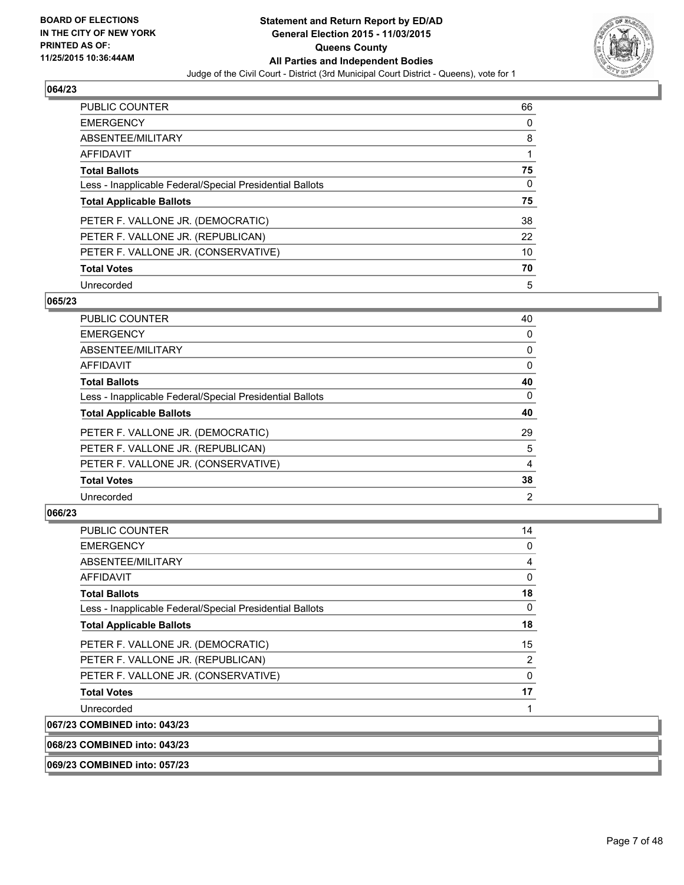## 064/23

| | |
|---|---|
| PUBLIC COUNTER | 66 |
| EMERGENCY | 0 |
| ABSENTEE/MILITARY | 8 |
| AFFIDAVIT | 1 |
| **Total Ballots** | **75** |
| Less - Inapplicable Federal/Special Presidential Ballots | 0 |
| **Total Applicable Ballots** | **75** |
| PETER F. VALLONE JR. (DEMOCRATIC) | 38 |
| PETER F. VALLONE JR. (REPUBLICAN) | 22 |
| PETER F. VALLONE JR. (CONSERVATIVE) | 10 |
| **Total Votes** | **70** |
| Unrecorded | 5 |

## 065/23

| | |
|---|---|
| PUBLIC COUNTER | 40 |
| EMERGENCY | 0 |
| ABSENTEE/MILITARY | 0 |
| AFFIDAVIT | 0 |
| **Total Ballots** | **40** |
| Less - Inapplicable Federal/Special Presidential Ballots | 0 |
| **Total Applicable Ballots** | **40** |
| PETER F. VALLONE JR. (DEMOCRATIC) | 29 |
| PETER F. VALLONE JR. (REPUBLICAN) | 5 |
| PETER F. VALLONE JR. (CONSERVATIVE) | 4 |
| **Total Votes** | **38** |
| Unrecorded | 2 |

## 066/23

| | |
|---|---|
| PUBLIC COUNTER | 14 |
| EMERGENCY | 0 |
| ABSENTEE/MILITARY | 4 |
| AFFIDAVIT | 0 |
| **Total Ballots** | **18** |
| Less - Inapplicable Federal/Special Presidential Ballots | 0 |
| **Total Applicable Ballots** | **18** |
| PETER F. VALLONE JR. (DEMOCRATIC) | 15 |
| PETER F. VALLONE JR. (REPUBLICAN) | 2 |
| PETER F. VALLONE JR. (CONSERVATIVE) | 0 |
| **Total Votes** | **17** |
| Unrecorded | 1 |

**067/23 COMBINED into: 043/23**

**068/23 COMBINED into: 043/23**

**069/23 COMBINED into: 057/23**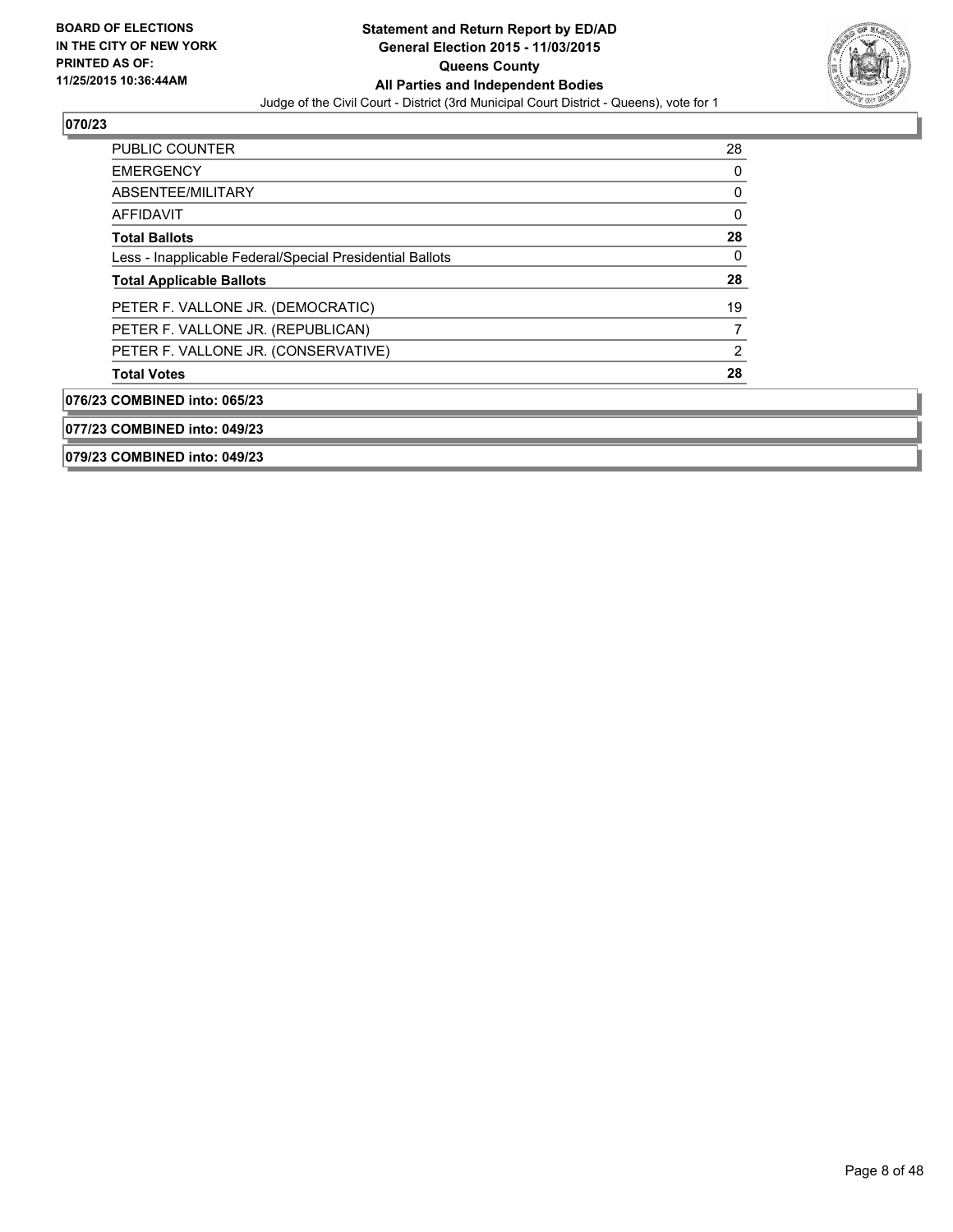**BOARD OF ELECTIONS IN THE CITY OF NEW YORK PRINTED AS OF: 11/25/2015 10:36:44AM**

**Statement and Return Report by ED/AD General Election 2015 - 11/03/2015 Queens County All Parties and Independent Bodies**

Judge of the Civil Court - District (3rd Municipal Court District - Queens), vote for 1

### 070/23

| | |
|---|---|
| PUBLIC COUNTER | 28 |
| EMERGENCY | 0 |
| ABSENTEE/MILITARY | 0 |
| AFFIDAVIT | 0 |
| **Total Ballots** | **28** |
| Less - Inapplicable Federal/Special Presidential Ballots | 0 |
| **Total Applicable Ballots** | **28** |
| PETER F. VALLONE JR. (DEMOCRATIC) | 19 |
| PETER F. VALLONE JR. (REPUBLICAN) | 7 |
| PETER F. VALLONE JR. (CONSERVATIVE) | 2 |
| **Total Votes** | **28** |

**076/23 COMBINED into: 065/23**

**077/23 COMBINED into: 049/23**

**079/23 COMBINED into: 049/23**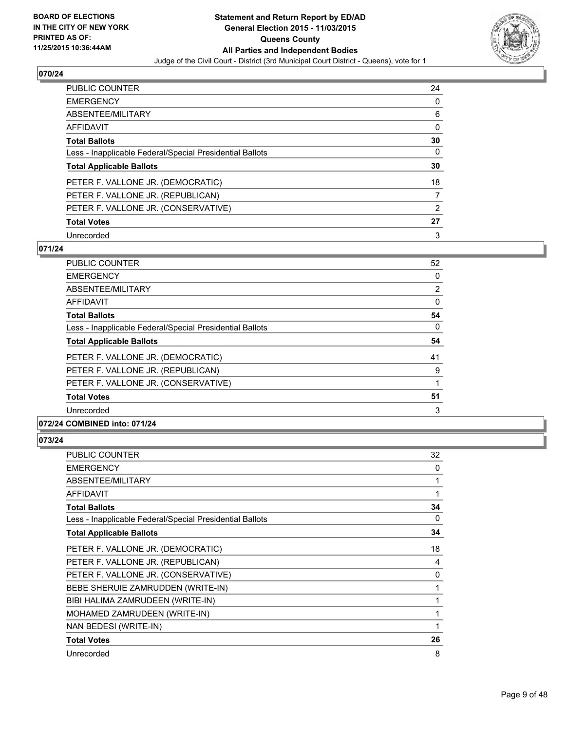### 070/24

| | |
|---|---|
| PUBLIC COUNTER | 24 |
| EMERGENCY | 0 |
| ABSENTEE/MILITARY | 6 |
| AFFIDAVIT | 0 |
| **Total Ballots** | **30** |
| Less - Inapplicable Federal/Special Presidential Ballots | 0 |
| **Total Applicable Ballots** | **30** |
| PETER F. VALLONE JR. (DEMOCRATIC) | 18 |
| PETER F. VALLONE JR. (REPUBLICAN) | 7 |
| PETER F. VALLONE JR. (CONSERVATIVE) | 2 |
| **Total Votes** | **27** |
| Unrecorded | 3 |

### 071/24

| | |
|---|---|
| PUBLIC COUNTER | 52 |
| EMERGENCY | 0 |
| ABSENTEE/MILITARY | 2 |
| AFFIDAVIT | 0 |
| **Total Ballots** | **54** |
| Less - Inapplicable Federal/Special Presidential Ballots | 0 |
| **Total Applicable Ballots** | **54** |
| PETER F. VALLONE JR. (DEMOCRATIC) | 41 |
| PETER F. VALLONE JR. (REPUBLICAN) | 9 |
| PETER F. VALLONE JR. (CONSERVATIVE) | 1 |
| **Total Votes** | **51** |
| Unrecorded | 3 |

### 072/24 COMBINED into: 071/24

### 073/24

| | |
|---|---|
| PUBLIC COUNTER | 32 |
| EMERGENCY | 0 |
| ABSENTEE/MILITARY | 1 |
| AFFIDAVIT | 1 |
| **Total Ballots** | **34** |
| Less - Inapplicable Federal/Special Presidential Ballots | 0 |
| **Total Applicable Ballots** | **34** |
| PETER F. VALLONE JR. (DEMOCRATIC) | 18 |
| PETER F. VALLONE JR. (REPUBLICAN) | 4 |
| PETER F. VALLONE JR. (CONSERVATIVE) | 0 |
| BEBE SHERUIE ZAMRUDDEN (WRITE-IN) | 1 |
| BIBI HALIMA ZAMRUDEEN (WRITE-IN) | 1 |
| MOHAMED ZAMRUDEEN (WRITE-IN) | 1 |
| NAN BEDESI (WRITE-IN) | 1 |
| **Total Votes** | **26** |
| Unrecorded | 8 |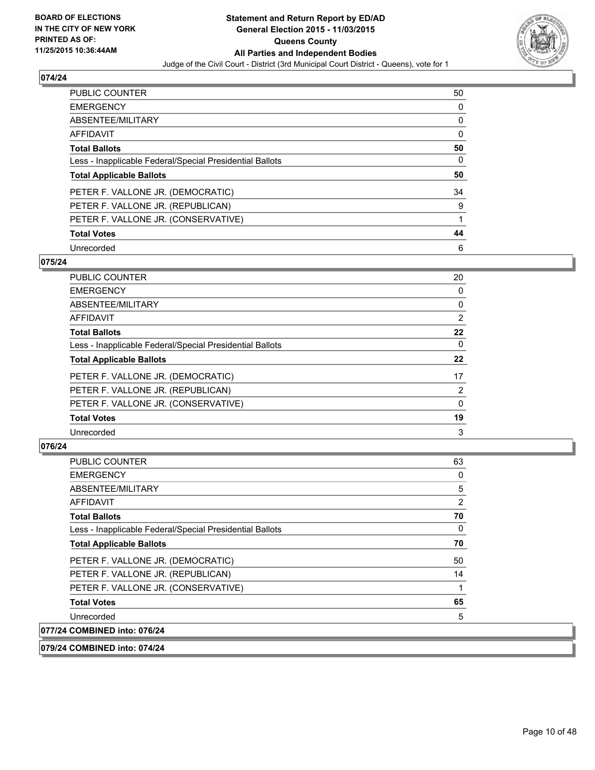**BOARD OF ELECTIONS IN THE CITY OF NEW YORK PRINTED AS OF: 11/25/2015 10:36:44AM**

**Statement and Return Report by ED/AD General Election 2015 - 11/03/2015 Queens County All Parties and Independent Bodies**

Judge of the Civil Court - District (3rd Municipal Court District - Queens), vote for 1

## 074/24

| | |
|---|---|
| PUBLIC COUNTER | 50 |
| EMERGENCY | 0 |
| ABSENTEE/MILITARY | 0 |
| AFFIDAVIT | 0 |
| **Total Ballots** | **50** |
| Less - Inapplicable Federal/Special Presidential Ballots | 0 |
| **Total Applicable Ballots** | **50** |
| PETER F. VALLONE JR. (DEMOCRATIC) | 34 |
| PETER F. VALLONE JR. (REPUBLICAN) | 9 |
| PETER F. VALLONE JR. (CONSERVATIVE) | 1 |
| **Total Votes** | **44** |
| Unrecorded | 6 |

## 075/24

| | |
|---|---|
| PUBLIC COUNTER | 20 |
| EMERGENCY | 0 |
| ABSENTEE/MILITARY | 0 |
| AFFIDAVIT | 2 |
| **Total Ballots** | **22** |
| Less - Inapplicable Federal/Special Presidential Ballots | 0 |
| **Total Applicable Ballots** | **22** |
| PETER F. VALLONE JR. (DEMOCRATIC) | 17 |
| PETER F. VALLONE JR. (REPUBLICAN) | 2 |
| PETER F. VALLONE JR. (CONSERVATIVE) | 0 |
| **Total Votes** | **19** |
| Unrecorded | 3 |

## 076/24

| | |
|---|---|
| PUBLIC COUNTER | 63 |
| EMERGENCY | 0 |
| ABSENTEE/MILITARY | 5 |
| AFFIDAVIT | 2 |
| **Total Ballots** | **70** |
| Less - Inapplicable Federal/Special Presidential Ballots | 0 |
| **Total Applicable Ballots** | **70** |
| PETER F. VALLONE JR. (DEMOCRATIC) | 50 |
| PETER F. VALLONE JR. (REPUBLICAN) | 14 |
| PETER F. VALLONE JR. (CONSERVATIVE) | 1 |
| **Total Votes** | **65** |
| Unrecorded | 5 |

## 077/24 COMBINED into: 076/24

## 079/24 COMBINED into: 074/24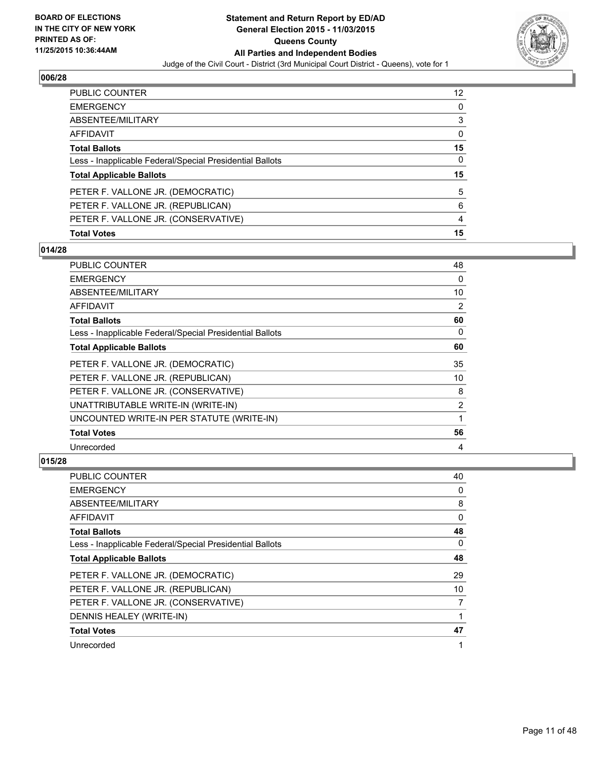## 006/28

| | |
|---|---|
| PUBLIC COUNTER | 12 |
| EMERGENCY | 0 |
| ABSENTEE/MILITARY | 3 |
| AFFIDAVIT | 0 |
| **Total Ballots** | **15** |
| Less - Inapplicable Federal/Special Presidential Ballots | 0 |
| **Total Applicable Ballots** | **15** |
| PETER F. VALLONE JR. (DEMOCRATIC) | 5 |
| PETER F. VALLONE JR. (REPUBLICAN) | 6 |
| PETER F. VALLONE JR. (CONSERVATIVE) | 4 |
| **Total Votes** | **15** |

## 014/28

| | |
|---|---|
| PUBLIC COUNTER | 48 |
| EMERGENCY | 0 |
| ABSENTEE/MILITARY | 10 |
| AFFIDAVIT | 2 |
| **Total Ballots** | **60** |
| Less - Inapplicable Federal/Special Presidential Ballots | 0 |
| **Total Applicable Ballots** | **60** |
| PETER F. VALLONE JR. (DEMOCRATIC) | 35 |
| PETER F. VALLONE JR. (REPUBLICAN) | 10 |
| PETER F. VALLONE JR. (CONSERVATIVE) | 8 |
| UNATTRIBUTABLE WRITE-IN (WRITE-IN) | 2 |
| UNCOUNTED WRITE-IN PER STATUTE (WRITE-IN) | 1 |
| **Total Votes** | **56** |
| Unrecorded | 4 |

## 015/28

| | |
|---|---|
| PUBLIC COUNTER | 40 |
| EMERGENCY | 0 |
| ABSENTEE/MILITARY | 8 |
| AFFIDAVIT | 0 |
| **Total Ballots** | **48** |
| Less - Inapplicable Federal/Special Presidential Ballots | 0 |
| **Total Applicable Ballots** | **48** |
| PETER F. VALLONE JR. (DEMOCRATIC) | 29 |
| PETER F. VALLONE JR. (REPUBLICAN) | 10 |
| PETER F. VALLONE JR. (CONSERVATIVE) | 7 |
| DENNIS HEALEY (WRITE-IN) | 1 |
| **Total Votes** | **47** |
| Unrecorded | 1 |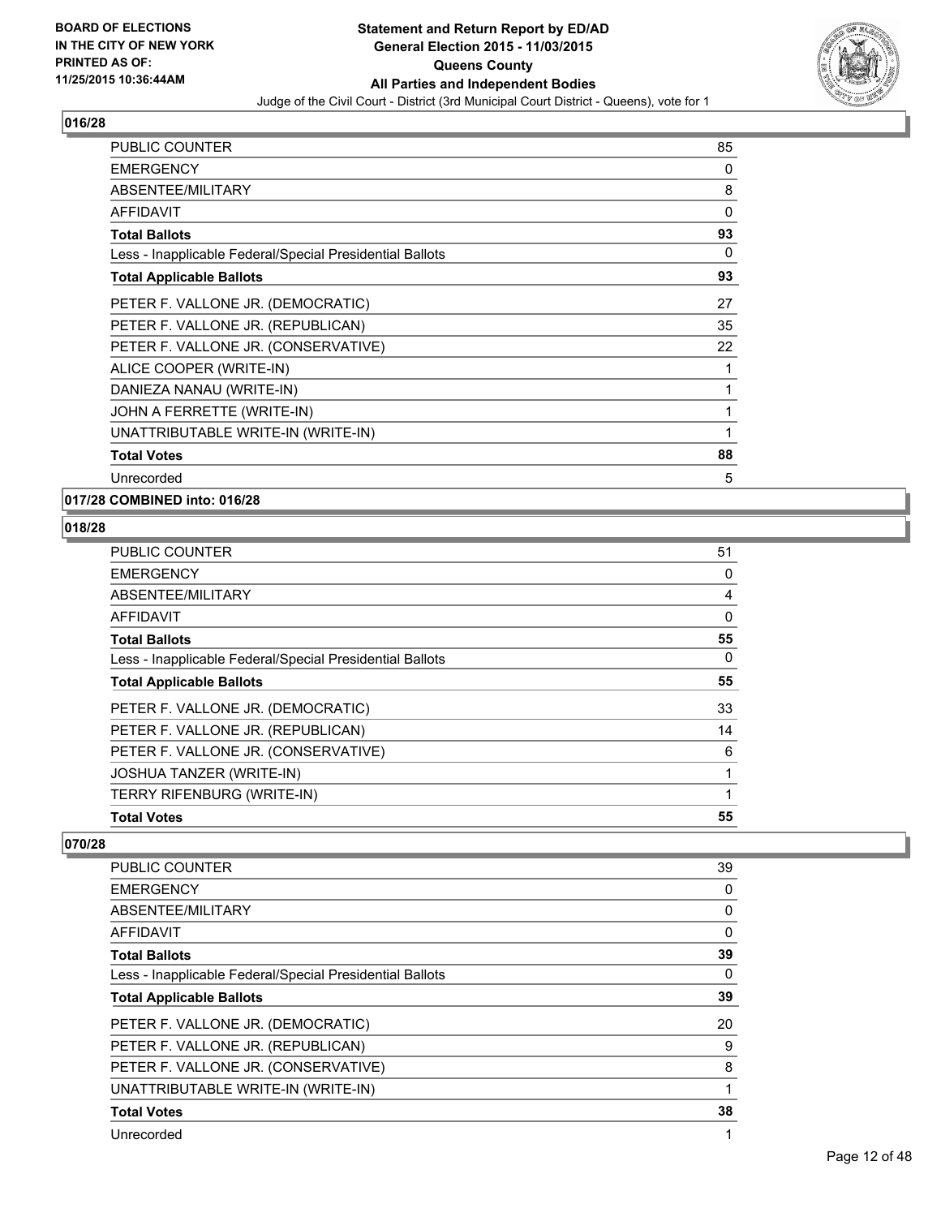## 016/28

| | |
|---|---|
| PUBLIC COUNTER | 85 |
| EMERGENCY | 0 |
| ABSENTEE/MILITARY | 8 |
| AFFIDAVIT | 0 |
| **Total Ballots** | **93** |
| Less - Inapplicable Federal/Special Presidential Ballots | 0 |
| **Total Applicable Ballots** | **93** |
| PETER F. VALLONE JR. (DEMOCRATIC) | 27 |
| PETER F. VALLONE JR. (REPUBLICAN) | 35 |
| PETER F. VALLONE JR. (CONSERVATIVE) | 22 |
| ALICE COOPER (WRITE-IN) | 1 |
| DANIEZA NANAU (WRITE-IN) | 1 |
| JOHN A FERRETTE (WRITE-IN) | 1 |
| UNATTRIBUTABLE WRITE-IN (WRITE-IN) | 1 |
| **Total Votes** | **88** |
| Unrecorded | 5 |

## 017/28 COMBINED into: 016/28

## 018/28

| | |
|---|---|
| PUBLIC COUNTER | 51 |
| EMERGENCY | 0 |
| ABSENTEE/MILITARY | 4 |
| AFFIDAVIT | 0 |
| **Total Ballots** | **55** |
| Less - Inapplicable Federal/Special Presidential Ballots | 0 |
| **Total Applicable Ballots** | **55** |
| PETER F. VALLONE JR. (DEMOCRATIC) | 33 |
| PETER F. VALLONE JR. (REPUBLICAN) | 14 |
| PETER F. VALLONE JR. (CONSERVATIVE) | 6 |
| JOSHUA TANZER (WRITE-IN) | 1 |
| TERRY RIFENBURG (WRITE-IN) | 1 |
| **Total Votes** | **55** |

## 070/28

| | |
|---|---|
| PUBLIC COUNTER | 39 |
| EMERGENCY | 0 |
| ABSENTEE/MILITARY | 0 |
| AFFIDAVIT | 0 |
| **Total Ballots** | **39** |
| Less - Inapplicable Federal/Special Presidential Ballots | 0 |
| **Total Applicable Ballots** | **39** |
| PETER F. VALLONE JR. (DEMOCRATIC) | 20 |
| PETER F. VALLONE JR. (REPUBLICAN) | 9 |
| PETER F. VALLONE JR. (CONSERVATIVE) | 8 |
| UNATTRIBUTABLE WRITE-IN (WRITE-IN) | 1 |
| **Total Votes** | **38** |
| Unrecorded | 1 |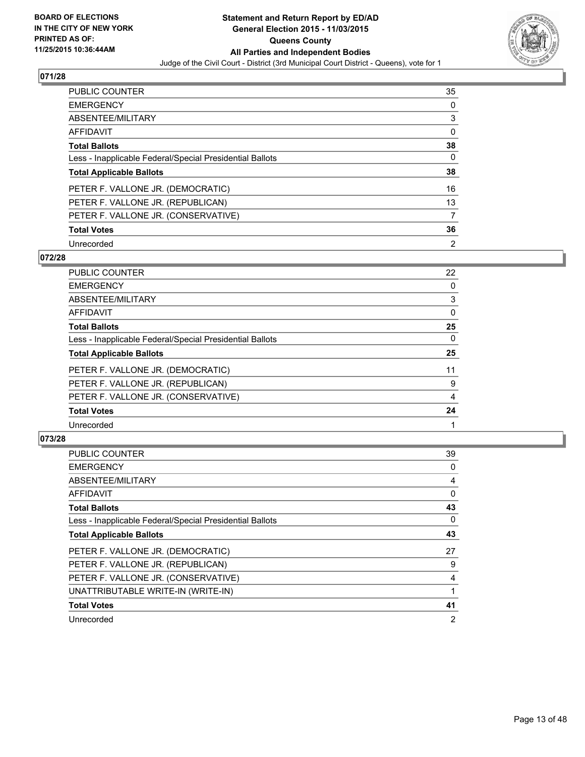## 071/28

| | |
|---|---|
| PUBLIC COUNTER | 35 |
| EMERGENCY | 0 |
| ABSENTEE/MILITARY | 3 |
| AFFIDAVIT | 0 |
| **Total Ballots** | **38** |
| Less - Inapplicable Federal/Special Presidential Ballots | 0 |
| **Total Applicable Ballots** | **38** |
| PETER F. VALLONE JR. (DEMOCRATIC) | 16 |
| PETER F. VALLONE JR. (REPUBLICAN) | 13 |
| PETER F. VALLONE JR. (CONSERVATIVE) | 7 |
| **Total Votes** | **36** |
| Unrecorded | 2 |

## 072/28

| | |
|---|---|
| PUBLIC COUNTER | 22 |
| EMERGENCY | 0 |
| ABSENTEE/MILITARY | 3 |
| AFFIDAVIT | 0 |
| **Total Ballots** | **25** |
| Less - Inapplicable Federal/Special Presidential Ballots | 0 |
| **Total Applicable Ballots** | **25** |
| PETER F. VALLONE JR. (DEMOCRATIC) | 11 |
| PETER F. VALLONE JR. (REPUBLICAN) | 9 |
| PETER F. VALLONE JR. (CONSERVATIVE) | 4 |
| **Total Votes** | **24** |
| Unrecorded | 1 |

## 073/28

| | |
|---|---|
| PUBLIC COUNTER | 39 |
| EMERGENCY | 0 |
| ABSENTEE/MILITARY | 4 |
| AFFIDAVIT | 0 |
| **Total Ballots** | **43** |
| Less - Inapplicable Federal/Special Presidential Ballots | 0 |
| **Total Applicable Ballots** | **43** |
| PETER F. VALLONE JR. (DEMOCRATIC) | 27 |
| PETER F. VALLONE JR. (REPUBLICAN) | 9 |
| PETER F. VALLONE JR. (CONSERVATIVE) | 4 |
| UNATTRIBUTABLE WRITE-IN (WRITE-IN) | 1 |
| **Total Votes** | **41** |
| Unrecorded | 2 |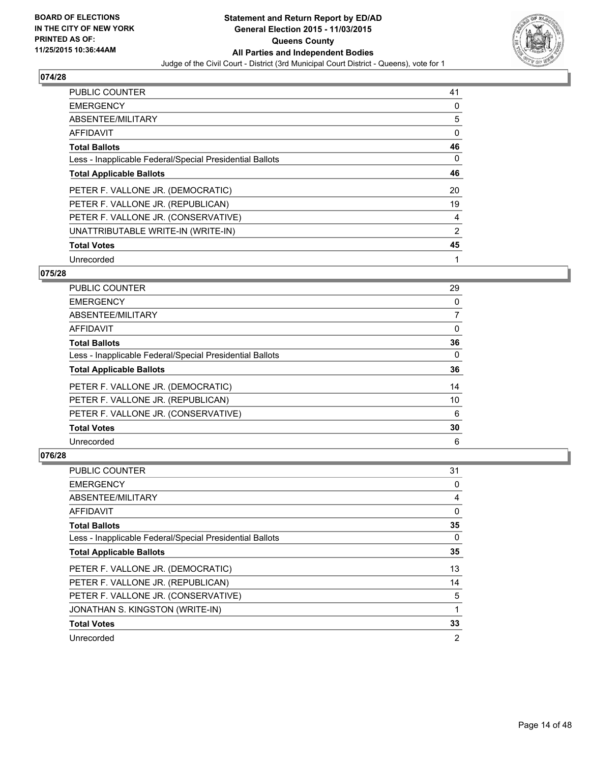**BOARD OF ELECTIONS IN THE CITY OF NEW YORK PRINTED AS OF: 11/25/2015 10:36:44AM**

**Statement and Return Report by ED/AD General Election 2015 - 11/03/2015 Queens County All Parties and Independent Bodies**

Judge of the Civil Court - District (3rd Municipal Court District - Queens), vote for 1

## 074/28

| | |
|---|---|
| PUBLIC COUNTER | 41 |
| EMERGENCY | 0 |
| ABSENTEE/MILITARY | 5 |
| AFFIDAVIT | 0 |
| **Total Ballots** | **46** |
| Less - Inapplicable Federal/Special Presidential Ballots | 0 |
| **Total Applicable Ballots** | **46** |
| PETER F. VALLONE JR. (DEMOCRATIC) | 20 |
| PETER F. VALLONE JR. (REPUBLICAN) | 19 |
| PETER F. VALLONE JR. (CONSERVATIVE) | 4 |
| UNATTRIBUTABLE WRITE-IN (WRITE-IN) | 2 |
| **Total Votes** | **45** |
| Unrecorded | 1 |

## 075/28

| | |
|---|---|
| PUBLIC COUNTER | 29 |
| EMERGENCY | 0 |
| ABSENTEE/MILITARY | 7 |
| AFFIDAVIT | 0 |
| **Total Ballots** | **36** |
| Less - Inapplicable Federal/Special Presidential Ballots | 0 |
| **Total Applicable Ballots** | **36** |
| PETER F. VALLONE JR. (DEMOCRATIC) | 14 |
| PETER F. VALLONE JR. (REPUBLICAN) | 10 |
| PETER F. VALLONE JR. (CONSERVATIVE) | 6 |
| **Total Votes** | **30** |
| Unrecorded | 6 |

## 076/28

| | |
|---|---|
| PUBLIC COUNTER | 31 |
| EMERGENCY | 0 |
| ABSENTEE/MILITARY | 4 |
| AFFIDAVIT | 0 |
| **Total Ballots** | **35** |
| Less - Inapplicable Federal/Special Presidential Ballots | 0 |
| **Total Applicable Ballots** | **35** |
| PETER F. VALLONE JR. (DEMOCRATIC) | 13 |
| PETER F. VALLONE JR. (REPUBLICAN) | 14 |
| PETER F. VALLONE JR. (CONSERVATIVE) | 5 |
| JONATHAN S. KINGSTON (WRITE-IN) | 1 |
| **Total Votes** | **33** |
| Unrecorded | 2 |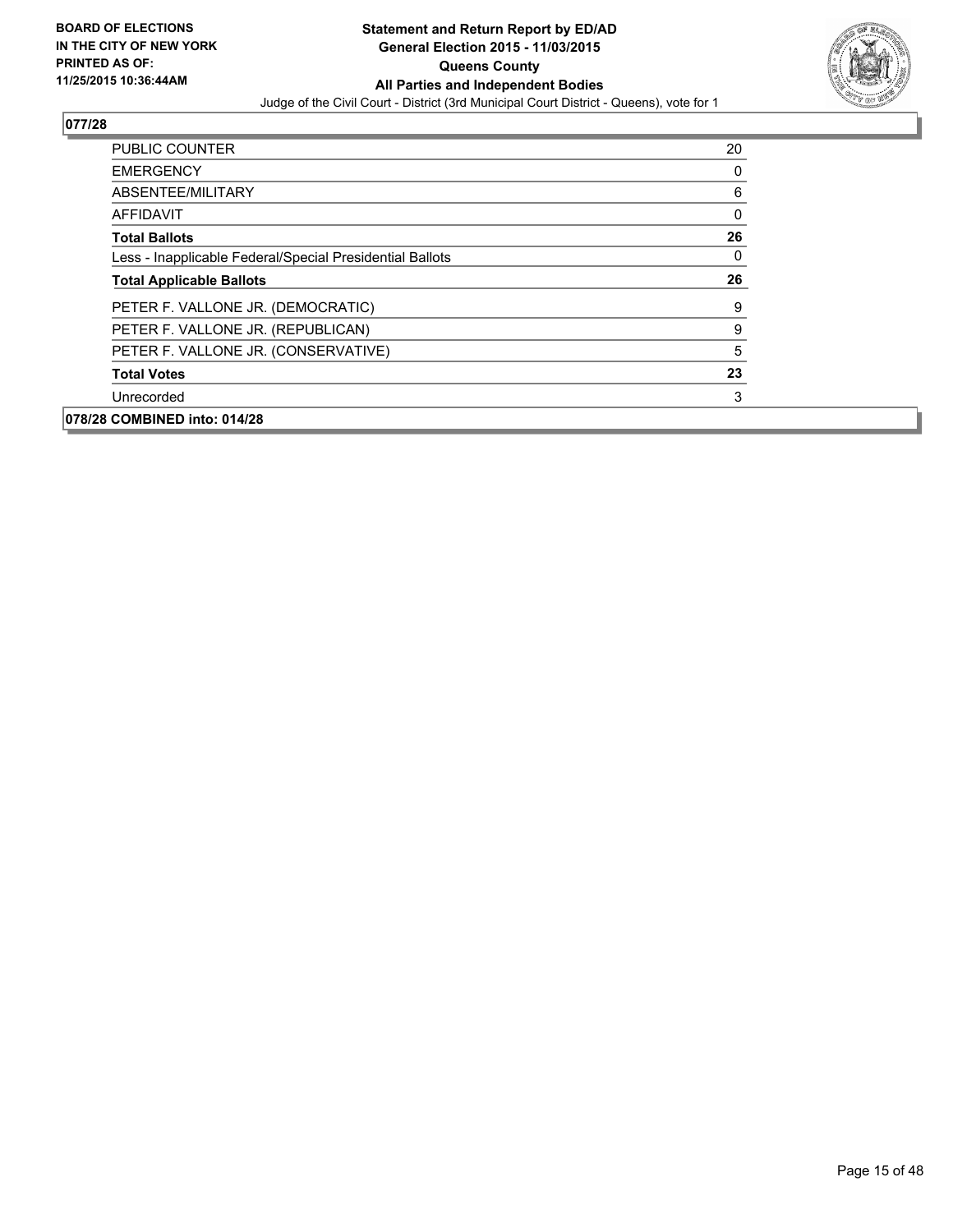**BOARD OF ELECTIONS IN THE CITY OF NEW YORK PRINTED AS OF: 11/25/2015 10:36:44AM**

**Statement and Return Report by ED/AD General Election 2015 - 11/03/2015 Queens County All Parties and Independent Bodies**

Judge of the Civil Court - District (3rd Municipal Court District - Queens), vote for 1

## 077/28

| | |
|---|---|
| PUBLIC COUNTER | 20 |
| EMERGENCY | 0 |
| ABSENTEE/MILITARY | 6 |
| AFFIDAVIT | 0 |
| **Total Ballots** | **26** |
| Less - Inapplicable Federal/Special Presidential Ballots | 0 |
| **Total Applicable Ballots** | **26** |
| PETER F. VALLONE JR. (DEMOCRATIC) | 9 |
| PETER F. VALLONE JR. (REPUBLICAN) | 9 |
| PETER F. VALLONE JR. (CONSERVATIVE) | 5 |
| **Total Votes** | **23** |
| Unrecorded | 3 |

## 078/28 COMBINED into: 014/28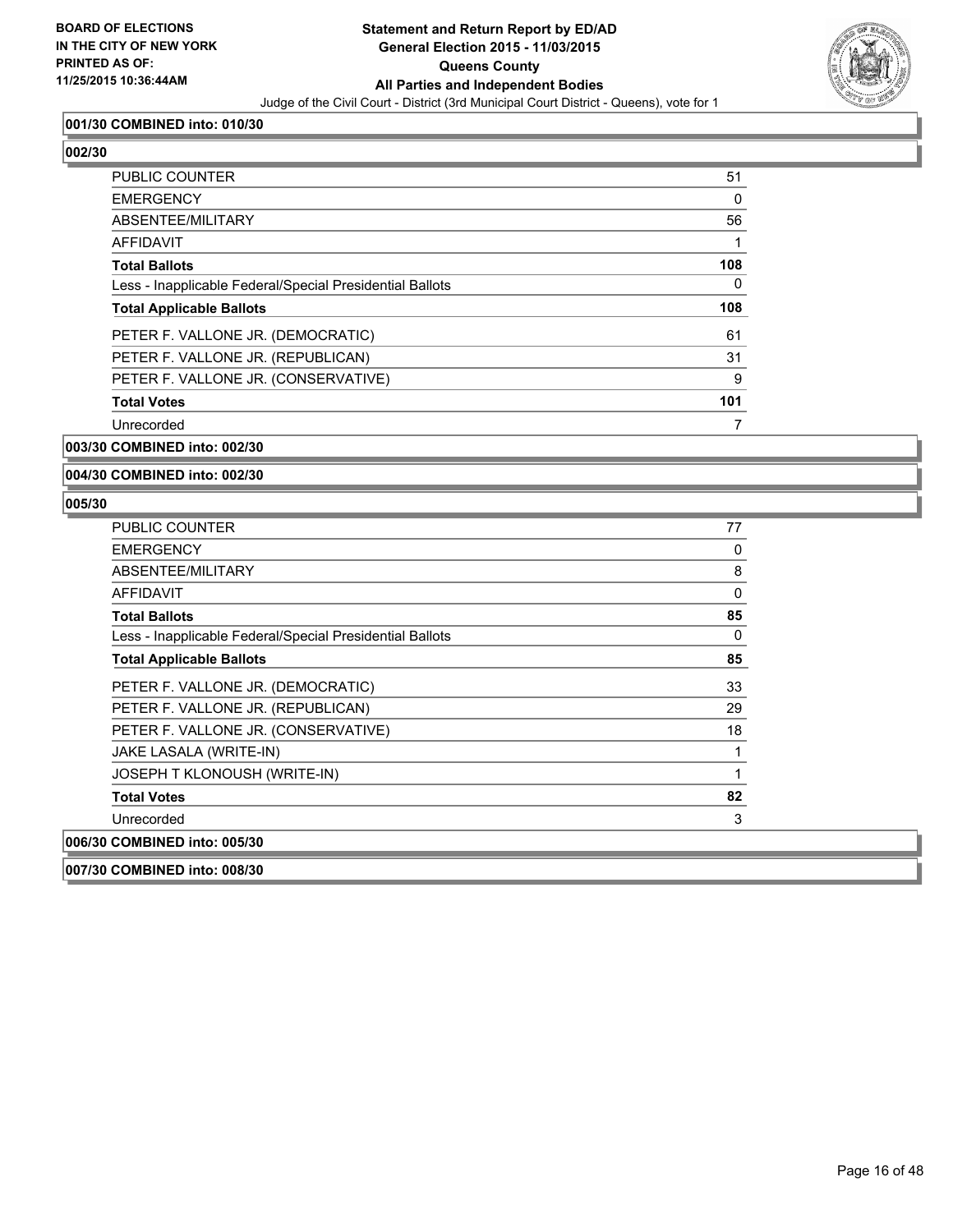**BOARD OF ELECTIONS IN THE CITY OF NEW YORK PRINTED AS OF: 11/25/2015 10:36:44AM**

**Statement and Return Report by ED/AD General Election 2015 - 11/03/2015 Queens County All Parties and Independent Bodies**

Judge of the Civil Court - District (3rd Municipal Court District - Queens), vote for 1

**001/30 COMBINED into: 010/30**

**002/30**

| | |
|---|---|
| PUBLIC COUNTER | 51 |
| EMERGENCY | 0 |
| ABSENTEE/MILITARY | 56 |
| AFFIDAVIT | 1 |
| **Total Ballots** | **108** |
| Less - Inapplicable Federal/Special Presidential Ballots | 0 |
| **Total Applicable Ballots** | **108** |
| PETER F. VALLONE JR. (DEMOCRATIC) | 61 |
| PETER F. VALLONE JR. (REPUBLICAN) | 31 |
| PETER F. VALLONE JR. (CONSERVATIVE) | 9 |
| **Total Votes** | **101** |
| Unrecorded | 7 |

**003/30 COMBINED into: 002/30**

**004/30 COMBINED into: 002/30**

**005/30**

| | |
|---|---|
| PUBLIC COUNTER | 77 |
| EMERGENCY | 0 |
| ABSENTEE/MILITARY | 8 |
| AFFIDAVIT | 0 |
| **Total Ballots** | **85** |
| Less - Inapplicable Federal/Special Presidential Ballots | 0 |
| **Total Applicable Ballots** | **85** |
| PETER F. VALLONE JR. (DEMOCRATIC) | 33 |
| PETER F. VALLONE JR. (REPUBLICAN) | 29 |
| PETER F. VALLONE JR. (CONSERVATIVE) | 18 |
| JAKE LASALA (WRITE-IN) | 1 |
| JOSEPH T KLONOUSH (WRITE-IN) | 1 |
| **Total Votes** | **82** |
| Unrecorded | 3 |

**006/30 COMBINED into: 005/30**

**007/30 COMBINED into: 008/30**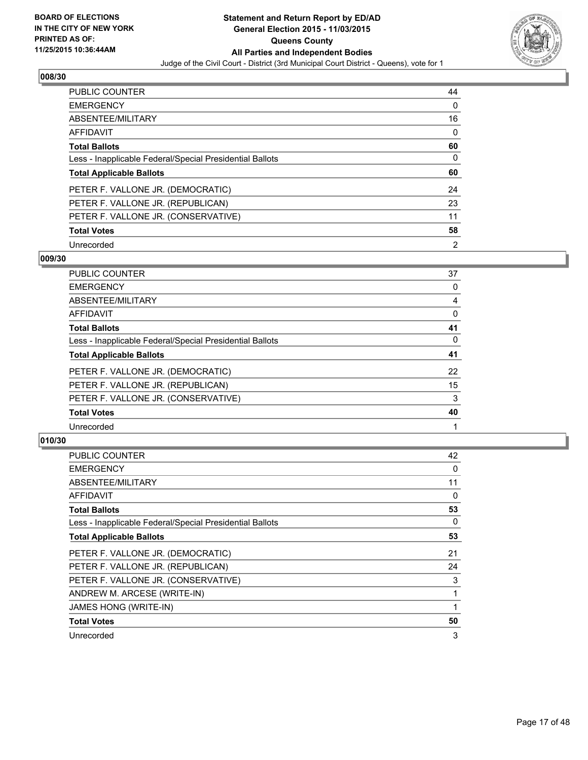**BOARD OF ELECTIONS IN THE CITY OF NEW YORK PRINTED AS OF: 11/25/2015 10:36:44AM**

**Statement and Return Report by ED/AD General Election 2015 - 11/03/2015 Queens County All Parties and Independent Bodies**

Judge of the Civil Court - District (3rd Municipal Court District - Queens), vote for 1

## 008/30

| | |
|---|---|
| PUBLIC COUNTER | 44 |
| EMERGENCY | 0 |
| ABSENTEE/MILITARY | 16 |
| AFFIDAVIT | 0 |
| **Total Ballots** | **60** |
| Less - Inapplicable Federal/Special Presidential Ballots | 0 |
| **Total Applicable Ballots** | **60** |
| PETER F. VALLONE JR. (DEMOCRATIC) | 24 |
| PETER F. VALLONE JR. (REPUBLICAN) | 23 |
| PETER F. VALLONE JR. (CONSERVATIVE) | 11 |
| **Total Votes** | **58** |
| Unrecorded | 2 |

## 009/30

| | |
|---|---|
| PUBLIC COUNTER | 37 |
| EMERGENCY | 0 |
| ABSENTEE/MILITARY | 4 |
| AFFIDAVIT | 0 |
| **Total Ballots** | **41** |
| Less - Inapplicable Federal/Special Presidential Ballots | 0 |
| **Total Applicable Ballots** | **41** |
| PETER F. VALLONE JR. (DEMOCRATIC) | 22 |
| PETER F. VALLONE JR. (REPUBLICAN) | 15 |
| PETER F. VALLONE JR. (CONSERVATIVE) | 3 |
| **Total Votes** | **40** |
| Unrecorded | 1 |

## 010/30

| | |
|---|---|
| PUBLIC COUNTER | 42 |
| EMERGENCY | 0 |
| ABSENTEE/MILITARY | 11 |
| AFFIDAVIT | 0 |
| **Total Ballots** | **53** |
| Less - Inapplicable Federal/Special Presidential Ballots | 0 |
| **Total Applicable Ballots** | **53** |
| PETER F. VALLONE JR. (DEMOCRATIC) | 21 |
| PETER F. VALLONE JR. (REPUBLICAN) | 24 |
| PETER F. VALLONE JR. (CONSERVATIVE) | 3 |
| ANDREW M. ARCESE (WRITE-IN) | 1 |
| JAMES HONG (WRITE-IN) | 1 |
| **Total Votes** | **50** |
| Unrecorded | 3 |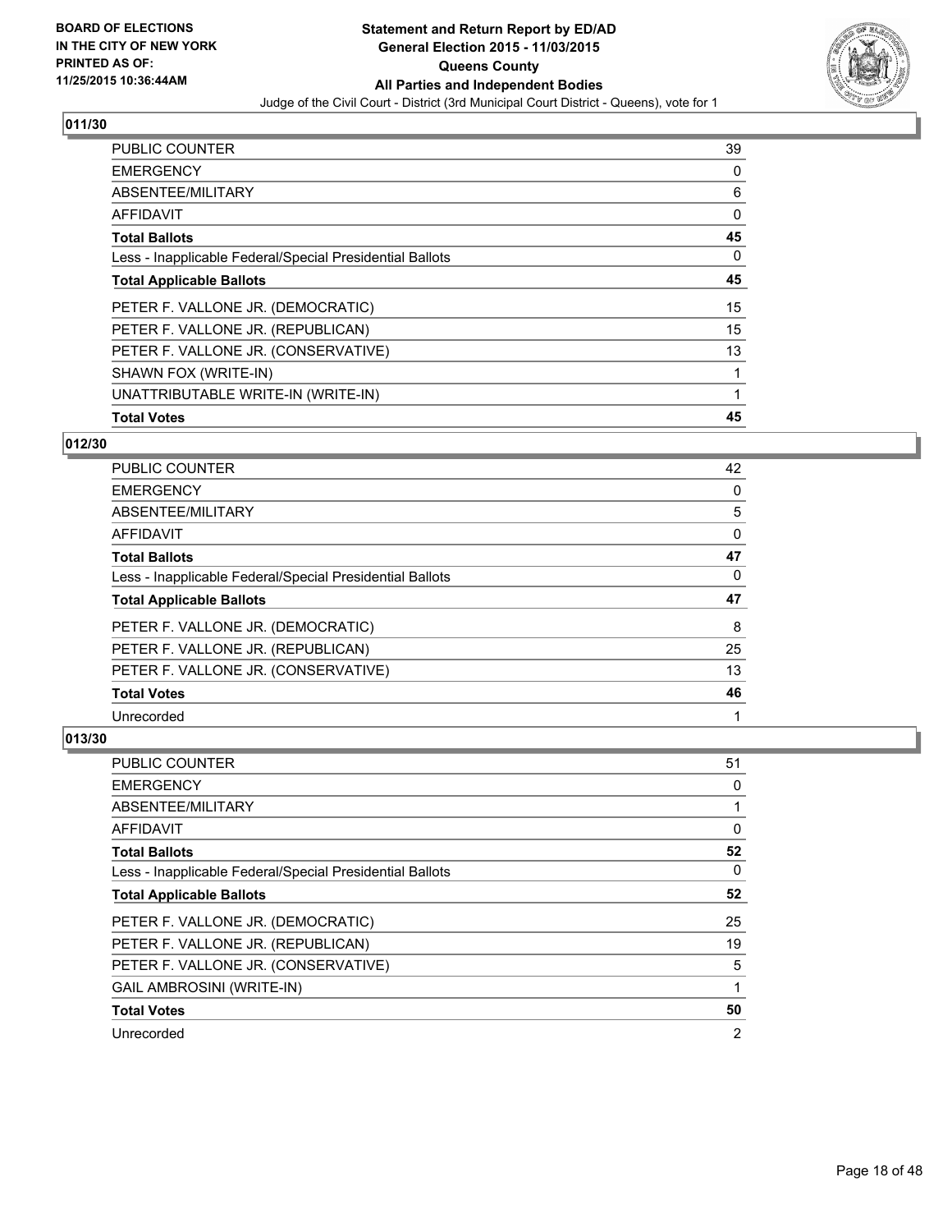## 011/30

| | |
|---|---|
| PUBLIC COUNTER | 39 |
| EMERGENCY | 0 |
| ABSENTEE/MILITARY | 6 |
| AFFIDAVIT | 0 |
| **Total Ballots** | **45** |
| Less - Inapplicable Federal/Special Presidential Ballots | 0 |
| **Total Applicable Ballots** | **45** |
| PETER F. VALLONE JR. (DEMOCRATIC) | 15 |
| PETER F. VALLONE JR. (REPUBLICAN) | 15 |
| PETER F. VALLONE JR. (CONSERVATIVE) | 13 |
| SHAWN FOX (WRITE-IN) | 1 |
| UNATTRIBUTABLE WRITE-IN (WRITE-IN) | 1 |
| **Total Votes** | **45** |

## 012/30

| | |
|---|---|
| PUBLIC COUNTER | 42 |
| EMERGENCY | 0 |
| ABSENTEE/MILITARY | 5 |
| AFFIDAVIT | 0 |
| **Total Ballots** | **47** |
| Less - Inapplicable Federal/Special Presidential Ballots | 0 |
| **Total Applicable Ballots** | **47** |
| PETER F. VALLONE JR. (DEMOCRATIC) | 8 |
| PETER F. VALLONE JR. (REPUBLICAN) | 25 |
| PETER F. VALLONE JR. (CONSERVATIVE) | 13 |
| **Total Votes** | **46** |
| Unrecorded | 1 |

## 013/30

| | |
|---|---|
| PUBLIC COUNTER | 51 |
| EMERGENCY | 0 |
| ABSENTEE/MILITARY | 1 |
| AFFIDAVIT | 0 |
| **Total Ballots** | **52** |
| Less - Inapplicable Federal/Special Presidential Ballots | 0 |
| **Total Applicable Ballots** | **52** |
| PETER F. VALLONE JR. (DEMOCRATIC) | 25 |
| PETER F. VALLONE JR. (REPUBLICAN) | 19 |
| PETER F. VALLONE JR. (CONSERVATIVE) | 5 |
| GAIL AMBROSINI (WRITE-IN) | 1 |
| **Total Votes** | **50** |
| Unrecorded | 2 |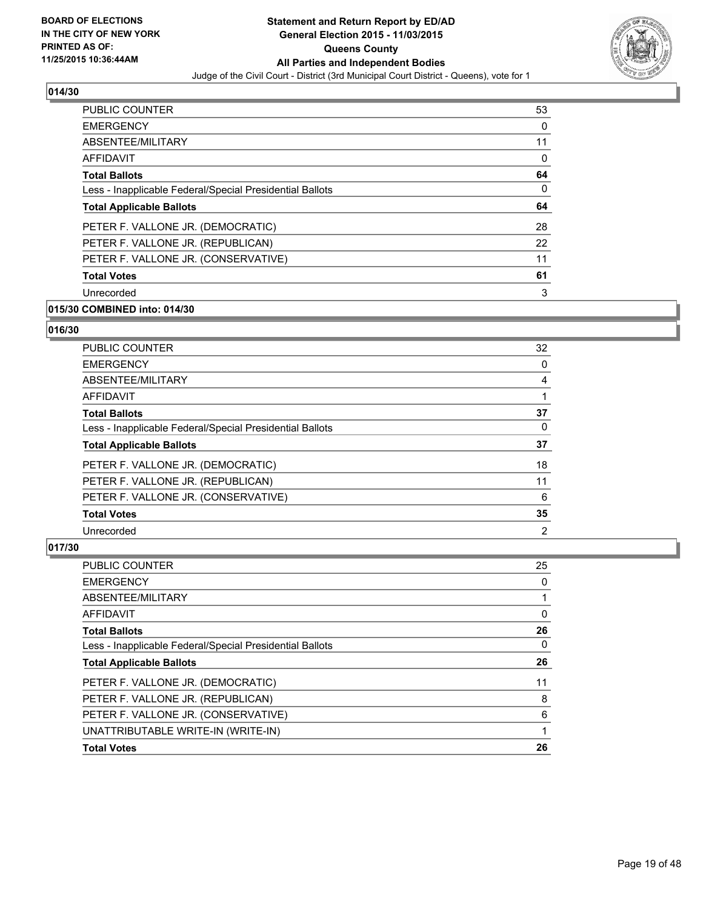**BOARD OF ELECTIONS IN THE CITY OF NEW YORK PRINTED AS OF: 11/25/2015 10:36:44AM**

**Statement and Return Report by ED/AD General Election 2015 - 11/03/2015 Queens County All Parties and Independent Bodies**

Judge of the Civil Court - District (3rd Municipal Court District - Queens), vote for 1

### 014/30

| | |
|---|---|
| PUBLIC COUNTER | 53 |
| EMERGENCY | 0 |
| ABSENTEE/MILITARY | 11 |
| AFFIDAVIT | 0 |
| **Total Ballots** | **64** |
| Less - Inapplicable Federal/Special Presidential Ballots | 0 |
| **Total Applicable Ballots** | **64** |
| PETER F. VALLONE JR. (DEMOCRATIC) | 28 |
| PETER F. VALLONE JR. (REPUBLICAN) | 22 |
| PETER F. VALLONE JR. (CONSERVATIVE) | 11 |
| **Total Votes** | **61** |
| Unrecorded | 3 |

### 015/30 COMBINED into: 014/30

### 016/30

| | |
|---|---|
| PUBLIC COUNTER | 32 |
| EMERGENCY | 0 |
| ABSENTEE/MILITARY | 4 |
| AFFIDAVIT | 1 |
| **Total Ballots** | **37** |
| Less - Inapplicable Federal/Special Presidential Ballots | 0 |
| **Total Applicable Ballots** | **37** |
| PETER F. VALLONE JR. (DEMOCRATIC) | 18 |
| PETER F. VALLONE JR. (REPUBLICAN) | 11 |
| PETER F. VALLONE JR. (CONSERVATIVE) | 6 |
| **Total Votes** | **35** |
| Unrecorded | 2 |

### 017/30

| | |
|---|---|
| PUBLIC COUNTER | 25 |
| EMERGENCY | 0 |
| ABSENTEE/MILITARY | 1 |
| AFFIDAVIT | 0 |
| **Total Ballots** | **26** |
| Less - Inapplicable Federal/Special Presidential Ballots | 0 |
| **Total Applicable Ballots** | **26** |
| PETER F. VALLONE JR. (DEMOCRATIC) | 11 |
| PETER F. VALLONE JR. (REPUBLICAN) | 8 |
| PETER F. VALLONE JR. (CONSERVATIVE) | 6 |
| UNATTRIBUTABLE WRITE-IN (WRITE-IN) | 1 |
| **Total Votes** | **26** |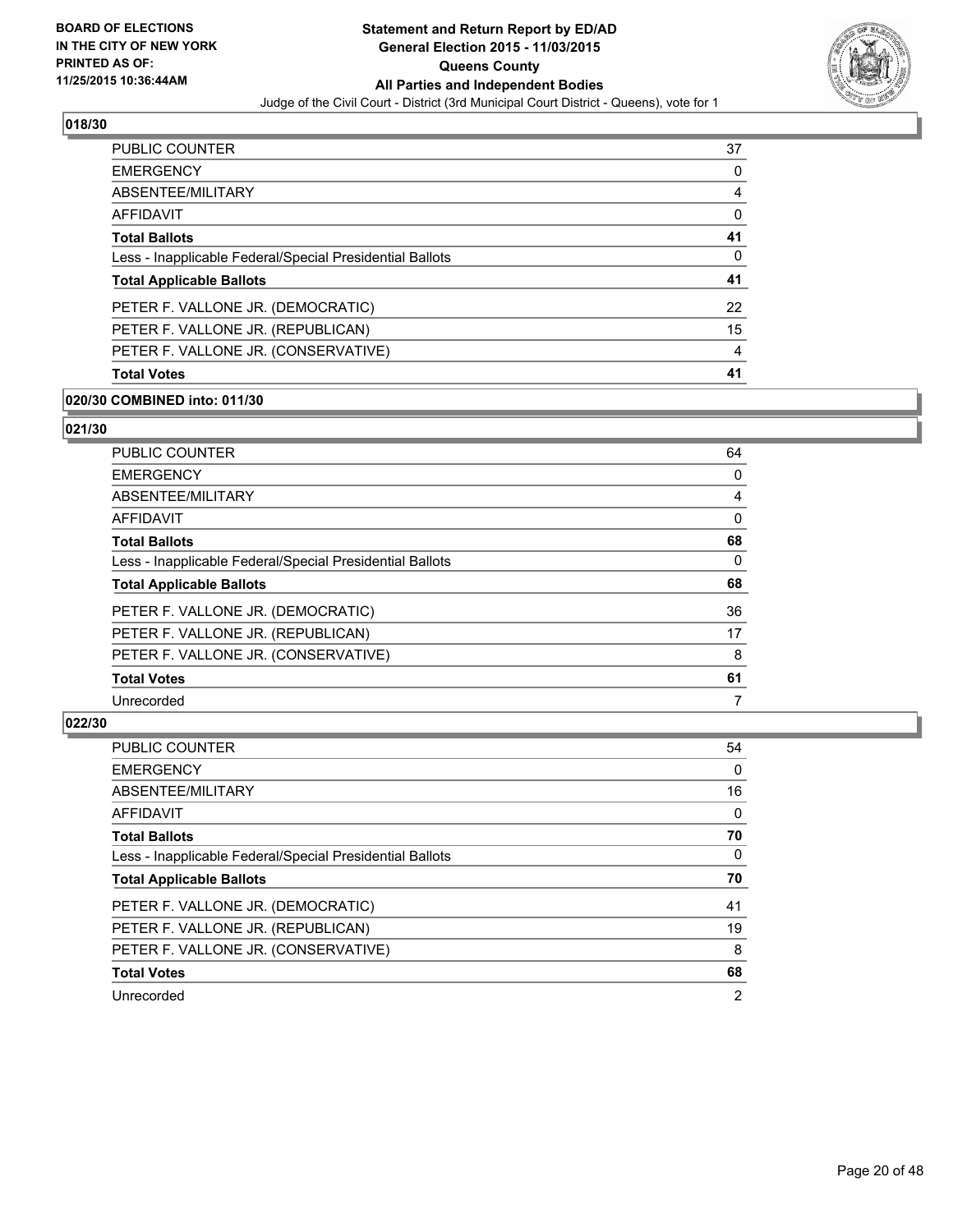## 018/30

| | |
|---|---|
| PUBLIC COUNTER | 37 |
| EMERGENCY | 0 |
| ABSENTEE/MILITARY | 4 |
| AFFIDAVIT | 0 |
| **Total Ballots** | **41** |
| Less - Inapplicable Federal/Special Presidential Ballots | 0 |
| **Total Applicable Ballots** | **41** |
| PETER F. VALLONE JR. (DEMOCRATIC) | 22 |
| PETER F. VALLONE JR. (REPUBLICAN) | 15 |
| PETER F. VALLONE JR. (CONSERVATIVE) | 4 |
| **Total Votes** | **41** |

## 020/30 COMBINED into: 011/30

## 021/30

| | |
|---|---|
| PUBLIC COUNTER | 64 |
| EMERGENCY | 0 |
| ABSENTEE/MILITARY | 4 |
| AFFIDAVIT | 0 |
| **Total Ballots** | **68** |
| Less - Inapplicable Federal/Special Presidential Ballots | 0 |
| **Total Applicable Ballots** | **68** |
| PETER F. VALLONE JR. (DEMOCRATIC) | 36 |
| PETER F. VALLONE JR. (REPUBLICAN) | 17 |
| PETER F. VALLONE JR. (CONSERVATIVE) | 8 |
| **Total Votes** | **61** |
| Unrecorded | 7 |

## 022/30

| | |
|---|---|
| PUBLIC COUNTER | 54 |
| EMERGENCY | 0 |
| ABSENTEE/MILITARY | 16 |
| AFFIDAVIT | 0 |
| **Total Ballots** | **70** |
| Less - Inapplicable Federal/Special Presidential Ballots | 0 |
| **Total Applicable Ballots** | **70** |
| PETER F. VALLONE JR. (DEMOCRATIC) | 41 |
| PETER F. VALLONE JR. (REPUBLICAN) | 19 |
| PETER F. VALLONE JR. (CONSERVATIVE) | 8 |
| **Total Votes** | **68** |
| Unrecorded | 2 |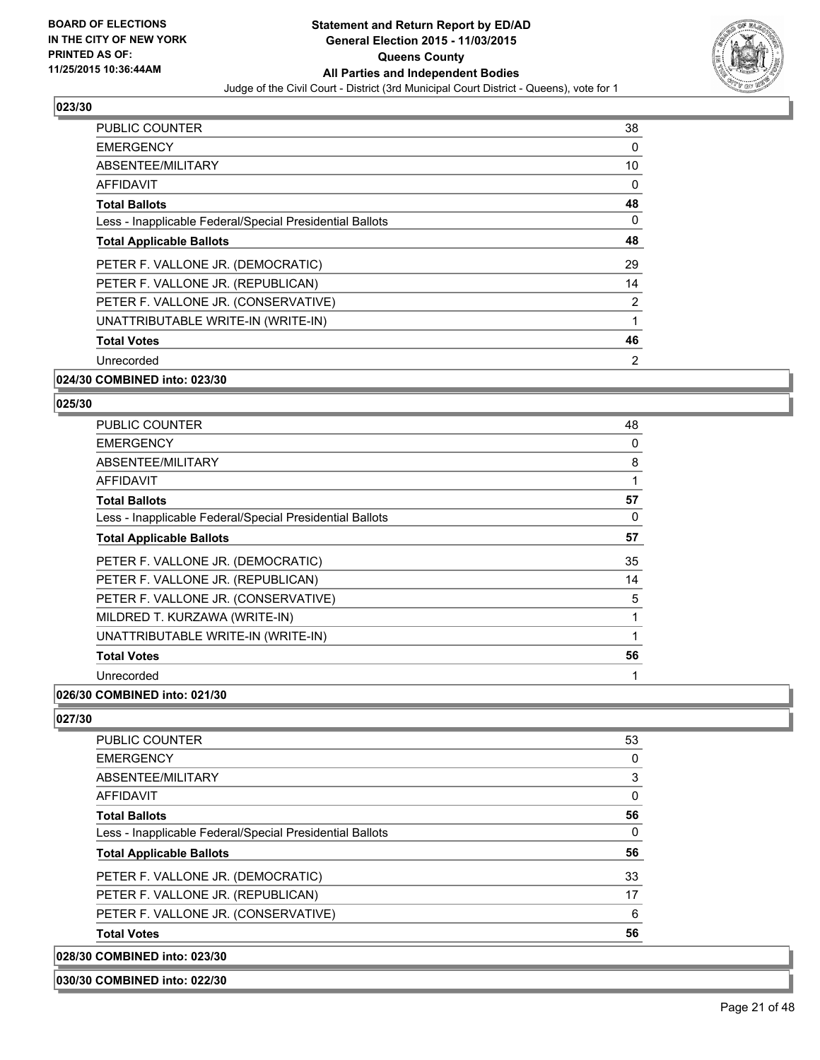## 023/30

| | |
|---|---|
| PUBLIC COUNTER | 38 |
| EMERGENCY | 0 |
| ABSENTEE/MILITARY | 10 |
| AFFIDAVIT | 0 |
| **Total Ballots** | **48** |
| Less - Inapplicable Federal/Special Presidential Ballots | 0 |
| **Total Applicable Ballots** | **48** |
| PETER F. VALLONE JR. (DEMOCRATIC) | 29 |
| PETER F. VALLONE JR. (REPUBLICAN) | 14 |
| PETER F. VALLONE JR. (CONSERVATIVE) | 2 |
| UNATTRIBUTABLE WRITE-IN (WRITE-IN) | 1 |
| **Total Votes** | **46** |
| Unrecorded | 2 |

**024/30 COMBINED into: 023/30**

## 025/30

| | |
|---|---|
| PUBLIC COUNTER | 48 |
| EMERGENCY | 0 |
| ABSENTEE/MILITARY | 8 |
| AFFIDAVIT | 1 |
| **Total Ballots** | **57** |
| Less - Inapplicable Federal/Special Presidential Ballots | 0 |
| **Total Applicable Ballots** | **57** |
| PETER F. VALLONE JR. (DEMOCRATIC) | 35 |
| PETER F. VALLONE JR. (REPUBLICAN) | 14 |
| PETER F. VALLONE JR. (CONSERVATIVE) | 5 |
| MILDRED T. KURZAWA (WRITE-IN) | 1 |
| UNATTRIBUTABLE WRITE-IN (WRITE-IN) | 1 |
| **Total Votes** | **56** |
| Unrecorded | 1 |

**026/30 COMBINED into: 021/30**

## 027/30

| | |
|---|---|
| PUBLIC COUNTER | 53 |
| EMERGENCY | 0 |
| ABSENTEE/MILITARY | 3 |
| AFFIDAVIT | 0 |
| **Total Ballots** | **56** |
| Less - Inapplicable Federal/Special Presidential Ballots | 0 |
| **Total Applicable Ballots** | **56** |
| PETER F. VALLONE JR. (DEMOCRATIC) | 33 |
| PETER F. VALLONE JR. (REPUBLICAN) | 17 |
| PETER F. VALLONE JR. (CONSERVATIVE) | 6 |
| **Total Votes** | **56** |

**028/30 COMBINED into: 023/30**

**030/30 COMBINED into: 022/30**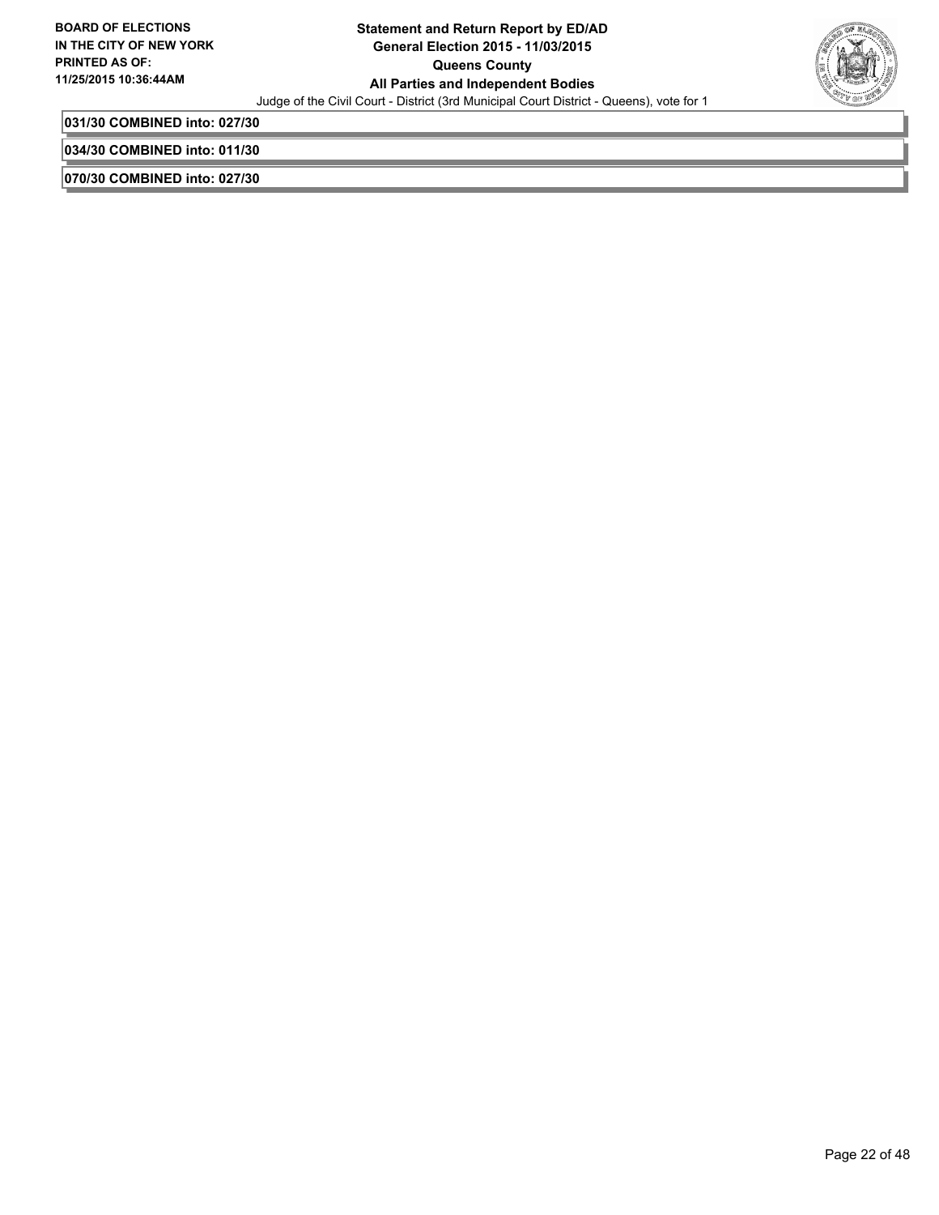**031/30 COMBINED into: 027/30**

**034/30 COMBINED into: 011/30**

**070/30 COMBINED into: 027/30**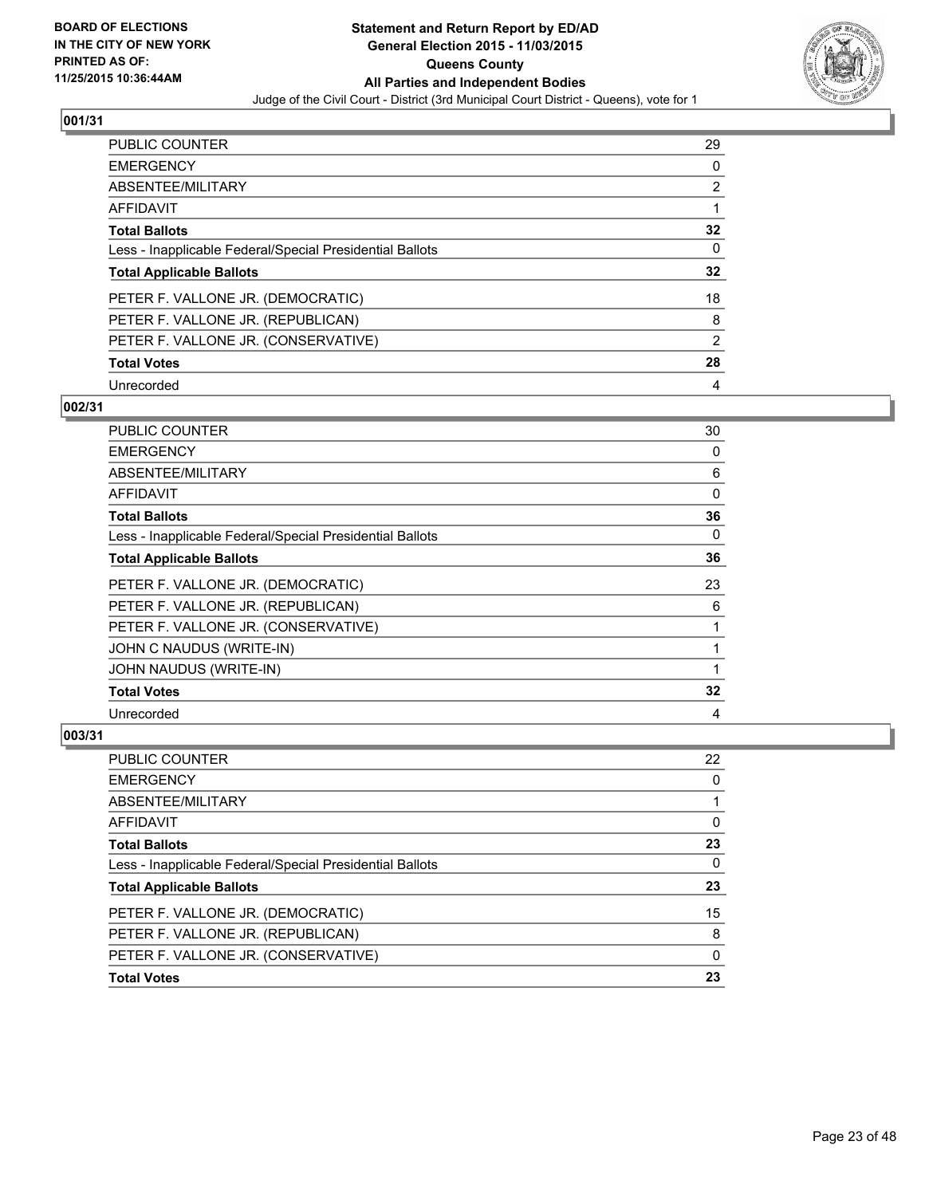**BOARD OF ELECTIONS IN THE CITY OF NEW YORK PRINTED AS OF: 11/25/2015 10:36:44AM**

# Statement and Return Report by ED/AD
## General Election 2015 - 11/03/2015
## Queens County
## All Parties and Independent Bodies

Judge of the Civil Court - District (3rd Municipal Court District - Queens), vote for 1

### 001/31

| | |
|---|---|
| PUBLIC COUNTER | 29 |
| EMERGENCY | 0 |
| ABSENTEE/MILITARY | 2 |
| AFFIDAVIT | 1 |
| **Total Ballots** | **32** |
| Less - Inapplicable Federal/Special Presidential Ballots | 0 |
| **Total Applicable Ballots** | **32** |
| PETER F. VALLONE JR. (DEMOCRATIC) | 18 |
| PETER F. VALLONE JR. (REPUBLICAN) | 8 |
| PETER F. VALLONE JR. (CONSERVATIVE) | 2 |
| **Total Votes** | **28** |
| Unrecorded | 4 |

### 002/31

| | |
|---|---|
| PUBLIC COUNTER | 30 |
| EMERGENCY | 0 |
| ABSENTEE/MILITARY | 6 |
| AFFIDAVIT | 0 |
| **Total Ballots** | **36** |
| Less - Inapplicable Federal/Special Presidential Ballots | 0 |
| **Total Applicable Ballots** | **36** |
| PETER F. VALLONE JR. (DEMOCRATIC) | 23 |
| PETER F. VALLONE JR. (REPUBLICAN) | 6 |
| PETER F. VALLONE JR. (CONSERVATIVE) | 1 |
| JOHN C NAUDUS (WRITE-IN) | 1 |
| JOHN NAUDUS (WRITE-IN) | 1 |
| **Total Votes** | **32** |
| Unrecorded | 4 |

### 003/31

| | |
|---|---|
| PUBLIC COUNTER | 22 |
| EMERGENCY | 0 |
| ABSENTEE/MILITARY | 1 |
| AFFIDAVIT | 0 |
| **Total Ballots** | **23** |
| Less - Inapplicable Federal/Special Presidential Ballots | 0 |
| **Total Applicable Ballots** | **23** |
| PETER F. VALLONE JR. (DEMOCRATIC) | 15 |
| PETER F. VALLONE JR. (REPUBLICAN) | 8 |
| PETER F. VALLONE JR. (CONSERVATIVE) | 0 |
| **Total Votes** | **23** |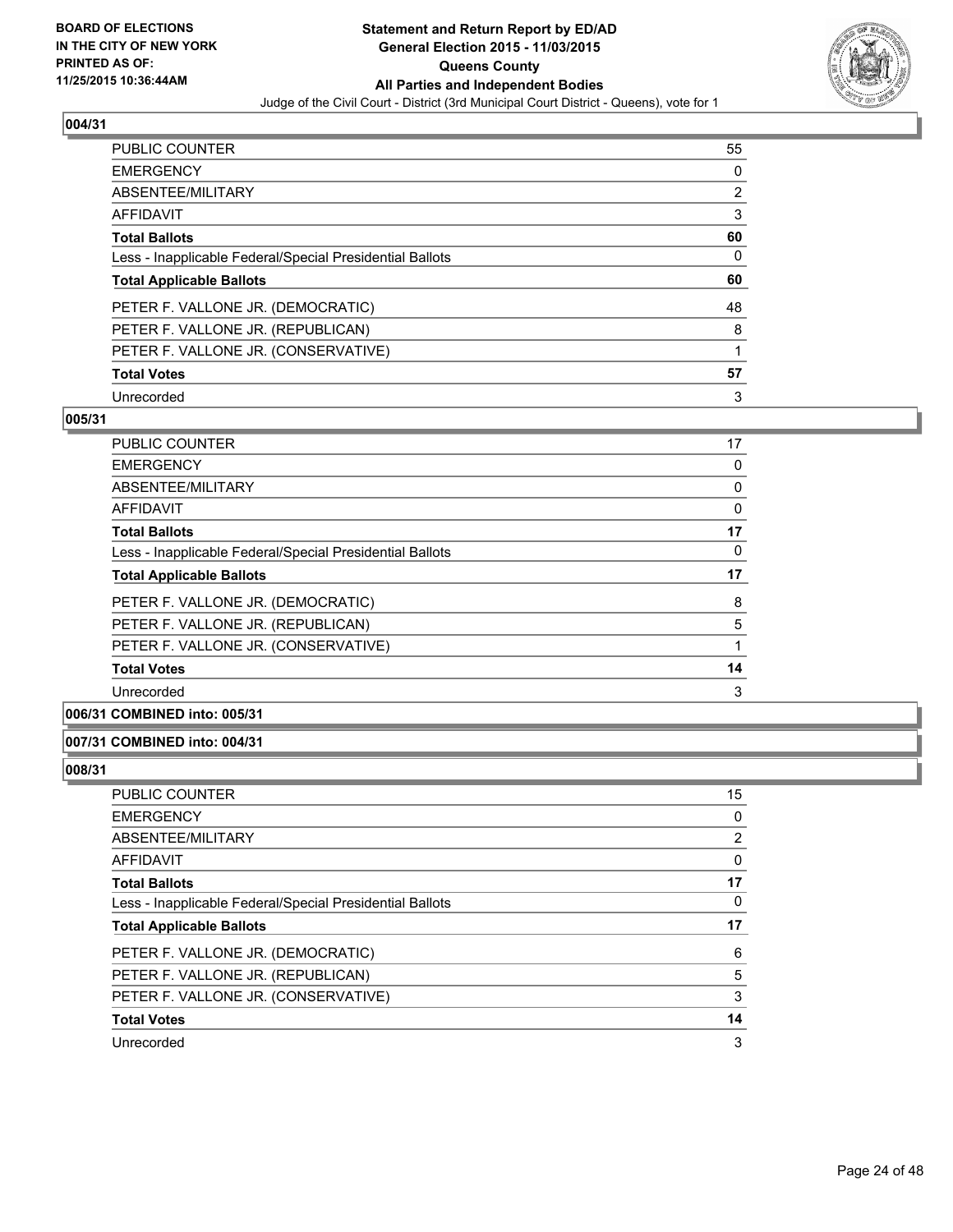**BOARD OF ELECTIONS IN THE CITY OF NEW YORK PRINTED AS OF: 11/25/2015 10:36:44AM**

# Statement and Return Report by ED/AD
## General Election 2015 - 11/03/2015
## Queens County
## All Parties and Independent Bodies
Judge of the Civil Court - District (3rd Municipal Court District - Queens), vote for 1

### 004/31

| | |
|---|---|
| PUBLIC COUNTER | 55 |
| EMERGENCY | 0 |
| ABSENTEE/MILITARY | 2 |
| AFFIDAVIT | 3 |
| **Total Ballots** | **60** |
| Less - Inapplicable Federal/Special Presidential Ballots | 0 |
| **Total Applicable Ballots** | **60** |
| PETER F. VALLONE JR. (DEMOCRATIC) | 48 |
| PETER F. VALLONE JR. (REPUBLICAN) | 8 |
| PETER F. VALLONE JR. (CONSERVATIVE) | 1 |
| **Total Votes** | **57** |
| Unrecorded | 3 |

### 005/31

| | |
|---|---|
| PUBLIC COUNTER | 17 |
| EMERGENCY | 0 |
| ABSENTEE/MILITARY | 0 |
| AFFIDAVIT | 0 |
| **Total Ballots** | **17** |
| Less - Inapplicable Federal/Special Presidential Ballots | 0 |
| **Total Applicable Ballots** | **17** |
| PETER F. VALLONE JR. (DEMOCRATIC) | 8 |
| PETER F. VALLONE JR. (REPUBLICAN) | 5 |
| PETER F. VALLONE JR. (CONSERVATIVE) | 1 |
| **Total Votes** | **14** |
| Unrecorded | 3 |

### 006/31 COMBINED into: 005/31

### 007/31 COMBINED into: 004/31

### 008/31

| | |
|---|---|
| PUBLIC COUNTER | 15 |
| EMERGENCY | 0 |
| ABSENTEE/MILITARY | 2 |
| AFFIDAVIT | 0 |
| **Total Ballots** | **17** |
| Less - Inapplicable Federal/Special Presidential Ballots | 0 |
| **Total Applicable Ballots** | **17** |
| PETER F. VALLONE JR. (DEMOCRATIC) | 6 |
| PETER F. VALLONE JR. (REPUBLICAN) | 5 |
| PETER F. VALLONE JR. (CONSERVATIVE) | 3 |
| **Total Votes** | **14** |
| Unrecorded | 3 |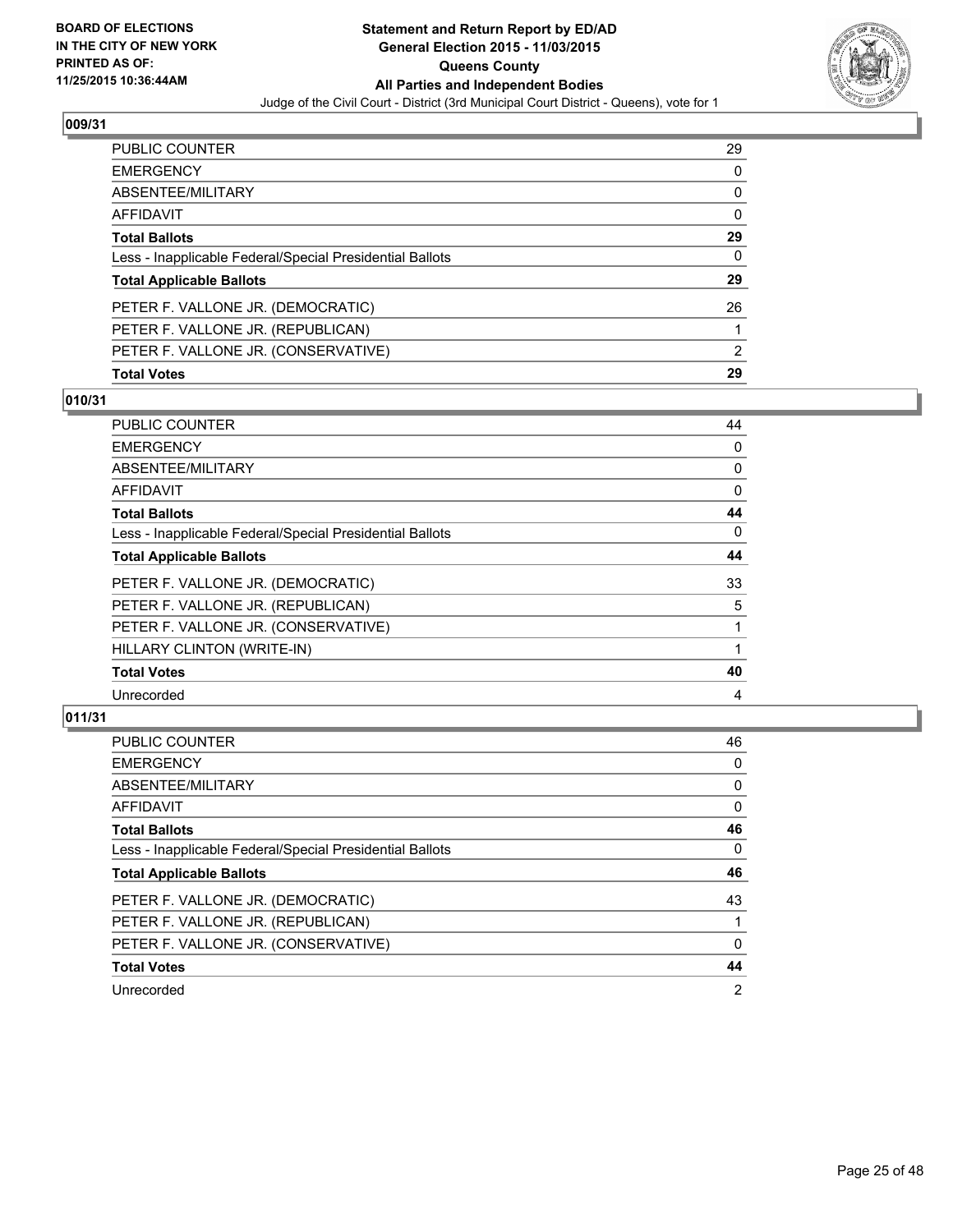BOARD OF ELECTIONS
IN THE CITY OF NEW YORK
PRINTED AS OF:
11/25/2015 10:36:44AM

**Statement and Return Report by ED/AD**
**General Election 2015 - 11/03/2015**
**Queens County**
**All Parties and Independent Bodies**
Judge of the Civil Court - District (3rd Municipal Court District - Queens), vote for 1

### 009/31

| | |
|---|---|
| PUBLIC COUNTER | 29 |
| EMERGENCY | 0 |
| ABSENTEE/MILITARY | 0 |
| AFFIDAVIT | 0 |
| **Total Ballots** | **29** |
| Less - Inapplicable Federal/Special Presidential Ballots | 0 |
| **Total Applicable Ballots** | **29** |
| PETER F. VALLONE JR. (DEMOCRATIC) | 26 |
| PETER F. VALLONE JR. (REPUBLICAN) | 1 |
| PETER F. VALLONE JR. (CONSERVATIVE) | 2 |
| **Total Votes** | **29** |

### 010/31

| | |
|---|---|
| PUBLIC COUNTER | 44 |
| EMERGENCY | 0 |
| ABSENTEE/MILITARY | 0 |
| AFFIDAVIT | 0 |
| **Total Ballots** | **44** |
| Less - Inapplicable Federal/Special Presidential Ballots | 0 |
| **Total Applicable Ballots** | **44** |
| PETER F. VALLONE JR. (DEMOCRATIC) | 33 |
| PETER F. VALLONE JR. (REPUBLICAN) | 5 |
| PETER F. VALLONE JR. (CONSERVATIVE) | 1 |
| HILLARY CLINTON (WRITE-IN) | 1 |
| **Total Votes** | **40** |
| Unrecorded | 4 |

### 011/31

| | |
|---|---|
| PUBLIC COUNTER | 46 |
| EMERGENCY | 0 |
| ABSENTEE/MILITARY | 0 |
| AFFIDAVIT | 0 |
| **Total Ballots** | **46** |
| Less - Inapplicable Federal/Special Presidential Ballots | 0 |
| **Total Applicable Ballots** | **46** |
| PETER F. VALLONE JR. (DEMOCRATIC) | 43 |
| PETER F. VALLONE JR. (REPUBLICAN) | 1 |
| PETER F. VALLONE JR. (CONSERVATIVE) | 0 |
| **Total Votes** | **44** |
| Unrecorded | 2 |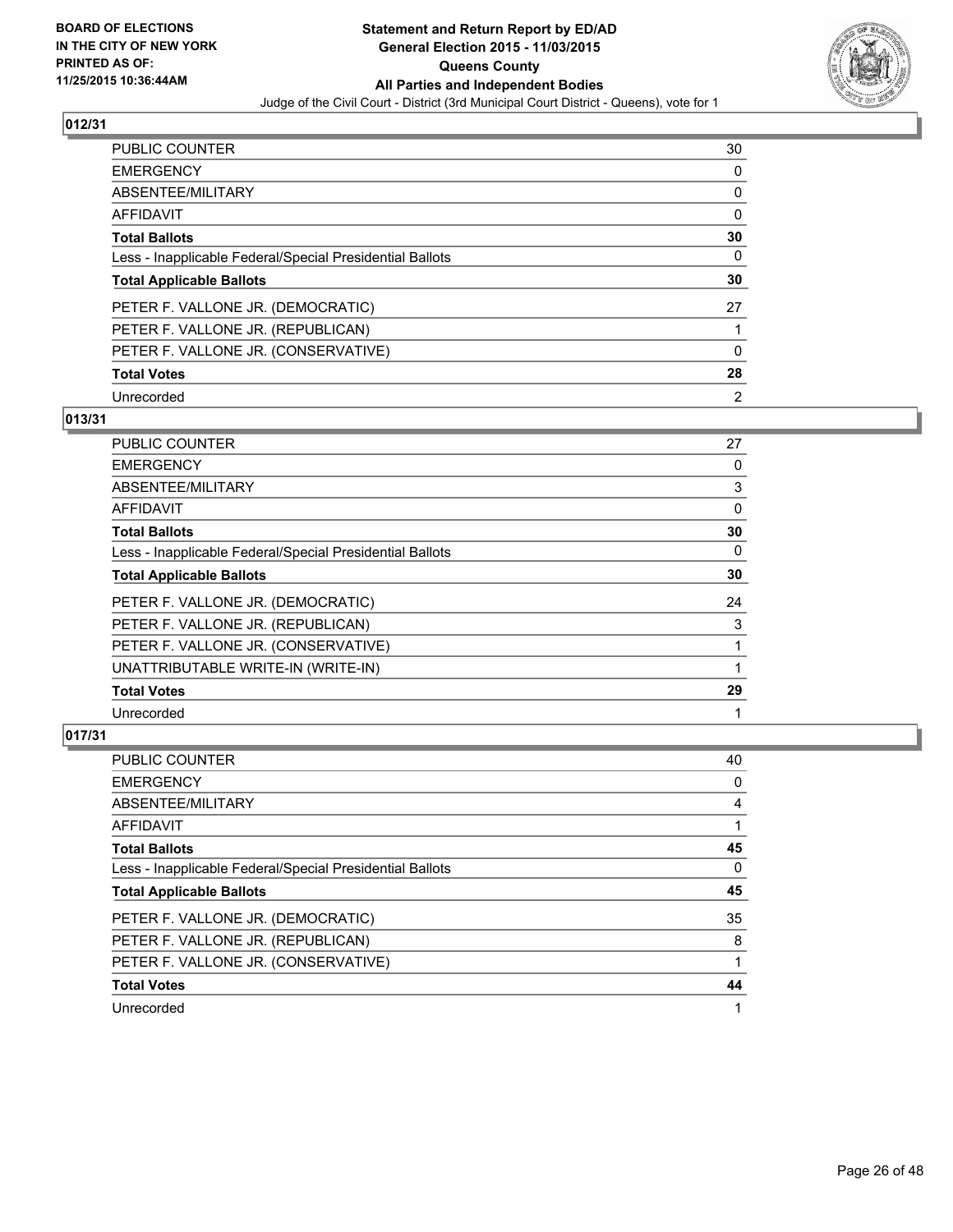BOARD OF ELECTIONS
IN THE CITY OF NEW YORK
PRINTED AS OF:
11/25/2015 10:36:44AM

**Statement and Return Report by ED/AD**
**General Election 2015 - 11/03/2015**
**Queens County**
**All Parties and Independent Bodies**
Judge of the Civil Court - District (3rd Municipal Court District - Queens), vote for 1

## 012/31

| | |
|---|---|
| PUBLIC COUNTER | 30 |
| EMERGENCY | 0 |
| ABSENTEE/MILITARY | 0 |
| AFFIDAVIT | 0 |
| **Total Ballots** | **30** |
| Less - Inapplicable Federal/Special Presidential Ballots | 0 |
| **Total Applicable Ballots** | **30** |
| PETER F. VALLONE JR. (DEMOCRATIC) | 27 |
| PETER F. VALLONE JR. (REPUBLICAN) | 1 |
| PETER F. VALLONE JR. (CONSERVATIVE) | 0 |
| **Total Votes** | **28** |
| Unrecorded | 2 |

## 013/31

| | |
|---|---|
| PUBLIC COUNTER | 27 |
| EMERGENCY | 0 |
| ABSENTEE/MILITARY | 3 |
| AFFIDAVIT | 0 |
| **Total Ballots** | **30** |
| Less - Inapplicable Federal/Special Presidential Ballots | 0 |
| **Total Applicable Ballots** | **30** |
| PETER F. VALLONE JR. (DEMOCRATIC) | 24 |
| PETER F. VALLONE JR. (REPUBLICAN) | 3 |
| PETER F. VALLONE JR. (CONSERVATIVE) | 1 |
| UNATTRIBUTABLE WRITE-IN (WRITE-IN) | 1 |
| **Total Votes** | **29** |
| Unrecorded | 1 |

## 017/31

| | |
|---|---|
| PUBLIC COUNTER | 40 |
| EMERGENCY | 0 |
| ABSENTEE/MILITARY | 4 |
| AFFIDAVIT | 1 |
| **Total Ballots** | **45** |
| Less - Inapplicable Federal/Special Presidential Ballots | 0 |
| **Total Applicable Ballots** | **45** |
| PETER F. VALLONE JR. (DEMOCRATIC) | 35 |
| PETER F. VALLONE JR. (REPUBLICAN) | 8 |
| PETER F. VALLONE JR. (CONSERVATIVE) | 1 |
| **Total Votes** | **44** |
| Unrecorded | 1 |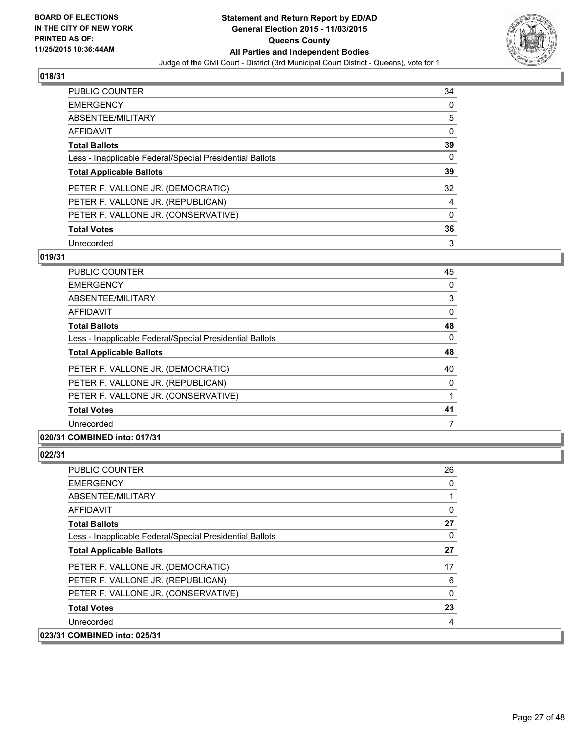**BOARD OF ELECTIONS IN THE CITY OF NEW YORK PRINTED AS OF: 11/25/2015 10:36:44AM**

**Statement and Return Report by ED/AD General Election 2015 - 11/03/2015 Queens County All Parties and Independent Bodies**

Judge of the Civil Court - District (3rd Municipal Court District - Queens), vote for 1

### 018/31

| | |
|---|---|
| PUBLIC COUNTER | 34 |
| EMERGENCY | 0 |
| ABSENTEE/MILITARY | 5 |
| AFFIDAVIT | 0 |
| **Total Ballots** | **39** |
| Less - Inapplicable Federal/Special Presidential Ballots | 0 |
| **Total Applicable Ballots** | **39** |
| PETER F. VALLONE JR. (DEMOCRATIC) | 32 |
| PETER F. VALLONE JR. (REPUBLICAN) | 4 |
| PETER F. VALLONE JR. (CONSERVATIVE) | 0 |
| **Total Votes** | **36** |
| Unrecorded | 3 |

### 019/31

| | |
|---|---|
| PUBLIC COUNTER | 45 |
| EMERGENCY | 0 |
| ABSENTEE/MILITARY | 3 |
| AFFIDAVIT | 0 |
| **Total Ballots** | **48** |
| Less - Inapplicable Federal/Special Presidential Ballots | 0 |
| **Total Applicable Ballots** | **48** |
| PETER F. VALLONE JR. (DEMOCRATIC) | 40 |
| PETER F. VALLONE JR. (REPUBLICAN) | 0 |
| PETER F. VALLONE JR. (CONSERVATIVE) | 1 |
| **Total Votes** | **41** |
| Unrecorded | 7 |

### 020/31 COMBINED into: 017/31

### 022/31

| | |
|---|---|
| PUBLIC COUNTER | 26 |
| EMERGENCY | 0 |
| ABSENTEE/MILITARY | 1 |
| AFFIDAVIT | 0 |
| **Total Ballots** | **27** |
| Less - Inapplicable Federal/Special Presidential Ballots | 0 |
| **Total Applicable Ballots** | **27** |
| PETER F. VALLONE JR. (DEMOCRATIC) | 17 |
| PETER F. VALLONE JR. (REPUBLICAN) | 6 |
| PETER F. VALLONE JR. (CONSERVATIVE) | 0 |
| **Total Votes** | **23** |
| Unrecorded | 4 |

### 023/31 COMBINED into: 025/31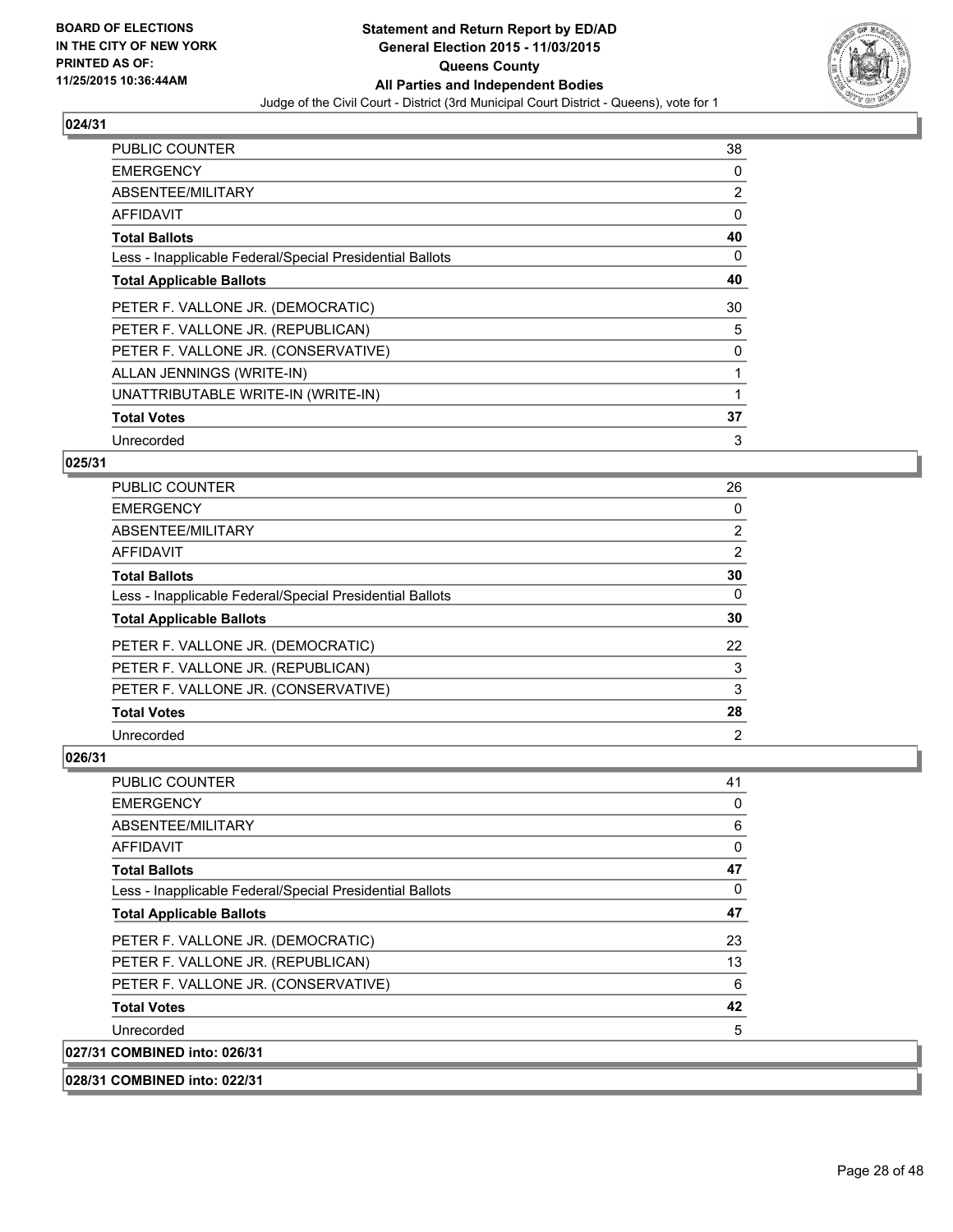### 024/31

| | |
|---|---|
| PUBLIC COUNTER | 38 |
| EMERGENCY | 0 |
| ABSENTEE/MILITARY | 2 |
| AFFIDAVIT | 0 |
| **Total Ballots** | **40** |
| Less - Inapplicable Federal/Special Presidential Ballots | 0 |
| **Total Applicable Ballots** | **40** |
| PETER F. VALLONE JR. (DEMOCRATIC) | 30 |
| PETER F. VALLONE JR. (REPUBLICAN) | 5 |
| PETER F. VALLONE JR. (CONSERVATIVE) | 0 |
| ALLAN JENNINGS (WRITE-IN) | 1 |
| UNATTRIBUTABLE WRITE-IN (WRITE-IN) | 1 |
| **Total Votes** | **37** |
| Unrecorded | 3 |

### 025/31

| | |
|---|---|
| PUBLIC COUNTER | 26 |
| EMERGENCY | 0 |
| ABSENTEE/MILITARY | 2 |
| AFFIDAVIT | 2 |
| **Total Ballots** | **30** |
| Less - Inapplicable Federal/Special Presidential Ballots | 0 |
| **Total Applicable Ballots** | **30** |
| PETER F. VALLONE JR. (DEMOCRATIC) | 22 |
| PETER F. VALLONE JR. (REPUBLICAN) | 3 |
| PETER F. VALLONE JR. (CONSERVATIVE) | 3 |
| **Total Votes** | **28** |
| Unrecorded | 2 |

### 026/31

| | |
|---|---|
| PUBLIC COUNTER | 41 |
| EMERGENCY | 0 |
| ABSENTEE/MILITARY | 6 |
| AFFIDAVIT | 0 |
| **Total Ballots** | **47** |
| Less - Inapplicable Federal/Special Presidential Ballots | 0 |
| **Total Applicable Ballots** | **47** |
| PETER F. VALLONE JR. (DEMOCRATIC) | 23 |
| PETER F. VALLONE JR. (REPUBLICAN) | 13 |
| PETER F. VALLONE JR. (CONSERVATIVE) | 6 |
| **Total Votes** | **42** |
| Unrecorded | 5 |

### 027/31 COMBINED into: 026/31

### 028/31 COMBINED into: 022/31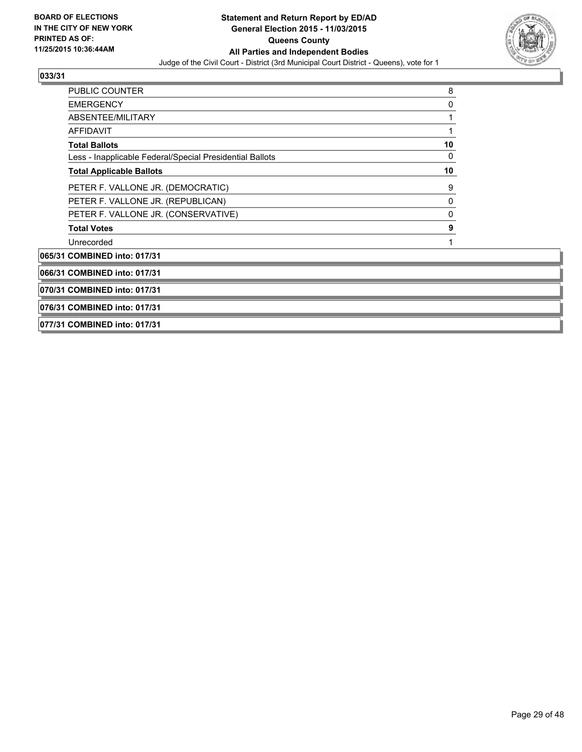**Statement and Return Report by ED/AD**
**General Election 2015 - 11/03/2015**
**Queens County**
**All Parties and Independent Bodies**
Judge of the Civil Court - District (3rd Municipal Court District - Queens), vote for 1

BOARD OF ELECTIONS IN THE CITY OF NEW YORK PRINTED AS OF: 11/25/2015 10:36:44AM

### 033/31

| | |
|---|---|
| PUBLIC COUNTER | 8 |
| EMERGENCY | 0 |
| ABSENTEE/MILITARY | 1 |
| AFFIDAVIT | 1 |
| **Total Ballots** | **10** |
| Less - Inapplicable Federal/Special Presidential Ballots | 0 |
| **Total Applicable Ballots** | **10** |
| PETER F. VALLONE JR. (DEMOCRATIC) | 9 |
| PETER F. VALLONE JR. (REPUBLICAN) | 0 |
| PETER F. VALLONE JR. (CONSERVATIVE) | 0 |
| **Total Votes** | **9** |
| Unrecorded | 1 |

### 065/31 COMBINED into: 017/31

### 066/31 COMBINED into: 017/31

### 070/31 COMBINED into: 017/31

### 076/31 COMBINED into: 017/31

### 077/31 COMBINED into: 017/31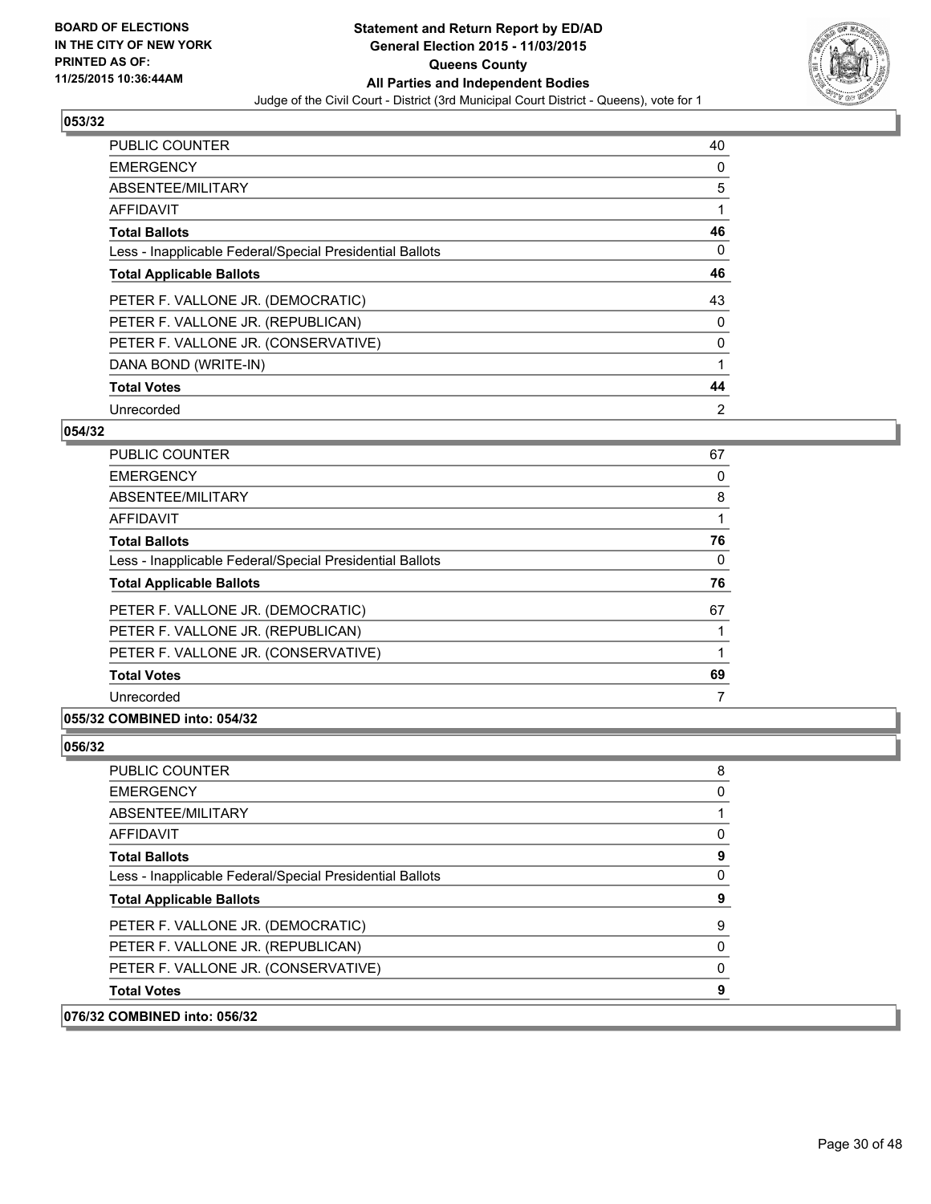BOARD OF ELECTIONS
IN THE CITY OF NEW YORK
PRINTED AS OF:
11/25/2015 10:36:44AM

**Statement and Return Report by ED/AD**
**General Election 2015 - 11/03/2015**
**Queens County**
**All Parties and Independent Bodies**
Judge of the Civil Court - District (3rd Municipal Court District - Queens), vote for 1

## 053/32

| | |
|---|---|
| PUBLIC COUNTER | 40 |
| EMERGENCY | 0 |
| ABSENTEE/MILITARY | 5 |
| AFFIDAVIT | 1 |
| **Total Ballots** | **46** |
| Less - Inapplicable Federal/Special Presidential Ballots | 0 |
| **Total Applicable Ballots** | **46** |
| PETER F. VALLONE JR. (DEMOCRATIC) | 43 |
| PETER F. VALLONE JR. (REPUBLICAN) | 0 |
| PETER F. VALLONE JR. (CONSERVATIVE) | 0 |
| DANA BOND (WRITE-IN) | 1 |
| **Total Votes** | **44** |
| Unrecorded | 2 |

## 054/32

| | |
|---|---|
| PUBLIC COUNTER | 67 |
| EMERGENCY | 0 |
| ABSENTEE/MILITARY | 8 |
| AFFIDAVIT | 1 |
| **Total Ballots** | **76** |
| Less - Inapplicable Federal/Special Presidential Ballots | 0 |
| **Total Applicable Ballots** | **76** |
| PETER F. VALLONE JR. (DEMOCRATIC) | 67 |
| PETER F. VALLONE JR. (REPUBLICAN) | 1 |
| PETER F. VALLONE JR. (CONSERVATIVE) | 1 |
| **Total Votes** | **69** |
| Unrecorded | 7 |

## 055/32 COMBINED into: 054/32

## 056/32

| | |
|---|---|
| PUBLIC COUNTER | 8 |
| EMERGENCY | 0 |
| ABSENTEE/MILITARY | 1 |
| AFFIDAVIT | 0 |
| **Total Ballots** | **9** |
| Less - Inapplicable Federal/Special Presidential Ballots | 0 |
| **Total Applicable Ballots** | **9** |
| PETER F. VALLONE JR. (DEMOCRATIC) | 9 |
| PETER F. VALLONE JR. (REPUBLICAN) | 0 |
| PETER F. VALLONE JR. (CONSERVATIVE) | 0 |
| **Total Votes** | **9** |

## 076/32 COMBINED into: 056/32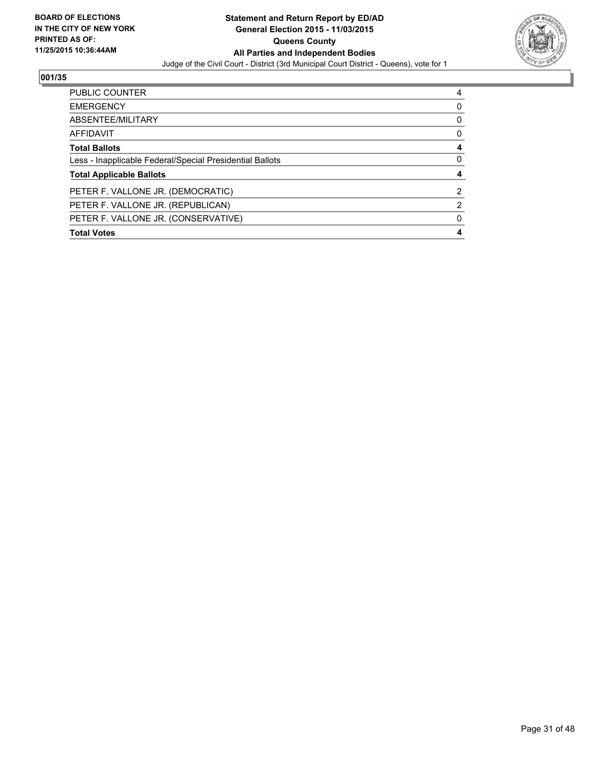**BOARD OF ELECTIONS IN THE CITY OF NEW YORK PRINTED AS OF: 11/25/2015 10:36:44AM**

# Statement and Return Report by ED/AD
## General Election 2015 - 11/03/2015
## Queens County
## All Parties and Independent Bodies

Judge of the Civil Court - District (3rd Municipal Court District - Queens), vote for 1

### 001/35

| | |
|---|---|
| PUBLIC COUNTER | 4 |
| EMERGENCY | 0 |
| ABSENTEE/MILITARY | 0 |
| AFFIDAVIT | 0 |
| **Total Ballots** | **4** |
| Less - Inapplicable Federal/Special Presidential Ballots | 0 |
| **Total Applicable Ballots** | **4** |
| PETER F. VALLONE JR. (DEMOCRATIC) | 2 |
| PETER F. VALLONE JR. (REPUBLICAN) | 2 |
| PETER F. VALLONE JR. (CONSERVATIVE) | 0 |
| **Total Votes** | **4** |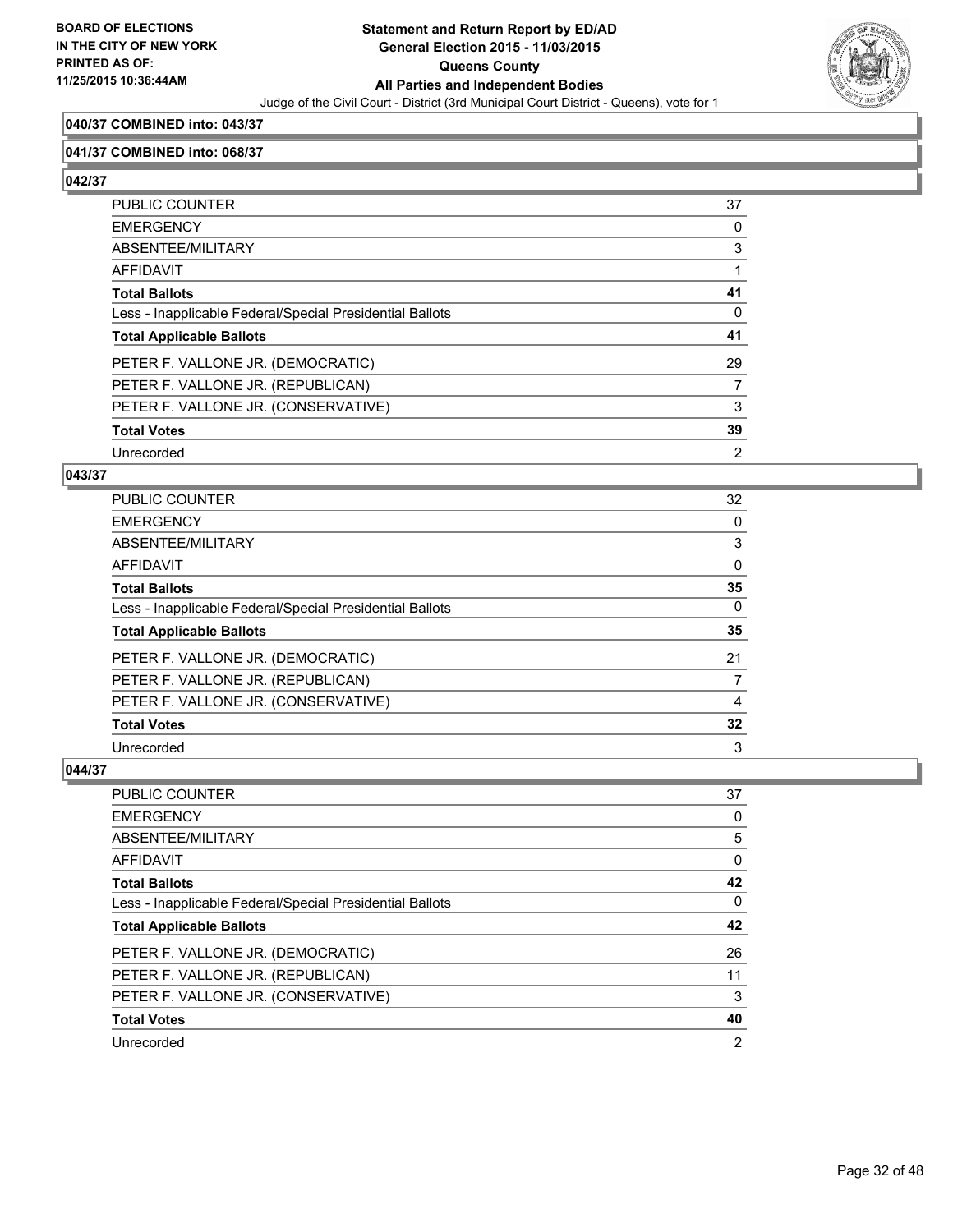**040/37 COMBINED into: 043/37**

**041/37 COMBINED into: 068/37**

**042/37**

| | |
|---|---|
| PUBLIC COUNTER | 37 |
| EMERGENCY | 0 |
| ABSENTEE/MILITARY | 3 |
| AFFIDAVIT | 1 |
| **Total Ballots** | **41** |
| Less - Inapplicable Federal/Special Presidential Ballots | 0 |
| **Total Applicable Ballots** | **41** |
| PETER F. VALLONE JR. (DEMOCRATIC) | 29 |
| PETER F. VALLONE JR. (REPUBLICAN) | 7 |
| PETER F. VALLONE JR. (CONSERVATIVE) | 3 |
| **Total Votes** | **39** |
| Unrecorded | 2 |

**043/37**

| | |
|---|---|
| PUBLIC COUNTER | 32 |
| EMERGENCY | 0 |
| ABSENTEE/MILITARY | 3 |
| AFFIDAVIT | 0 |
| **Total Ballots** | **35** |
| Less - Inapplicable Federal/Special Presidential Ballots | 0 |
| **Total Applicable Ballots** | **35** |
| PETER F. VALLONE JR. (DEMOCRATIC) | 21 |
| PETER F. VALLONE JR. (REPUBLICAN) | 7 |
| PETER F. VALLONE JR. (CONSERVATIVE) | 4 |
| **Total Votes** | **32** |
| Unrecorded | 3 |

**044/37**

| | |
|---|---|
| PUBLIC COUNTER | 37 |
| EMERGENCY | 0 |
| ABSENTEE/MILITARY | 5 |
| AFFIDAVIT | 0 |
| **Total Ballots** | **42** |
| Less - Inapplicable Federal/Special Presidential Ballots | 0 |
| **Total Applicable Ballots** | **42** |
| PETER F. VALLONE JR. (DEMOCRATIC) | 26 |
| PETER F. VALLONE JR. (REPUBLICAN) | 11 |
| PETER F. VALLONE JR. (CONSERVATIVE) | 3 |
| **Total Votes** | **40** |
| Unrecorded | 2 |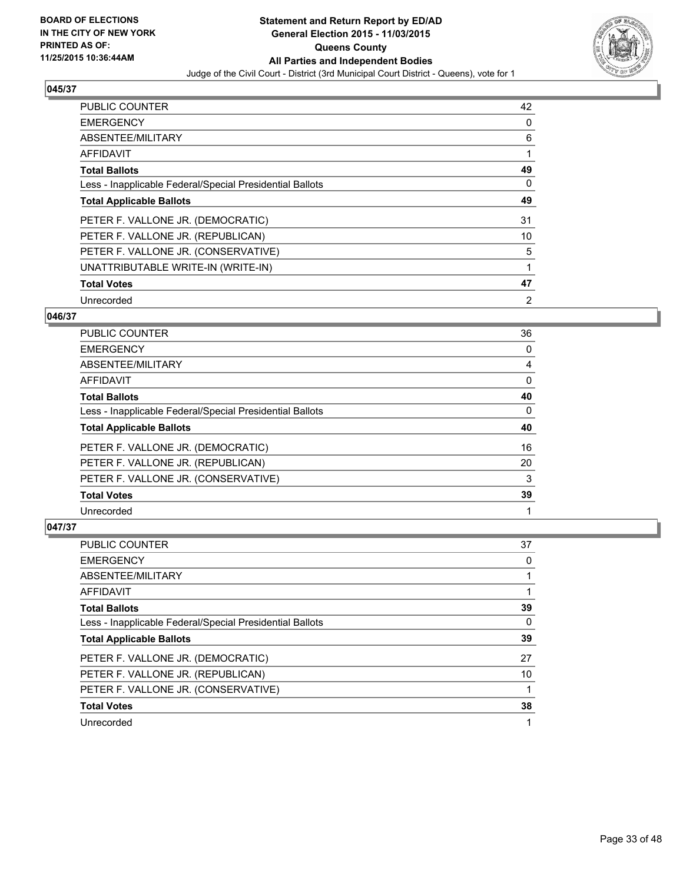BOARD OF ELECTIONS
IN THE CITY OF NEW YORK
PRINTED AS OF:
11/25/2015 10:36:44AM

**Statement and Return Report by ED/AD**
**General Election 2015 - 11/03/2015**
**Queens County**
**All Parties and Independent Bodies**
Judge of the Civil Court - District (3rd Municipal Court District - Queens), vote for 1

### 045/37

| | |
|---|---|
| PUBLIC COUNTER | 42 |
| EMERGENCY | 0 |
| ABSENTEE/MILITARY | 6 |
| AFFIDAVIT | 1 |
| **Total Ballots** | **49** |
| Less - Inapplicable Federal/Special Presidential Ballots | 0 |
| **Total Applicable Ballots** | **49** |
| PETER F. VALLONE JR. (DEMOCRATIC) | 31 |
| PETER F. VALLONE JR. (REPUBLICAN) | 10 |
| PETER F. VALLONE JR. (CONSERVATIVE) | 5 |
| UNATTRIBUTABLE WRITE-IN (WRITE-IN) | 1 |
| **Total Votes** | **47** |
| Unrecorded | 2 |

### 046/37

| | |
|---|---|
| PUBLIC COUNTER | 36 |
| EMERGENCY | 0 |
| ABSENTEE/MILITARY | 4 |
| AFFIDAVIT | 0 |
| **Total Ballots** | **40** |
| Less - Inapplicable Federal/Special Presidential Ballots | 0 |
| **Total Applicable Ballots** | **40** |
| PETER F. VALLONE JR. (DEMOCRATIC) | 16 |
| PETER F. VALLONE JR. (REPUBLICAN) | 20 |
| PETER F. VALLONE JR. (CONSERVATIVE) | 3 |
| **Total Votes** | **39** |
| Unrecorded | 1 |

### 047/37

| | |
|---|---|
| PUBLIC COUNTER | 37 |
| EMERGENCY | 0 |
| ABSENTEE/MILITARY | 1 |
| AFFIDAVIT | 1 |
| **Total Ballots** | **39** |
| Less - Inapplicable Federal/Special Presidential Ballots | 0 |
| **Total Applicable Ballots** | **39** |
| PETER F. VALLONE JR. (DEMOCRATIC) | 27 |
| PETER F. VALLONE JR. (REPUBLICAN) | 10 |
| PETER F. VALLONE JR. (CONSERVATIVE) | 1 |
| **Total Votes** | **38** |
| Unrecorded | 1 |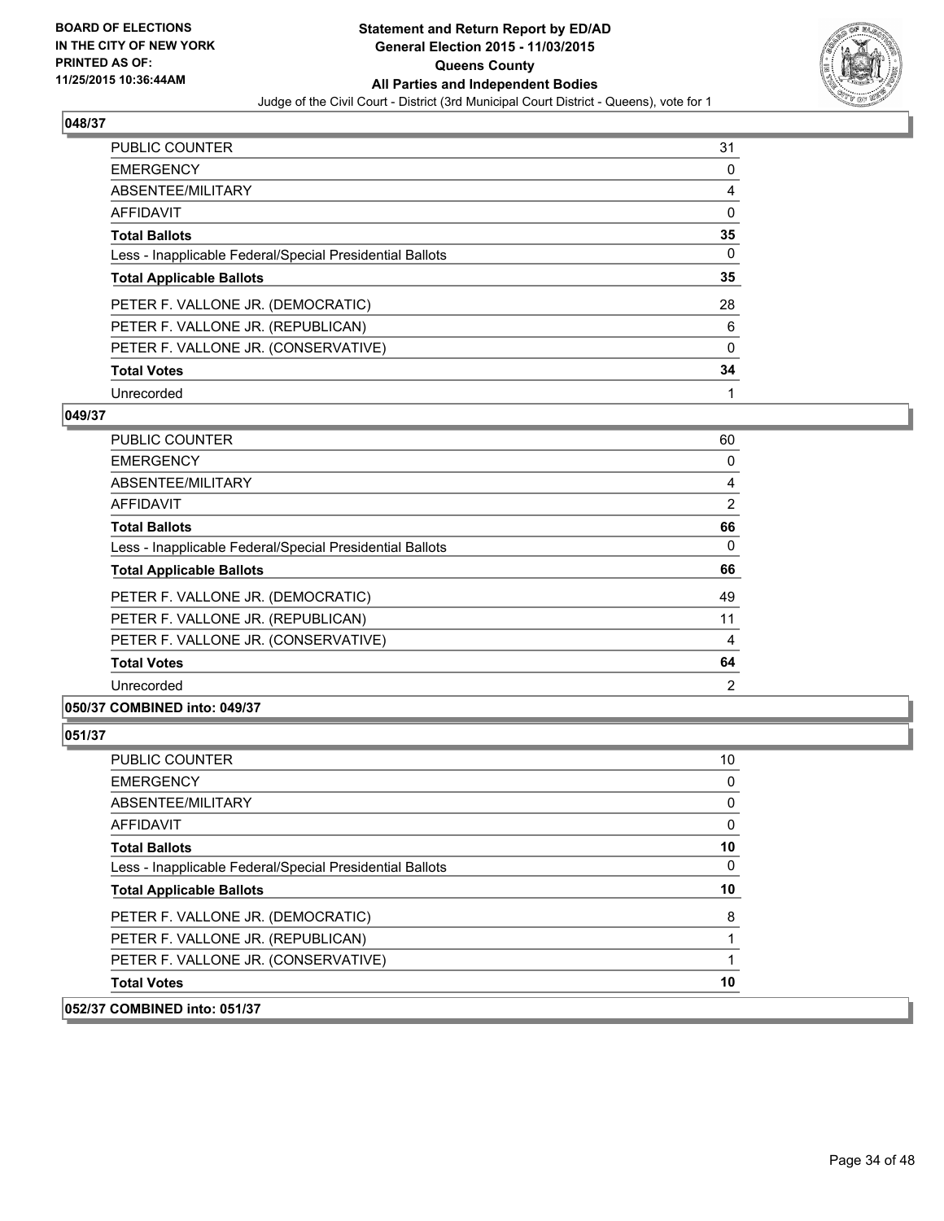## 048/37

| | |
|---|---|
| PUBLIC COUNTER | 31 |
| EMERGENCY | 0 |
| ABSENTEE/MILITARY | 4 |
| AFFIDAVIT | 0 |
| **Total Ballots** | **35** |
| Less - Inapplicable Federal/Special Presidential Ballots | 0 |
| **Total Applicable Ballots** | **35** |
| PETER F. VALLONE JR. (DEMOCRATIC) | 28 |
| PETER F. VALLONE JR. (REPUBLICAN) | 6 |
| PETER F. VALLONE JR. (CONSERVATIVE) | 0 |
| **Total Votes** | **34** |
| Unrecorded | 1 |

## 049/37

| | |
|---|---|
| PUBLIC COUNTER | 60 |
| EMERGENCY | 0 |
| ABSENTEE/MILITARY | 4 |
| AFFIDAVIT | 2 |
| **Total Ballots** | **66** |
| Less - Inapplicable Federal/Special Presidential Ballots | 0 |
| **Total Applicable Ballots** | **66** |
| PETER F. VALLONE JR. (DEMOCRATIC) | 49 |
| PETER F. VALLONE JR. (REPUBLICAN) | 11 |
| PETER F. VALLONE JR. (CONSERVATIVE) | 4 |
| **Total Votes** | **64** |
| Unrecorded | 2 |

## 050/37 COMBINED into: 049/37

## 051/37

| | |
|---|---|
| PUBLIC COUNTER | 10 |
| EMERGENCY | 0 |
| ABSENTEE/MILITARY | 0 |
| AFFIDAVIT | 0 |
| **Total Ballots** | **10** |
| Less - Inapplicable Federal/Special Presidential Ballots | 0 |
| **Total Applicable Ballots** | **10** |
| PETER F. VALLONE JR. (DEMOCRATIC) | 8 |
| PETER F. VALLONE JR. (REPUBLICAN) | 1 |
| PETER F. VALLONE JR. (CONSERVATIVE) | 1 |
| **Total Votes** | **10** |

## 052/37 COMBINED into: 051/37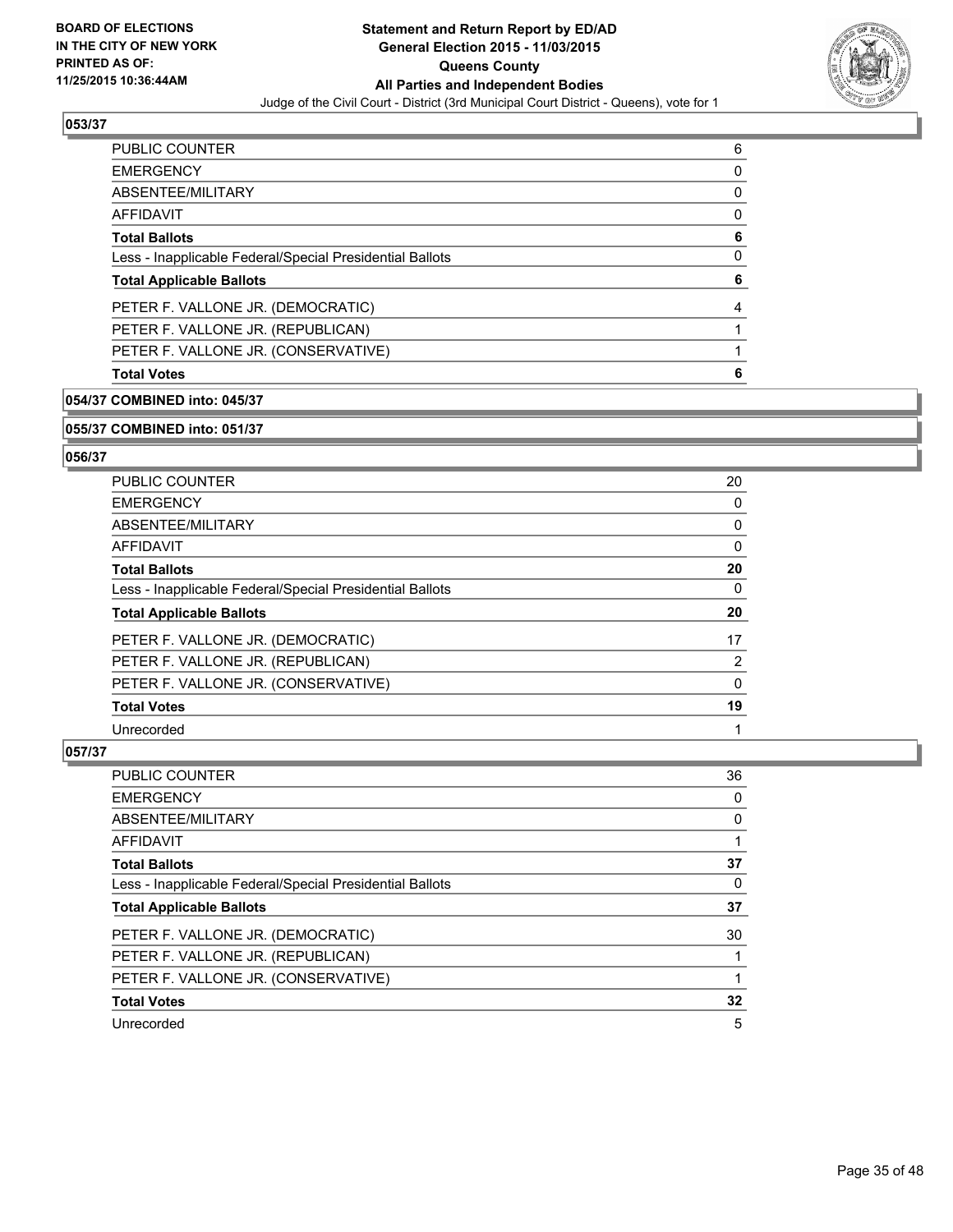## 053/37

| | |
|---|---|
| PUBLIC COUNTER | 6 |
| EMERGENCY | 0 |
| ABSENTEE/MILITARY | 0 |
| AFFIDAVIT | 0 |
| **Total Ballots** | **6** |
| Less - Inapplicable Federal/Special Presidential Ballots | 0 |
| **Total Applicable Ballots** | **6** |
| PETER F. VALLONE JR. (DEMOCRATIC) | 4 |
| PETER F. VALLONE JR. (REPUBLICAN) | 1 |
| PETER F. VALLONE JR. (CONSERVATIVE) | 1 |
| **Total Votes** | **6** |

## 054/37 COMBINED into: 045/37

## 055/37 COMBINED into: 051/37

## 056/37

| | |
|---|---|
| PUBLIC COUNTER | 20 |
| EMERGENCY | 0 |
| ABSENTEE/MILITARY | 0 |
| AFFIDAVIT | 0 |
| **Total Ballots** | **20** |
| Less - Inapplicable Federal/Special Presidential Ballots | 0 |
| **Total Applicable Ballots** | **20** |
| PETER F. VALLONE JR. (DEMOCRATIC) | 17 |
| PETER F. VALLONE JR. (REPUBLICAN) | 2 |
| PETER F. VALLONE JR. (CONSERVATIVE) | 0 |
| **Total Votes** | **19** |
| Unrecorded | 1 |

## 057/37

| | |
|---|---|
| PUBLIC COUNTER | 36 |
| EMERGENCY | 0 |
| ABSENTEE/MILITARY | 0 |
| AFFIDAVIT | 1 |
| **Total Ballots** | **37** |
| Less - Inapplicable Federal/Special Presidential Ballots | 0 |
| **Total Applicable Ballots** | **37** |
| PETER F. VALLONE JR. (DEMOCRATIC) | 30 |
| PETER F. VALLONE JR. (REPUBLICAN) | 1 |
| PETER F. VALLONE JR. (CONSERVATIVE) | 1 |
| **Total Votes** | **32** |
| Unrecorded | 5 |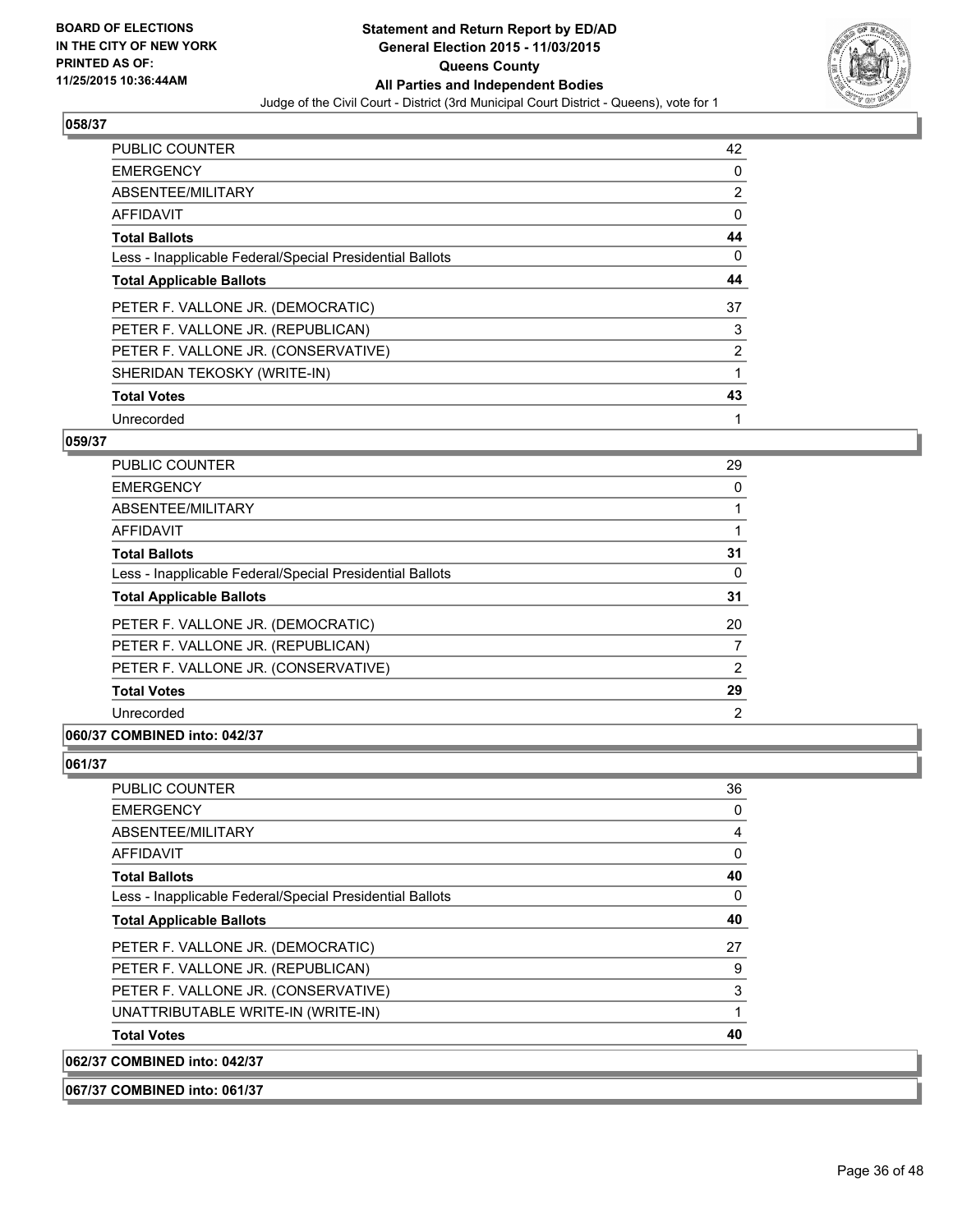## 058/37

| | |
|---|---|
| PUBLIC COUNTER | 42 |
| EMERGENCY | 0 |
| ABSENTEE/MILITARY | 2 |
| AFFIDAVIT | 0 |
| **Total Ballots** | **44** |
| Less - Inapplicable Federal/Special Presidential Ballots | 0 |
| **Total Applicable Ballots** | **44** |
| PETER F. VALLONE JR. (DEMOCRATIC) | 37 |
| PETER F. VALLONE JR. (REPUBLICAN) | 3 |
| PETER F. VALLONE JR. (CONSERVATIVE) | 2 |
| SHERIDAN TEKOSKY (WRITE-IN) | 1 |
| **Total Votes** | **43** |
| Unrecorded | 1 |

## 059/37

| | |
|---|---|
| PUBLIC COUNTER | 29 |
| EMERGENCY | 0 |
| ABSENTEE/MILITARY | 1 |
| AFFIDAVIT | 1 |
| **Total Ballots** | **31** |
| Less - Inapplicable Federal/Special Presidential Ballots | 0 |
| **Total Applicable Ballots** | **31** |
| PETER F. VALLONE JR. (DEMOCRATIC) | 20 |
| PETER F. VALLONE JR. (REPUBLICAN) | 7 |
| PETER F. VALLONE JR. (CONSERVATIVE) | 2 |
| **Total Votes** | **29** |
| Unrecorded | 2 |

## 060/37 COMBINED into: 042/37

## 061/37

| | |
|---|---|
| PUBLIC COUNTER | 36 |
| EMERGENCY | 0 |
| ABSENTEE/MILITARY | 4 |
| AFFIDAVIT | 0 |
| **Total Ballots** | **40** |
| Less - Inapplicable Federal/Special Presidential Ballots | 0 |
| **Total Applicable Ballots** | **40** |
| PETER F. VALLONE JR. (DEMOCRATIC) | 27 |
| PETER F. VALLONE JR. (REPUBLICAN) | 9 |
| PETER F. VALLONE JR. (CONSERVATIVE) | 3 |
| UNATTRIBUTABLE WRITE-IN (WRITE-IN) | 1 |
| **Total Votes** | **40** |

## 062/37 COMBINED into: 042/37

## 067/37 COMBINED into: 061/37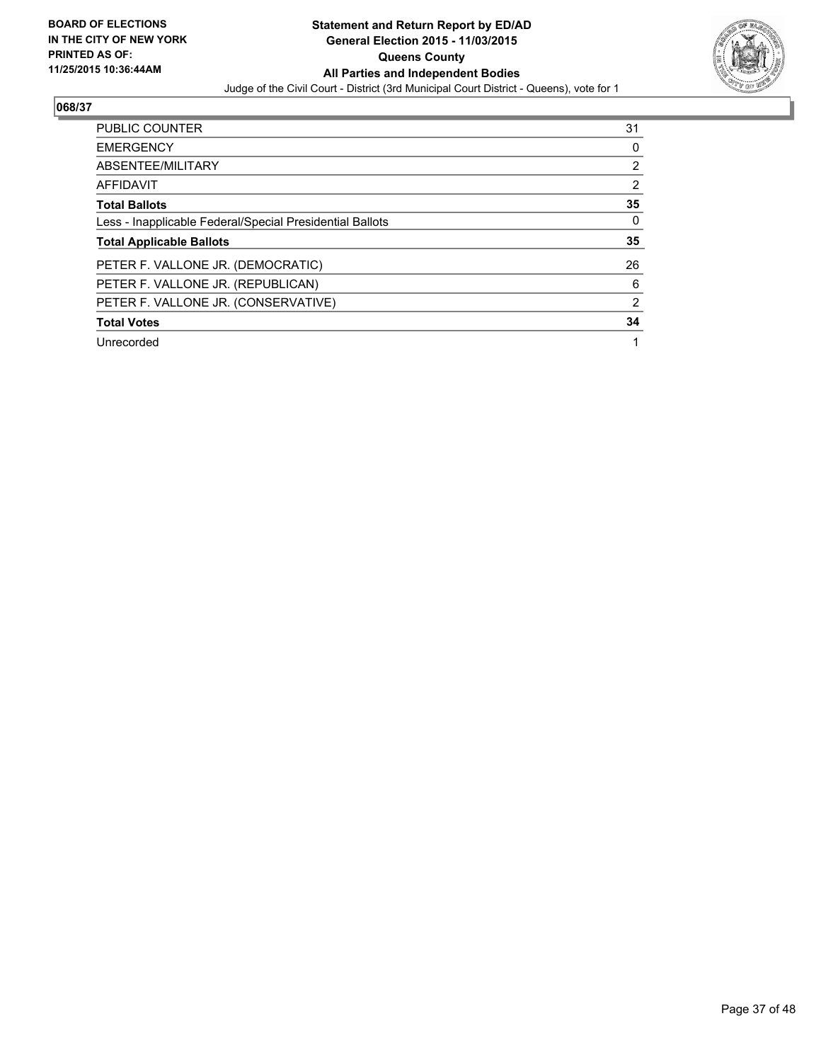**BOARD OF ELECTIONS IN THE CITY OF NEW YORK PRINTED AS OF: 11/25/2015 10:36:44AM**

**Statement and Return Report by ED/AD**
**General Election 2015 - 11/03/2015**
**Queens County**
**All Parties and Independent Bodies**
Judge of the Civil Court - District (3rd Municipal Court District - Queens), vote for 1

## 068/37

| | |
|---|---|
| PUBLIC COUNTER | 31 |
| EMERGENCY | 0 |
| ABSENTEE/MILITARY | 2 |
| AFFIDAVIT | 2 |
| **Total Ballots** | **35** |
| Less - Inapplicable Federal/Special Presidential Ballots | 0 |
| **Total Applicable Ballots** | **35** |
| PETER F. VALLONE JR. (DEMOCRATIC) | 26 |
| PETER F. VALLONE JR. (REPUBLICAN) | 6 |
| PETER F. VALLONE JR. (CONSERVATIVE) | 2 |
| **Total Votes** | **34** |
| Unrecorded | 1 |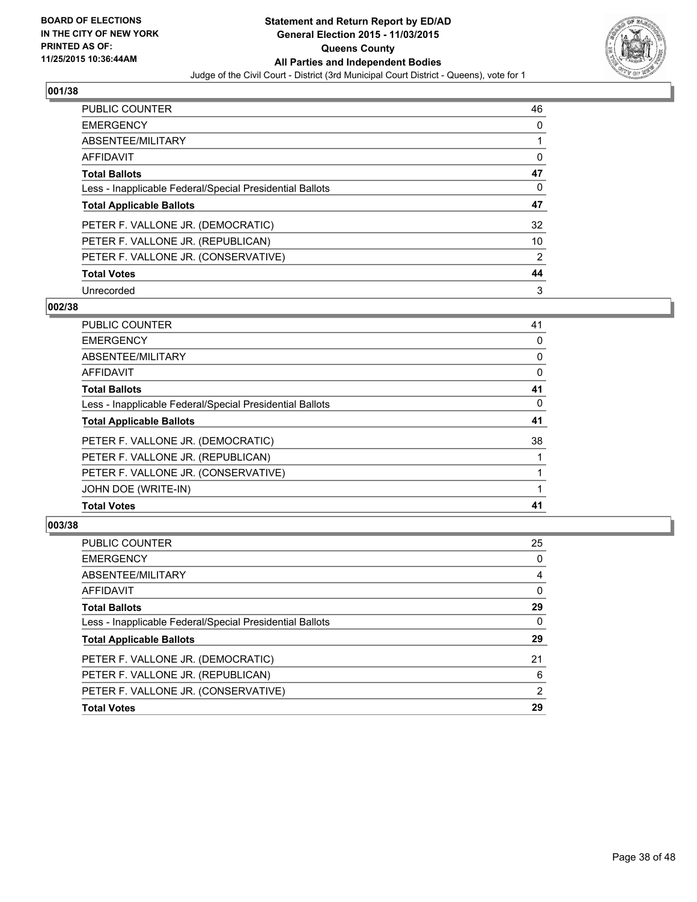**BOARD OF ELECTIONS IN THE CITY OF NEW YORK PRINTED AS OF: 11/25/2015 10:36:44AM**

# Statement and Return Report by ED/AD
## General Election 2015 - 11/03/2015
## Queens County
## All Parties and Independent Bodies
Judge of the Civil Court - District (3rd Municipal Court District - Queens), vote for 1

### 001/38

| | |
|---|---|
| PUBLIC COUNTER | 46 |
| EMERGENCY | 0 |
| ABSENTEE/MILITARY | 1 |
| AFFIDAVIT | 0 |
| **Total Ballots** | **47** |
| Less - Inapplicable Federal/Special Presidential Ballots | 0 |
| **Total Applicable Ballots** | **47** |
| PETER F. VALLONE JR. (DEMOCRATIC) | 32 |
| PETER F. VALLONE JR. (REPUBLICAN) | 10 |
| PETER F. VALLONE JR. (CONSERVATIVE) | 2 |
| **Total Votes** | **44** |
| Unrecorded | 3 |

### 002/38

| | |
|---|---|
| PUBLIC COUNTER | 41 |
| EMERGENCY | 0 |
| ABSENTEE/MILITARY | 0 |
| AFFIDAVIT | 0 |
| **Total Ballots** | **41** |
| Less - Inapplicable Federal/Special Presidential Ballots | 0 |
| **Total Applicable Ballots** | **41** |
| PETER F. VALLONE JR. (DEMOCRATIC) | 38 |
| PETER F. VALLONE JR. (REPUBLICAN) | 1 |
| PETER F. VALLONE JR. (CONSERVATIVE) | 1 |
| JOHN DOE (WRITE-IN) | 1 |
| **Total Votes** | **41** |

### 003/38

| | |
|---|---|
| PUBLIC COUNTER | 25 |
| EMERGENCY | 0 |
| ABSENTEE/MILITARY | 4 |
| AFFIDAVIT | 0 |
| **Total Ballots** | **29** |
| Less - Inapplicable Federal/Special Presidential Ballots | 0 |
| **Total Applicable Ballots** | **29** |
| PETER F. VALLONE JR. (DEMOCRATIC) | 21 |
| PETER F. VALLONE JR. (REPUBLICAN) | 6 |
| PETER F. VALLONE JR. (CONSERVATIVE) | 2 |
| **Total Votes** | **29** |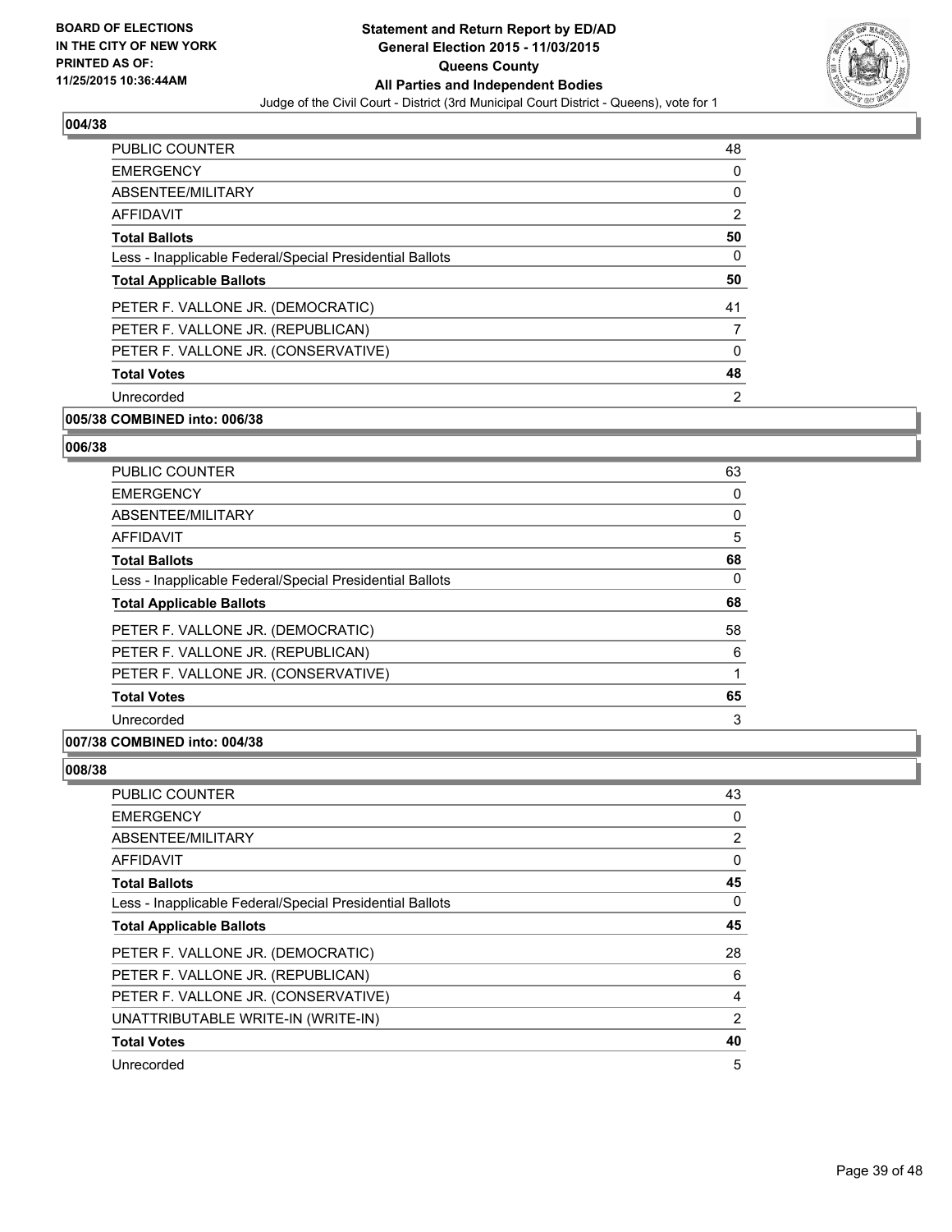### 004/38

| | |
|---|---|
| PUBLIC COUNTER | 48 |
| EMERGENCY | 0 |
| ABSENTEE/MILITARY | 0 |
| AFFIDAVIT | 2 |
| **Total Ballots** | **50** |
| Less - Inapplicable Federal/Special Presidential Ballots | 0 |
| **Total Applicable Ballots** | **50** |
| PETER F. VALLONE JR. (DEMOCRATIC) | 41 |
| PETER F. VALLONE JR. (REPUBLICAN) | 7 |
| PETER F. VALLONE JR. (CONSERVATIVE) | 0 |
| **Total Votes** | **48** |
| Unrecorded | 2 |

### 005/38 COMBINED into: 006/38

### 006/38

| | |
|---|---|
| PUBLIC COUNTER | 63 |
| EMERGENCY | 0 |
| ABSENTEE/MILITARY | 0 |
| AFFIDAVIT | 5 |
| **Total Ballots** | **68** |
| Less - Inapplicable Federal/Special Presidential Ballots | 0 |
| **Total Applicable Ballots** | **68** |
| PETER F. VALLONE JR. (DEMOCRATIC) | 58 |
| PETER F. VALLONE JR. (REPUBLICAN) | 6 |
| PETER F. VALLONE JR. (CONSERVATIVE) | 1 |
| **Total Votes** | **65** |
| Unrecorded | 3 |

### 007/38 COMBINED into: 004/38

### 008/38

| | |
|---|---|
| PUBLIC COUNTER | 43 |
| EMERGENCY | 0 |
| ABSENTEE/MILITARY | 2 |
| AFFIDAVIT | 0 |
| **Total Ballots** | **45** |
| Less - Inapplicable Federal/Special Presidential Ballots | 0 |
| **Total Applicable Ballots** | **45** |
| PETER F. VALLONE JR. (DEMOCRATIC) | 28 |
| PETER F. VALLONE JR. (REPUBLICAN) | 6 |
| PETER F. VALLONE JR. (CONSERVATIVE) | 4 |
| UNATTRIBUTABLE WRITE-IN (WRITE-IN) | 2 |
| **Total Votes** | **40** |
| Unrecorded | 5 |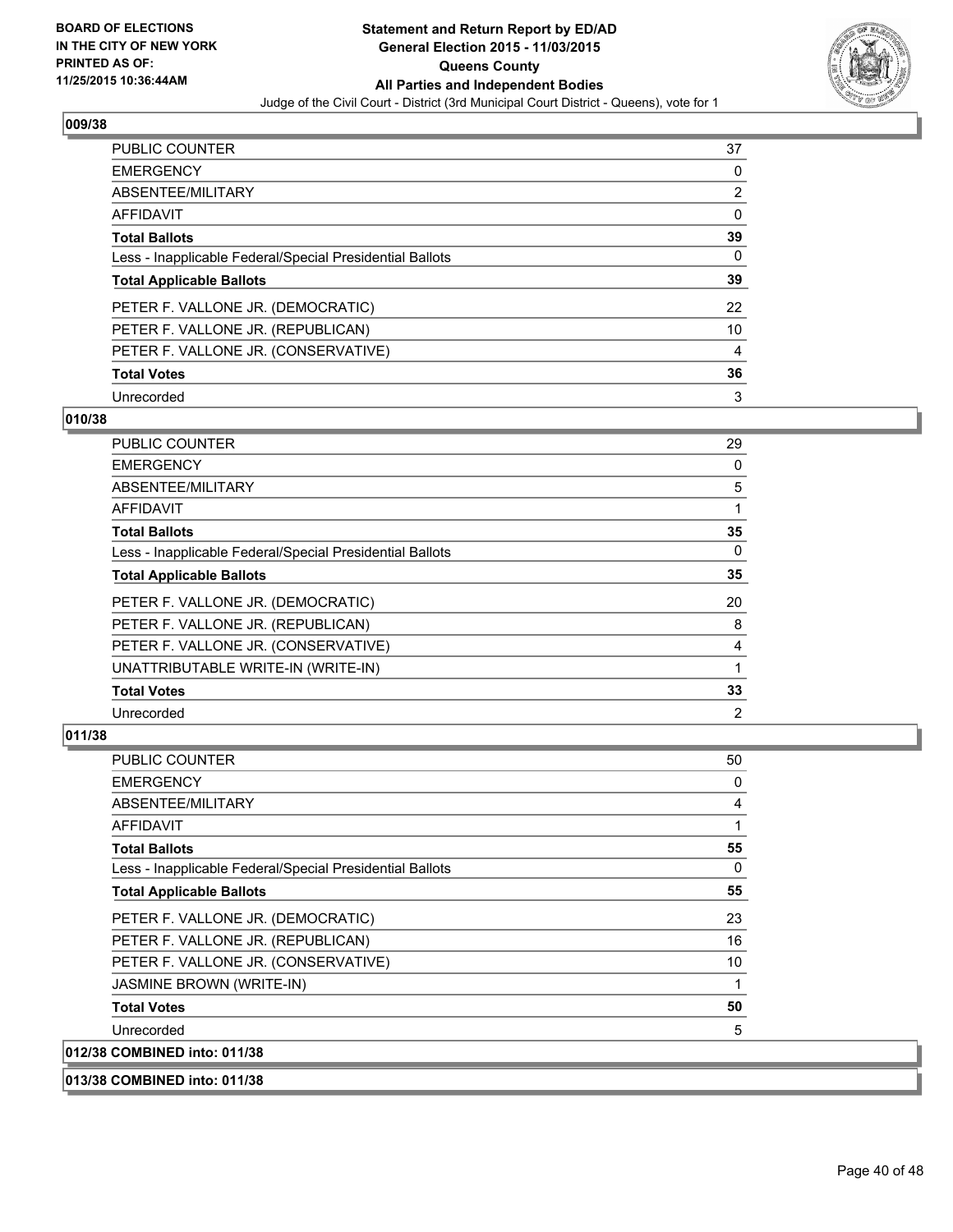**BOARD OF ELECTIONS IN THE CITY OF NEW YORK PRINTED AS OF: 11/25/2015 10:36:44AM**

**Statement and Return Report by ED/AD General Election 2015 - 11/03/2015 Queens County All Parties and Independent Bodies**

Judge of the Civil Court - District (3rd Municipal Court District - Queens), vote for 1

## 009/38

| | |
|---|---|
| PUBLIC COUNTER | 37 |
| EMERGENCY | 0 |
| ABSENTEE/MILITARY | 2 |
| AFFIDAVIT | 0 |
| **Total Ballots** | **39** |
| Less - Inapplicable Federal/Special Presidential Ballots | 0 |
| **Total Applicable Ballots** | **39** |
| PETER F. VALLONE JR. (DEMOCRATIC) | 22 |
| PETER F. VALLONE JR. (REPUBLICAN) | 10 |
| PETER F. VALLONE JR. (CONSERVATIVE) | 4 |
| **Total Votes** | **36** |
| Unrecorded | 3 |

## 010/38

| | |
|---|---|
| PUBLIC COUNTER | 29 |
| EMERGENCY | 0 |
| ABSENTEE/MILITARY | 5 |
| AFFIDAVIT | 1 |
| **Total Ballots** | **35** |
| Less - Inapplicable Federal/Special Presidential Ballots | 0 |
| **Total Applicable Ballots** | **35** |
| PETER F. VALLONE JR. (DEMOCRATIC) | 20 |
| PETER F. VALLONE JR. (REPUBLICAN) | 8 |
| PETER F. VALLONE JR. (CONSERVATIVE) | 4 |
| UNATTRIBUTABLE WRITE-IN (WRITE-IN) | 1 |
| **Total Votes** | **33** |
| Unrecorded | 2 |

## 011/38

| | |
|---|---|
| PUBLIC COUNTER | 50 |
| EMERGENCY | 0 |
| ABSENTEE/MILITARY | 4 |
| AFFIDAVIT | 1 |
| **Total Ballots** | **55** |
| Less - Inapplicable Federal/Special Presidential Ballots | 0 |
| **Total Applicable Ballots** | **55** |
| PETER F. VALLONE JR. (DEMOCRATIC) | 23 |
| PETER F. VALLONE JR. (REPUBLICAN) | 16 |
| PETER F. VALLONE JR. (CONSERVATIVE) | 10 |
| JASMINE BROWN (WRITE-IN) | 1 |
| **Total Votes** | **50** |
| Unrecorded | 5 |

## 012/38 COMBINED into: 011/38

## 013/38 COMBINED into: 011/38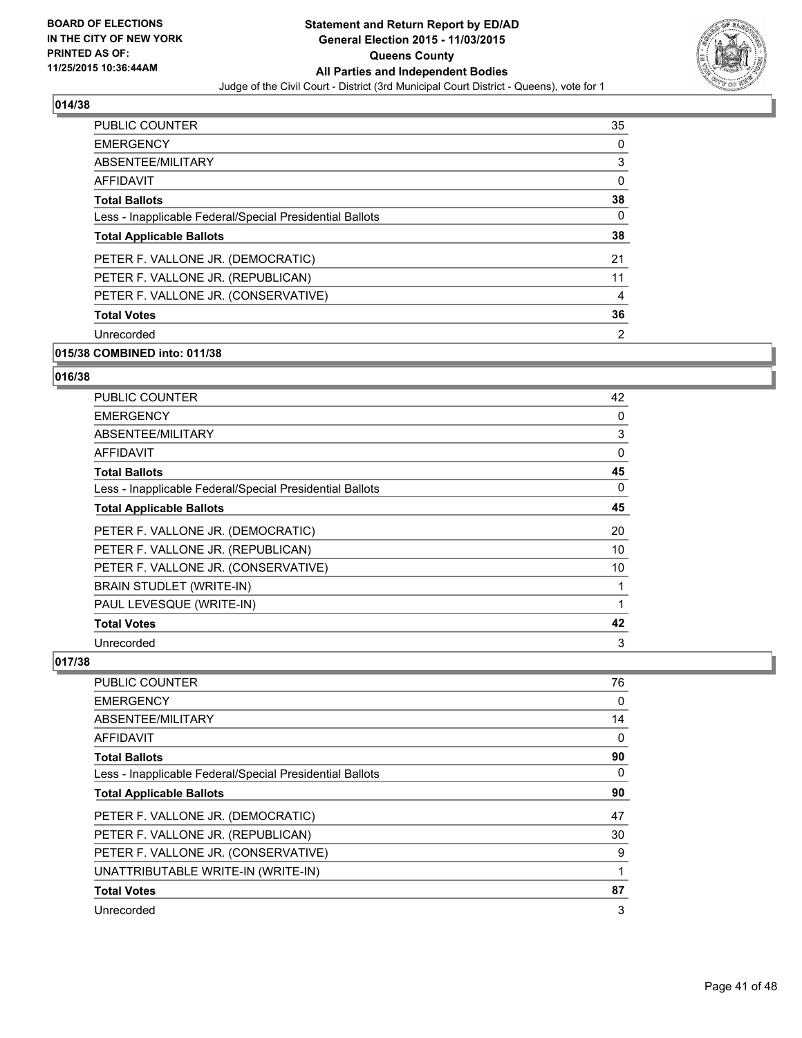**BOARD OF ELECTIONS IN THE CITY OF NEW YORK PRINTED AS OF: 11/25/2015 10:36:44AM**

# Statement and Return Report by ED/AD General Election 2015 - 11/03/2015 Queens County All Parties and Independent Bodies

Judge of the Civil Court - District (3rd Municipal Court District - Queens), vote for 1

## 014/38

| | |
|---|---|
| PUBLIC COUNTER | 35 |
| EMERGENCY | 0 |
| ABSENTEE/MILITARY | 3 |
| AFFIDAVIT | 0 |
| **Total Ballots** | **38** |
| Less - Inapplicable Federal/Special Presidential Ballots | 0 |
| **Total Applicable Ballots** | **38** |
| PETER F. VALLONE JR. (DEMOCRATIC) | 21 |
| PETER F. VALLONE JR. (REPUBLICAN) | 11 |
| PETER F. VALLONE JR. (CONSERVATIVE) | 4 |
| **Total Votes** | **36** |
| Unrecorded | 2 |

## 015/38 COMBINED into: 011/38

## 016/38

| | |
|---|---|
| PUBLIC COUNTER | 42 |
| EMERGENCY | 0 |
| ABSENTEE/MILITARY | 3 |
| AFFIDAVIT | 0 |
| **Total Ballots** | **45** |
| Less - Inapplicable Federal/Special Presidential Ballots | 0 |
| **Total Applicable Ballots** | **45** |
| PETER F. VALLONE JR. (DEMOCRATIC) | 20 |
| PETER F. VALLONE JR. (REPUBLICAN) | 10 |
| PETER F. VALLONE JR. (CONSERVATIVE) | 10 |
| BRAIN STUDLET (WRITE-IN) | 1 |
| PAUL LEVESQUE (WRITE-IN) | 1 |
| **Total Votes** | **42** |
| Unrecorded | 3 |

## 017/38

| | |
|---|---|
| PUBLIC COUNTER | 76 |
| EMERGENCY | 0 |
| ABSENTEE/MILITARY | 14 |
| AFFIDAVIT | 0 |
| **Total Ballots** | **90** |
| Less - Inapplicable Federal/Special Presidential Ballots | 0 |
| **Total Applicable Ballots** | **90** |
| PETER F. VALLONE JR. (DEMOCRATIC) | 47 |
| PETER F. VALLONE JR. (REPUBLICAN) | 30 |
| PETER F. VALLONE JR. (CONSERVATIVE) | 9 |
| UNATTRIBUTABLE WRITE-IN (WRITE-IN) | 1 |
| **Total Votes** | **87** |
| Unrecorded | 3 |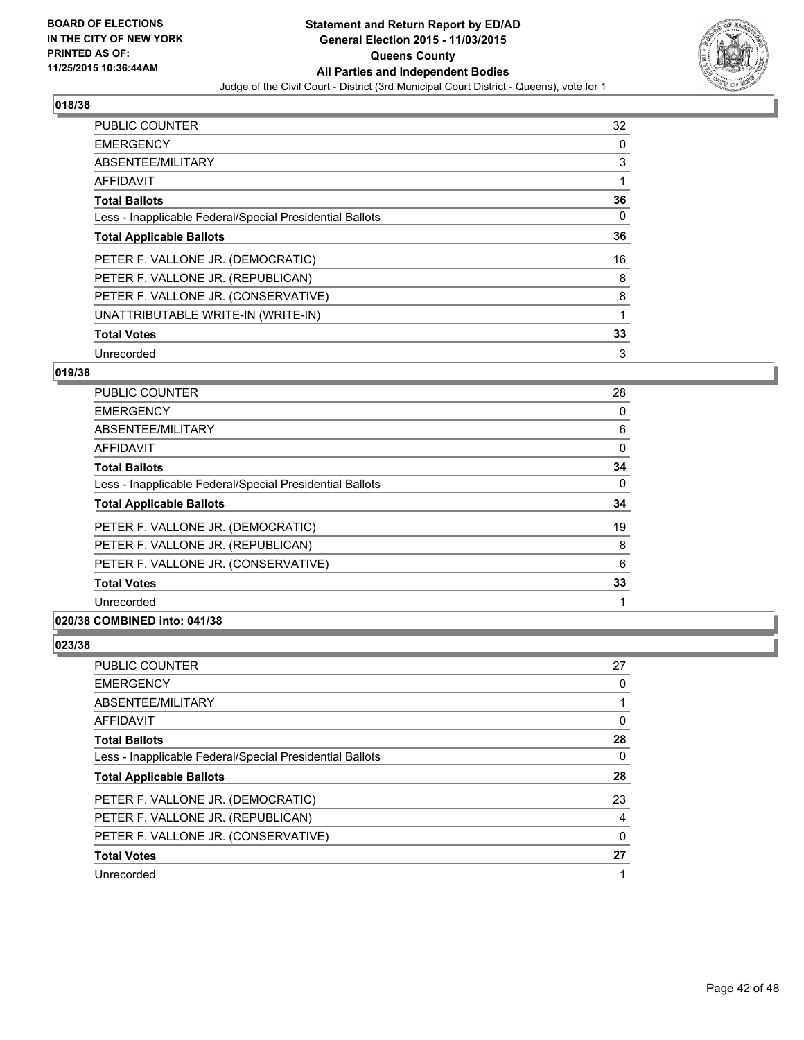**BOARD OF ELECTIONS IN THE CITY OF NEW YORK PRINTED AS OF: 11/25/2015 10:36:44AM**

**Statement and Return Report by ED/AD General Election 2015 - 11/03/2015 Queens County All Parties and Independent Bodies**

Judge of the Civil Court - District (3rd Municipal Court District - Queens), vote for 1

### 018/38

| | |
|---|---|
| PUBLIC COUNTER | 32 |
| EMERGENCY | 0 |
| ABSENTEE/MILITARY | 3 |
| AFFIDAVIT | 1 |
| **Total Ballots** | **36** |
| Less - Inapplicable Federal/Special Presidential Ballots | 0 |
| **Total Applicable Ballots** | **36** |
| PETER F. VALLONE JR. (DEMOCRATIC) | 16 |
| PETER F. VALLONE JR. (REPUBLICAN) | 8 |
| PETER F. VALLONE JR. (CONSERVATIVE) | 8 |
| UNATTRIBUTABLE WRITE-IN (WRITE-IN) | 1 |
| **Total Votes** | **33** |
| Unrecorded | 3 |

### 019/38

| | |
|---|---|
| PUBLIC COUNTER | 28 |
| EMERGENCY | 0 |
| ABSENTEE/MILITARY | 6 |
| AFFIDAVIT | 0 |
| **Total Ballots** | **34** |
| Less - Inapplicable Federal/Special Presidential Ballots | 0 |
| **Total Applicable Ballots** | **34** |
| PETER F. VALLONE JR. (DEMOCRATIC) | 19 |
| PETER F. VALLONE JR. (REPUBLICAN) | 8 |
| PETER F. VALLONE JR. (CONSERVATIVE) | 6 |
| **Total Votes** | **33** |
| Unrecorded | 1 |

### 020/38 COMBINED into: 041/38

### 023/38

| | |
|---|---|
| PUBLIC COUNTER | 27 |
| EMERGENCY | 0 |
| ABSENTEE/MILITARY | 1 |
| AFFIDAVIT | 0 |
| **Total Ballots** | **28** |
| Less - Inapplicable Federal/Special Presidential Ballots | 0 |
| **Total Applicable Ballots** | **28** |
| PETER F. VALLONE JR. (DEMOCRATIC) | 23 |
| PETER F. VALLONE JR. (REPUBLICAN) | 4 |
| PETER F. VALLONE JR. (CONSERVATIVE) | 0 |
| **Total Votes** | **27** |
| Unrecorded | 1 |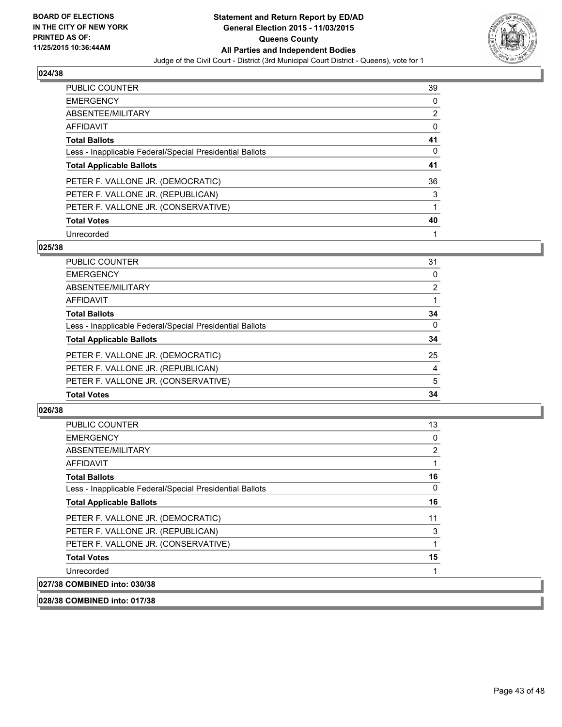## 024/38

| | |
|---|---|
| PUBLIC COUNTER | 39 |
| EMERGENCY | 0 |
| ABSENTEE/MILITARY | 2 |
| AFFIDAVIT | 0 |
| **Total Ballots** | **41** |
| Less - Inapplicable Federal/Special Presidential Ballots | 0 |
| **Total Applicable Ballots** | **41** |
| PETER F. VALLONE JR. (DEMOCRATIC) | 36 |
| PETER F. VALLONE JR. (REPUBLICAN) | 3 |
| PETER F. VALLONE JR. (CONSERVATIVE) | 1 |
| **Total Votes** | **40** |
| Unrecorded | 1 |

## 025/38

| | |
|---|---|
| PUBLIC COUNTER | 31 |
| EMERGENCY | 0 |
| ABSENTEE/MILITARY | 2 |
| AFFIDAVIT | 1 |
| **Total Ballots** | **34** |
| Less - Inapplicable Federal/Special Presidential Ballots | 0 |
| **Total Applicable Ballots** | **34** |
| PETER F. VALLONE JR. (DEMOCRATIC) | 25 |
| PETER F. VALLONE JR. (REPUBLICAN) | 4 |
| PETER F. VALLONE JR. (CONSERVATIVE) | 5 |
| **Total Votes** | **34** |

## 026/38

| | |
|---|---|
| PUBLIC COUNTER | 13 |
| EMERGENCY | 0 |
| ABSENTEE/MILITARY | 2 |
| AFFIDAVIT | 1 |
| **Total Ballots** | **16** |
| Less - Inapplicable Federal/Special Presidential Ballots | 0 |
| **Total Applicable Ballots** | **16** |
| PETER F. VALLONE JR. (DEMOCRATIC) | 11 |
| PETER F. VALLONE JR. (REPUBLICAN) | 3 |
| PETER F. VALLONE JR. (CONSERVATIVE) | 1 |
| **Total Votes** | **15** |
| Unrecorded | 1 |

## 027/38 COMBINED into: 030/38

## 028/38 COMBINED into: 017/38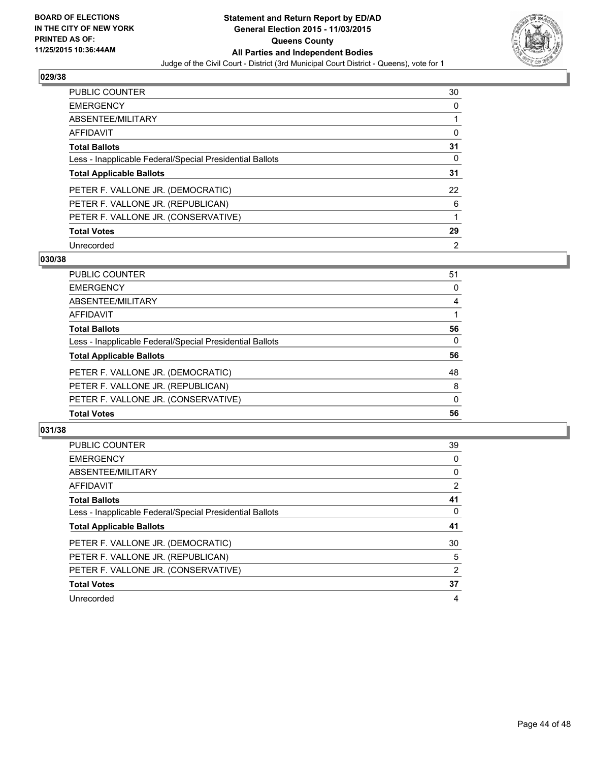**BOARD OF ELECTIONS IN THE CITY OF NEW YORK PRINTED AS OF: 11/25/2015 10:36:44AM**

**Statement and Return Report by ED/AD General Election 2015 - 11/03/2015 Queens County All Parties and Independent Bodies**

Judge of the Civil Court - District (3rd Municipal Court District - Queens), vote for 1

### 029/38

| | |
|---|---|
| PUBLIC COUNTER | 30 |
| EMERGENCY | 0 |
| ABSENTEE/MILITARY | 1 |
| AFFIDAVIT | 0 |
| **Total Ballots** | **31** |
| Less - Inapplicable Federal/Special Presidential Ballots | 0 |
| **Total Applicable Ballots** | **31** |
| PETER F. VALLONE JR. (DEMOCRATIC) | 22 |
| PETER F. VALLONE JR. (REPUBLICAN) | 6 |
| PETER F. VALLONE JR. (CONSERVATIVE) | 1 |
| **Total Votes** | **29** |
| Unrecorded | 2 |

### 030/38

| | |
|---|---|
| PUBLIC COUNTER | 51 |
| EMERGENCY | 0 |
| ABSENTEE/MILITARY | 4 |
| AFFIDAVIT | 1 |
| **Total Ballots** | **56** |
| Less - Inapplicable Federal/Special Presidential Ballots | 0 |
| **Total Applicable Ballots** | **56** |
| PETER F. VALLONE JR. (DEMOCRATIC) | 48 |
| PETER F. VALLONE JR. (REPUBLICAN) | 8 |
| PETER F. VALLONE JR. (CONSERVATIVE) | 0 |
| **Total Votes** | **56** |

### 031/38

| | |
|---|---|
| PUBLIC COUNTER | 39 |
| EMERGENCY | 0 |
| ABSENTEE/MILITARY | 0 |
| AFFIDAVIT | 2 |
| **Total Ballots** | **41** |
| Less - Inapplicable Federal/Special Presidential Ballots | 0 |
| **Total Applicable Ballots** | **41** |
| PETER F. VALLONE JR. (DEMOCRATIC) | 30 |
| PETER F. VALLONE JR. (REPUBLICAN) | 5 |
| PETER F. VALLONE JR. (CONSERVATIVE) | 2 |
| **Total Votes** | **37** |
| Unrecorded | 4 |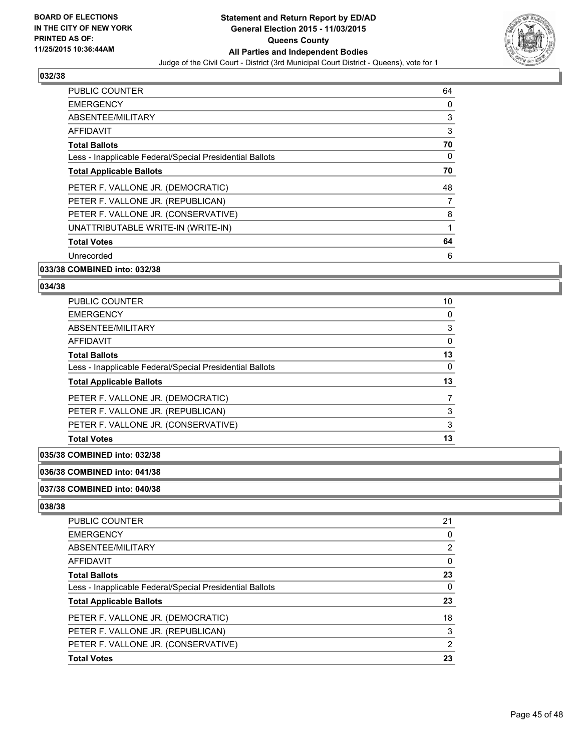**BOARD OF ELECTIONS IN THE CITY OF NEW YORK PRINTED AS OF: 11/25/2015 10:36:44AM**

# Statement and Return Report by ED/AD
## General Election 2015 - 11/03/2015
## Queens County
## All Parties and Independent Bodies
### Judge of the Civil Court - District (3rd Municipal Court District - Queens), vote for 1

### 032/38

| | |
|---|---|
| PUBLIC COUNTER | 64 |
| EMERGENCY | 0 |
| ABSENTEE/MILITARY | 3 |
| AFFIDAVIT | 3 |
| **Total Ballots** | **70** |
| Less - Inapplicable Federal/Special Presidential Ballots | 0 |
| **Total Applicable Ballots** | **70** |
| PETER F. VALLONE JR. (DEMOCRATIC) | 48 |
| PETER F. VALLONE JR. (REPUBLICAN) | 7 |
| PETER F. VALLONE JR. (CONSERVATIVE) | 8 |
| UNATTRIBUTABLE WRITE-IN (WRITE-IN) | 1 |
| **Total Votes** | **64** |
| Unrecorded | 6 |

### 033/38 COMBINED into: 032/38

### 034/38

| | |
|---|---|
| PUBLIC COUNTER | 10 |
| EMERGENCY | 0 |
| ABSENTEE/MILITARY | 3 |
| AFFIDAVIT | 0 |
| **Total Ballots** | **13** |
| Less - Inapplicable Federal/Special Presidential Ballots | 0 |
| **Total Applicable Ballots** | **13** |
| PETER F. VALLONE JR. (DEMOCRATIC) | 7 |
| PETER F. VALLONE JR. (REPUBLICAN) | 3 |
| PETER F. VALLONE JR. (CONSERVATIVE) | 3 |
| **Total Votes** | **13** |

### 035/38 COMBINED into: 032/38

### 036/38 COMBINED into: 041/38

### 037/38 COMBINED into: 040/38

### 038/38

| | |
|---|---|
| PUBLIC COUNTER | 21 |
| EMERGENCY | 0 |
| ABSENTEE/MILITARY | 2 |
| AFFIDAVIT | 0 |
| **Total Ballots** | **23** |
| Less - Inapplicable Federal/Special Presidential Ballots | 0 |
| **Total Applicable Ballots** | **23** |
| PETER F. VALLONE JR. (DEMOCRATIC) | 18 |
| PETER F. VALLONE JR. (REPUBLICAN) | 3 |
| PETER F. VALLONE JR. (CONSERVATIVE) | 2 |
| **Total Votes** | **23** |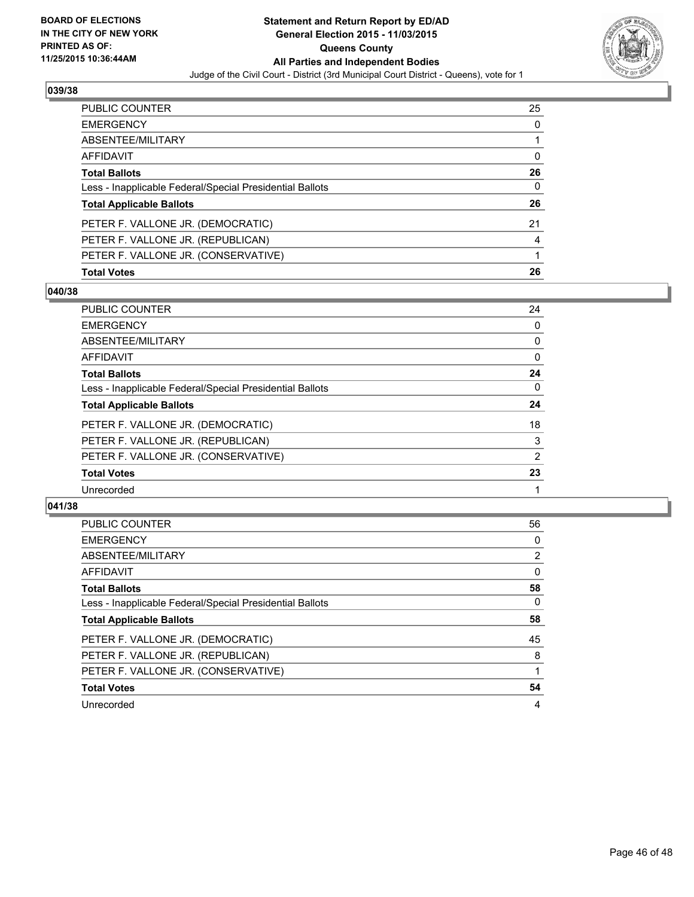## 039/38

| | |
|---|---|
| PUBLIC COUNTER | 25 |
| EMERGENCY | 0 |
| ABSENTEE/MILITARY | 1 |
| AFFIDAVIT | 0 |
| **Total Ballots** | **26** |
| Less - Inapplicable Federal/Special Presidential Ballots | 0 |
| **Total Applicable Ballots** | **26** |
| PETER F. VALLONE JR. (DEMOCRATIC) | 21 |
| PETER F. VALLONE JR. (REPUBLICAN) | 4 |
| PETER F. VALLONE JR. (CONSERVATIVE) | 1 |
| **Total Votes** | **26** |

## 040/38

| | |
|---|---|
| PUBLIC COUNTER | 24 |
| EMERGENCY | 0 |
| ABSENTEE/MILITARY | 0 |
| AFFIDAVIT | 0 |
| **Total Ballots** | **24** |
| Less - Inapplicable Federal/Special Presidential Ballots | 0 |
| **Total Applicable Ballots** | **24** |
| PETER F. VALLONE JR. (DEMOCRATIC) | 18 |
| PETER F. VALLONE JR. (REPUBLICAN) | 3 |
| PETER F. VALLONE JR. (CONSERVATIVE) | 2 |
| **Total Votes** | **23** |
| Unrecorded | 1 |

## 041/38

| | |
|---|---|
| PUBLIC COUNTER | 56 |
| EMERGENCY | 0 |
| ABSENTEE/MILITARY | 2 |
| AFFIDAVIT | 0 |
| **Total Ballots** | **58** |
| Less - Inapplicable Federal/Special Presidential Ballots | 0 |
| **Total Applicable Ballots** | **58** |
| PETER F. VALLONE JR. (DEMOCRATIC) | 45 |
| PETER F. VALLONE JR. (REPUBLICAN) | 8 |
| PETER F. VALLONE JR. (CONSERVATIVE) | 1 |
| **Total Votes** | **54** |
| Unrecorded | 4 |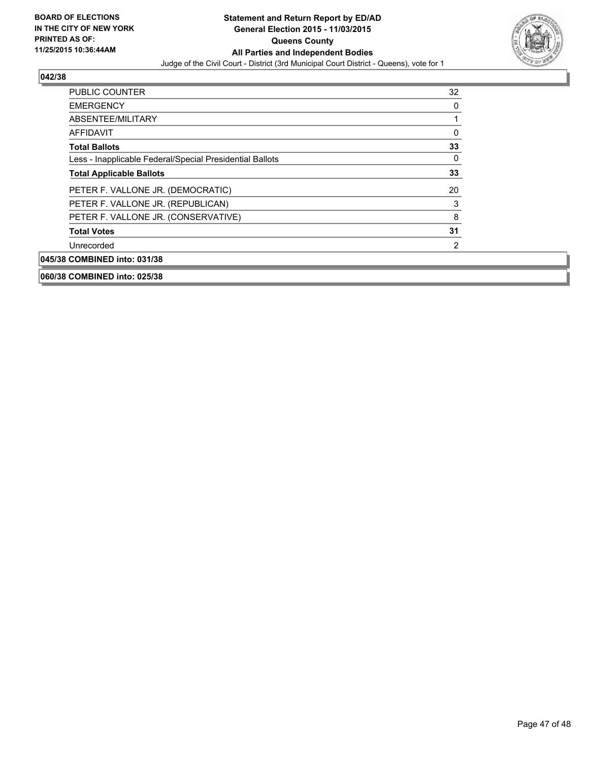**BOARD OF ELECTIONS IN THE CITY OF NEW YORK PRINTED AS OF: 11/25/2015 10:36:44AM**

**Statement and Return Report by ED/AD**
**General Election 2015 - 11/03/2015**
**Queens County**
**All Parties and Independent Bodies**
Judge of the Civil Court - District (3rd Municipal Court District - Queens), vote for 1

**042/38**

| | |
|---|---|
| PUBLIC COUNTER | 32 |
| EMERGENCY | 0 |
| ABSENTEE/MILITARY | 1 |
| AFFIDAVIT | 0 |
| **Total Ballots** | **33** |
| Less - Inapplicable Federal/Special Presidential Ballots | 0 |
| **Total Applicable Ballots** | **33** |
| PETER F. VALLONE JR. (DEMOCRATIC) | 20 |
| PETER F. VALLONE JR. (REPUBLICAN) | 3 |
| PETER F. VALLONE JR. (CONSERVATIVE) | 8 |
| **Total Votes** | **31** |
| Unrecorded | 2 |

**045/38 COMBINED into: 031/38**

**060/38 COMBINED into: 025/38**